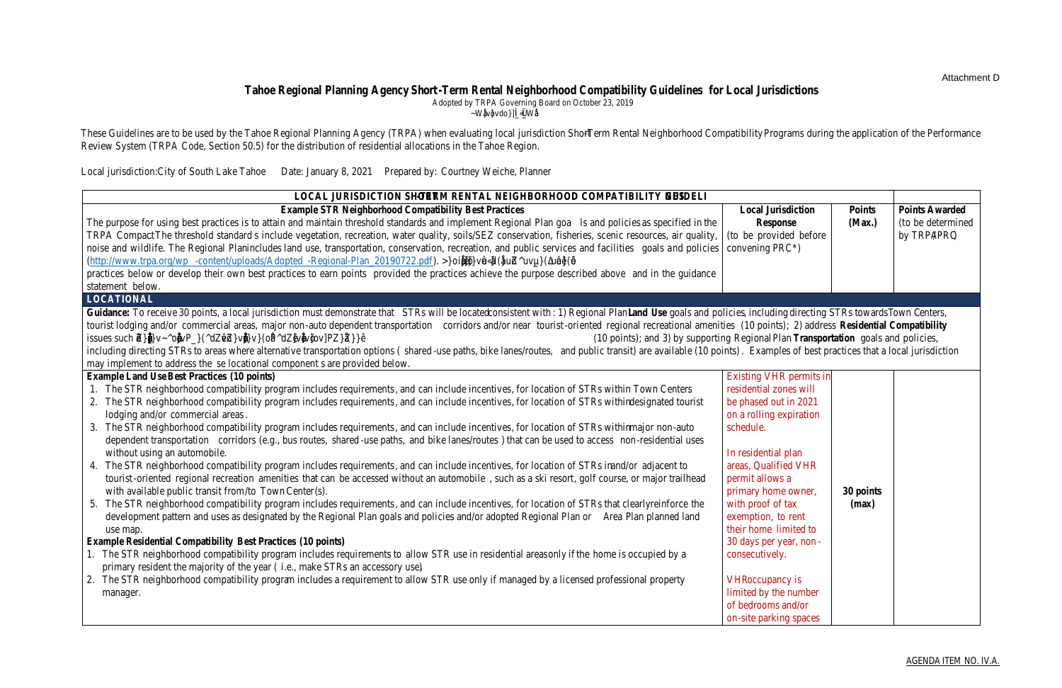Attachment D

# Tahoe Regional Planning Agency Short-Term Rental Neighborhood Compatibility Guidelines for Local Jurisdictions

Adopted by TRPA Governing Board on October 23, 2019

These Guidelines are to be used by the Tahoe Regional Planning Agency (TRPA) when evaluating local jurisdiction Short-Term Rental Neighborhood Compatibility Programs during the application of the Performance Review System (TRPA Code, Section 50.5) for the distribution of residential allocations in the Tahoe Region.

Local jurisdiction: City of South Lake Tahoe    Date: January 8, 2021    Prepared by: Courtney Weiche, Planner

| LOCAL JURISDICTION SHORT-TERM RENTAL NEIGHBORHOOD COMPATIBILITY GUIDELINES | | | |
|---|---|---|---|
| **Example STR Neighborhood Compatibility Best Practices**<br>The purpose for using best practices is to attain and maintain threshold standards and implement Regional Plan goals and policies as specified in the TRPA Compact. The threshold standards include vegetation, recreation, water quality, soils/SEZ conservation, fisheries, scenic resources, air quality, noise and wildlife. The Regional Plan includes land use, transportation, conservation, recreation, and public services and facilities goals and policies (http://www.trpa.org/wp-content/uploads/Adopted-Regional-Plan_20190722.pdf). Local jurisdictions may implement the practices below or develop their own best practices to earn points provided the practices achieve the purpose described above and in the guidance statement below. | **Local Jurisdiction Response** (to be provided before convening PRC*) | **Points (Max.)** | **Points Awarded** (to be determined by TRPA/PRC) |
| **LOCATIONAL** | | | |
| **Guidance:** To receive 30 points, a local jurisdiction must demonstrate that STRs will be located consistent with: 1) Regional Plan **Land Use** goals and policies, including directing STRs towards Town Centers, tourist lodging and/or commercial areas, major non-auto dependent transportation corridors and/or near tourist-oriented regional recreational amenities (10 points); 2) address **Residential Compatibility** issues such as ... (10 points); and 3) by supporting Regional Plan **Transportation** goals and policies, including directing STRs to areas where alternative transportation options (shared-use paths, bike lanes/routes, and public transit) are available (10 points). Examples of best practices that a local jurisdiction may implement to address these locational components are provided below. | | | |
| **Example Land Use Best Practices (10 points)**<br>1. The STR neighborhood compatibility program includes requirements, and can include incentives, for location of STRs within Town Centers<br>2. The STR neighborhood compatibility program includes requirements, and can include incentives, for location of STRs within designated tourist lodging and/or commercial areas.<br>3. The STR neighborhood compatibility program includes requirements, and can include incentives, for location of STRs within major non-auto dependent transportation corridors (e.g., bus routes, shared-use paths, and bike lanes/routes) that can be used to access non-residential uses without using an automobile.<br>4. The STR neighborhood compatibility program includes requirements, and can include incentives, for location of STRs in and/or adjacent to tourist-oriented regional recreation amenities that can be accessed without an automobile, such as a ski resort, golf course, or major trailhead with available public transit from/to Town Center(s).<br>5. The STR neighborhood compatibility program includes requirements, and can include incentives, for location of STRs that clearly reinforce the development pattern and uses as designated by the Regional Plan goals and policies and/or adopted Regional Plan or Area Plan planned land use map.<br>**Example Residential Compatibility Best Practices (10 points)**<br>1. The STR neighborhood compatibility program includes requirements to allow STR use in residential areas only if the home is occupied by a primary resident the majority of the year (i.e., make STRs an accessory use).<br>2. The STR neighborhood compatibility program includes a requirement to allow STR use only if managed by a licensed professional property manager. | Existing VHR permits in residential zones will be phased out in 2021 on a rolling expiration schedule.<br><br>In residential plan areas, Qualified VHR permit allows a primary home owner, with proof of tax exemption, to rent their home limited to 30 days per year, non-consecutively.<br><br>VHR occupancy is limited by the number of bedrooms and/or on-site parking spaces | **30 points (max)** | |

AGENDA ITEM NO. IV.A.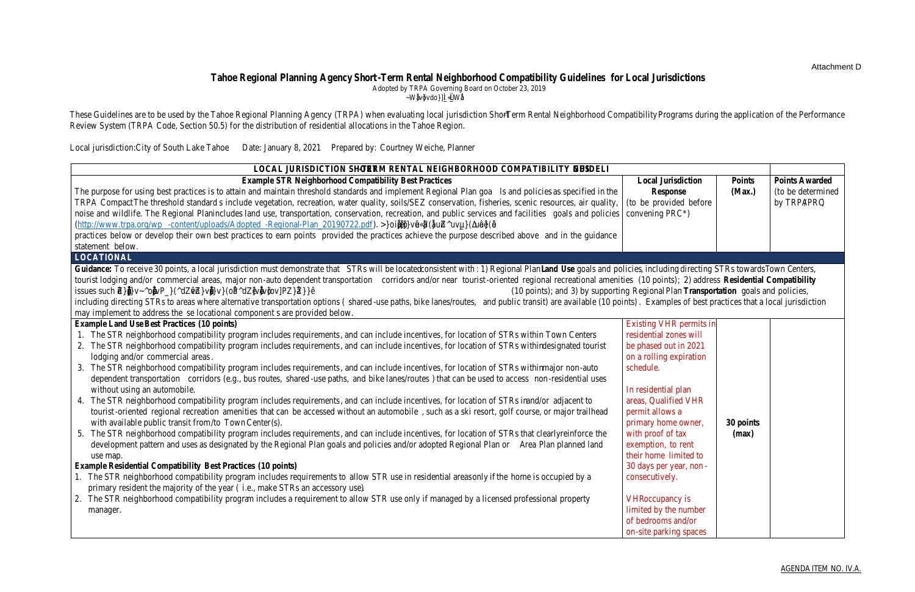Attachment D

# Tahoe Regional Planning Agency Short-Term Rental Neighborhood Compatibility Guidelines for Local Jurisdictions

Adopted by TRPA Governing Board on October 23, 2019

These Guidelines are to be used by the Tahoe Regional Planning Agency (TRPA) when evaluating local jurisdiction Short-Term Rental Neighborhood Compatibility Programs during the application of the Performance Review System (TRPA Code, Section 50.5) for the distribution of residential allocations in the Tahoe Region.

Local jurisdiction: City of South Lake Tahoe  Date: January 8, 2021  Prepared by: Courtney Weiche, Planner

| LOCAL JURISDICTION SHORT-TERM RENTAL NEIGHBORHOOD COMPATIBILITY GUIDELINES | | | |
|---|---|---|---|
| **Example STR Neighborhood Compatibility Best Practices**<br>The purpose for using best practices is to attain and maintain threshold standards and implement Regional Plan goals and policies as specified in the TRPA Compact. The threshold standards include vegetation, recreation, water quality, soils/SEZ conservation, fisheries, scenic resources, air quality, noise and wildlife. The Regional Plan includes land use, transportation, conservation, recreation, and public services and facilities goals and policies (http://www.trpa.org/wp-content/uploads/Adopted-Regional-Plan_20190722.pdf). Local jurisdictions may use the best practices below or develop their own best practices to earn points provided the practices achieve the purpose described above and in the guidance statement below. | **Local Jurisdiction Response** (to be provided before convening PRC*) | **Points (Max.)** | **Points Awarded** (to be determined by TRPA/PRC) |
| **LOCATIONAL** | | | |
| **Guidance:** To receive 30 points, a local jurisdiction must demonstrate that STRs will be located consistent with: 1) Regional Plan **Land Use** goals and policies, including directing STRs towards Town Centers, tourist lodging and/or commercial areas, major non-auto dependent transportation corridors and/or near tourist-oriented regional recreational amenities (10 points); 2) address **Residential Compatibility** issues such as ... (10 points); and 3) by supporting Regional Plan **Transportation** goals and policies, including directing STRs to areas where alternative transportation options (shared-use paths, bike lanes/routes, and public transit) are available (10 points). Examples of best practices that a local jurisdiction may implement to address these locational components are provided below. | | | |
| **Example Land Use Best Practices (10 points)**<br>1. The STR neighborhood compatibility program includes requirements, and can include incentives, for location of STRs within Town Centers<br>2. The STR neighborhood compatibility program includes requirements, and can include incentives, for location of STRs within designated tourist lodging and/or commercial areas.<br>3. The STR neighborhood compatibility program includes requirements, and can include incentives, for location of STRs within major non-auto dependent transportation corridors (e.g., bus routes, shared-use paths, and bike lanes/routes) that can be used to access non-residential uses without using an automobile.<br>4. The STR neighborhood compatibility program includes requirements, and can include incentives, for location of STRs in and/or adjacent to tourist-oriented regional recreation amenities that can be accessed without an automobile, such as a ski resort, golf course, or major trailhead with available public transit from/to Town Center(s).<br>5. The STR neighborhood compatibility program includes requirements, and can include incentives, for location of STRs that clearly reinforce the development pattern and uses as designated by the Regional Plan goals and policies and/or adopted Regional Plan or Area Plan planned land use map.<br>**Example Residential Compatibility Best Practices (10 points)**<br>1. The STR neighborhood compatibility program includes requirements to allow STR use in residential areas only if the home is occupied by a primary resident the majority of the year (i.e., make STRs an accessory use).<br>2. The STR neighborhood compatibility program includes a requirement to allow STR use only if managed by a licensed professional property manager. | Existing VHR permits in residential zones will be phased out in 2021 on a rolling expiration schedule.<br><br>In residential plan areas, Qualified VHR permit allows a primary home owner, with proof of tax exemption, to rent their home limited to 30 days per year, non-consecutively.<br><br>VHR occupancy is limited by the number of bedrooms and/or on-site parking spaces | **30 points (max)** | |

AGENDA ITEM NO. IV.A.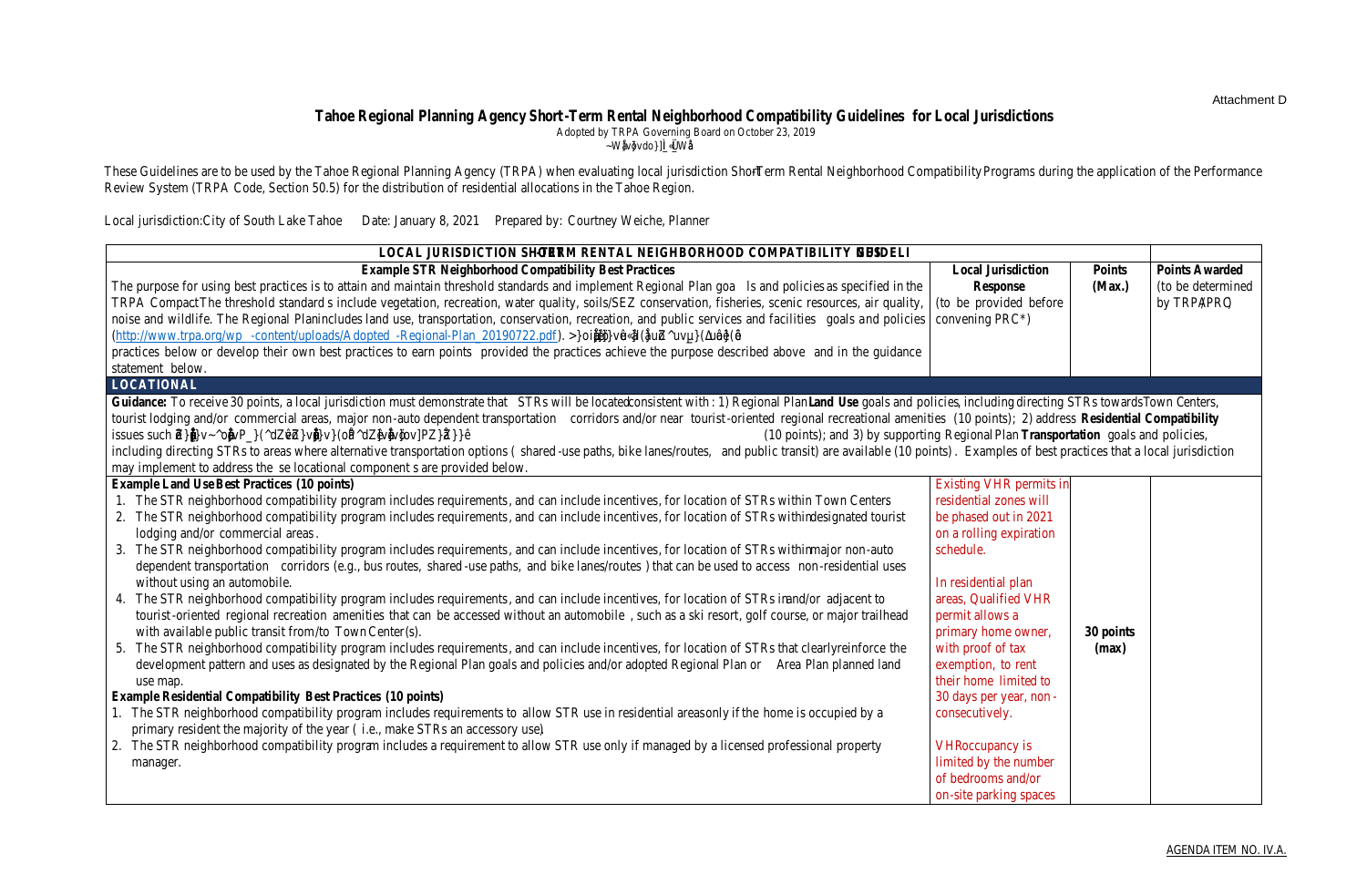Attachment D

# Tahoe Regional Planning Agency Short-Term Rental Neighborhood Compatibility Guidelines for Local Jurisdictions

Adopted by TRPA Governing Board on October 23, 2019

These Guidelines are to be used by the Tahoe Regional Planning Agency (TRPA) when evaluating local jurisdiction Short-Term Rental Neighborhood Compatibility Programs during the application of the Performance Review System (TRPA Code, Section 50.5) for the distribution of residential allocations in the Tahoe Region.

Local jurisdiction: City of South Lake Tahoe  Date: January 8, 2021  Prepared by: Courtney Weiche, Planner

| LOCAL JURISDICTION SHORT-TERM RENTAL NEIGHBORHOOD COMPATIBILITY GUIDELINES | | | |
|---|---|---|---|
| **Example STR Neighborhood Compatibility Best Practices**<br>The purpose for using best practices is to attain and maintain threshold standards and implement Regional Plan goals and policies as specified in the TRPA Compact. The threshold standards include vegetation, recreation, water quality, soils/SEZ conservation, fisheries, scenic resources, air quality, noise and wildlife. The Regional Plan includes land use, transportation, conservation, recreation, and public services and facilities goals and policies (http://www.trpa.org/wp-content/uploads/Adopted-Regional-Plan_20190722.pdf). Local jurisdictions may implement the best practices below or develop their own best practices to earn points provided the practices achieve the purpose described above and in the guidance statement below. | **Local Jurisdiction Response** (to be provided before convening PRC*) | **Points (Max.)** | **Points Awarded** (to be determined by TRPA/PRC) |
| **LOCATIONAL** | | | |
| **Guidance:** To receive 30 points, a local jurisdiction must demonstrate that STRs will be located consistent with: 1) Regional Plan **Land Use** goals and policies, including directing STRs towards Town Centers, tourist lodging and/or commercial areas, major non-auto dependent transportation corridors and/or near tourist-oriented regional recreational amenities (10 points); 2) address **Residential Compatibility** issues such as ... (10 points); and 3) by supporting Regional Plan **Transportation** goals and policies, including directing STRs to areas where alternative transportation options (shared-use paths, bike lanes/routes, and public transit) are available (10 points). Examples of best practices that a local jurisdiction may implement to address these locational components are provided below. | | | |
| **Example Land Use Best Practices (10 points)**<br>1. The STR neighborhood compatibility program includes requirements, and can include incentives, for location of STRs within Town Centers<br>2. The STR neighborhood compatibility program includes requirements, and can include incentives, for location of STRs within designated tourist lodging and/or commercial areas.<br>3. The STR neighborhood compatibility program includes requirements, and can include incentives, for location of STRs within major non-auto dependent transportation corridors (e.g., bus routes, shared-use paths, and bike lanes/routes) that can be used to access non-residential uses without using an automobile.<br>4. The STR neighborhood compatibility program includes requirements, and can include incentives, for location of STRs in and/or adjacent to tourist-oriented regional recreation amenities that can be accessed without an automobile, such as a ski resort, golf course, or major trailhead with available public transit from/to Town Center(s).<br>5. The STR neighborhood compatibility program includes requirements, and can include incentives, for location of STRs that clearly reinforce the development pattern and uses as designated by the Regional Plan goals and policies and/or adopted Regional Plan or Area Plan planned land use map.<br>**Example Residential Compatibility Best Practices (10 points)**<br>1. The STR neighborhood compatibility program includes requirements to allow STR use in residential areas only if the home is occupied by a primary resident the majority of the year (i.e., make STRs an accessory use).<br>2. The STR neighborhood compatibility program includes a requirement to allow STR use only if managed by a licensed professional property manager. | Existing VHR permits in residential zones will be phased out in 2021 on a rolling expiration schedule.<br><br>In residential plan areas, Qualified VHR permit allows a primary home owner, with proof of tax exemption, to rent their home limited to 30 days per year, non-consecutively.<br><br>VHR occupancy is limited by the number of bedrooms and/or on-site parking spaces | **30 points (max)** | |

AGENDA ITEM NO. IV.A.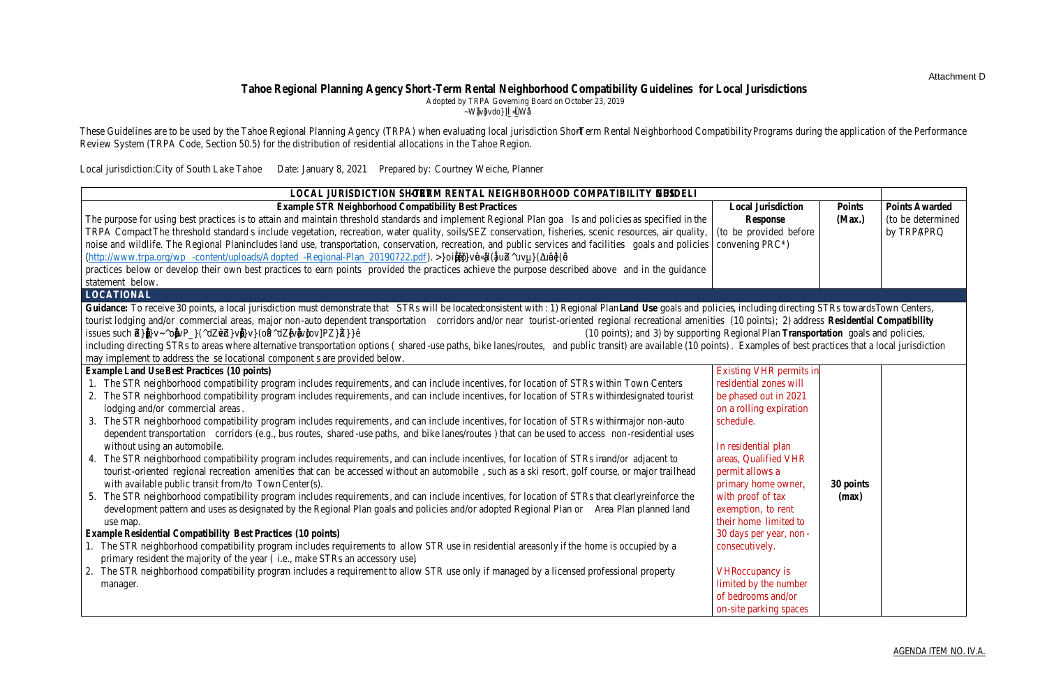Attachment D

# Tahoe Regional Planning Agency Short-Term Rental Neighborhood Compatibility Guidelines for Local Jurisdictions

Adopted by TRPA Governing Board on October 23, 2019

These Guidelines are to be used by the Tahoe Regional Planning Agency (TRPA) when evaluating local jurisdiction Short-Term Rental Neighborhood Compatibility Programs during the application of the Performance Review System (TRPA Code, Section 50.5) for the distribution of residential allocations in the Tahoe Region.

Local jurisdiction: City of South Lake Tahoe Date: January 8, 2021 Prepared by: Courtney Weiche, Planner

| LOCAL JURISDICTION SHORT-TERM RENTAL NEIGHBORHOOD COMPATIBILITY GUIDELINES | | | |
|---|---|---|---|
| **Example STR Neighborhood Compatibility Best Practices**<br>The purpose for using best practices is to attain and maintain threshold standards and implement Regional Plan goals and policies as specified in the TRPA Compact. The threshold standards include vegetation, recreation, water quality, soils/SEZ conservation, fisheries, scenic resources, air quality, noise and wildlife. The Regional Plan includes land use, transportation, conservation, recreation, and public services and facilities goals and policies (http://www.trpa.org/wp-content/uploads/Adopted-Regional-Plan_20190722.pdf). Local jurisdictions can implement the practices below or develop their own best practices to earn points provided the practices achieve the purpose described above and in the guidance statement below. | **Local Jurisdiction Response** (to be provided before convening PRC*) | **Points (Max.)** | **Points Awarded** (to be determined by TRPA/PRC) |
| **LOCATIONAL** | | | |
| **Guidance:** To receive 30 points, a local jurisdiction must demonstrate that STRs will be located consistent with: 1) Regional Plan **Land Use** goals and policies, including directing STRs towards Town Centers, tourist lodging and/or commercial areas, major non-auto dependent transportation corridors and/or near tourist-oriented regional recreational amenities (10 points); 2) address **Residential Compatibility** issues such as ... (10 points); and 3) by supporting Regional Plan **Transportation** goals and policies, including directing STRs to areas where alternative transportation options (shared-use paths, bike lanes/routes, and public transit) are available (10 points). Examples of best practices that a local jurisdiction may implement to address these locational components are provided below. | | | |
| **Example Land Use Best Practices (10 points)**<br>1. The STR neighborhood compatibility program includes requirements, and can include incentives, for location of STRs within Town Centers<br>2. The STR neighborhood compatibility program includes requirements, and can include incentives, for location of STRs within designated tourist lodging and/or commercial areas.<br>3. The STR neighborhood compatibility program includes requirements, and can include incentives, for location of STRs within major non-auto dependent transportation corridors (e.g., bus routes, shared-use paths, and bike lanes/routes) that can be used to access non-residential uses without using an automobile.<br>4. The STR neighborhood compatibility program includes requirements, and can include incentives, for location of STRs in and/or adjacent to tourist-oriented regional recreation amenities that can be accessed without an automobile, such as a ski resort, golf course, or major trailhead with available public transit from/to Town Center(s).<br>5. The STR neighborhood compatibility program includes requirements, and can include incentives, for location of STRs that clearly reinforce the development pattern and uses as designated by the Regional Plan goals and policies and/or adopted Regional Plan or Area Plan planned land use map.<br>**Example Residential Compatibility Best Practices (10 points)**<br>1. The STR neighborhood compatibility program includes requirements to allow STR use in residential areas only if the home is occupied by a primary resident the majority of the year (i.e., make STRs an accessory use).<br>2. The STR neighborhood compatibility program includes a requirement to allow STR use only if managed by a licensed professional property manager. | Existing VHR permits in residential zones will be phased out in 2021 on a rolling expiration schedule.<br><br>In residential plan areas, Qualified VHR permit allows a primary home owner, with proof of tax exemption, to rent their home limited to 30 days per year, non-consecutively.<br><br>VHR occupancy is limited by the number of bedrooms and/or on-site parking spaces | **30 points (max)** | |

AGENDA ITEM NO. IV.A.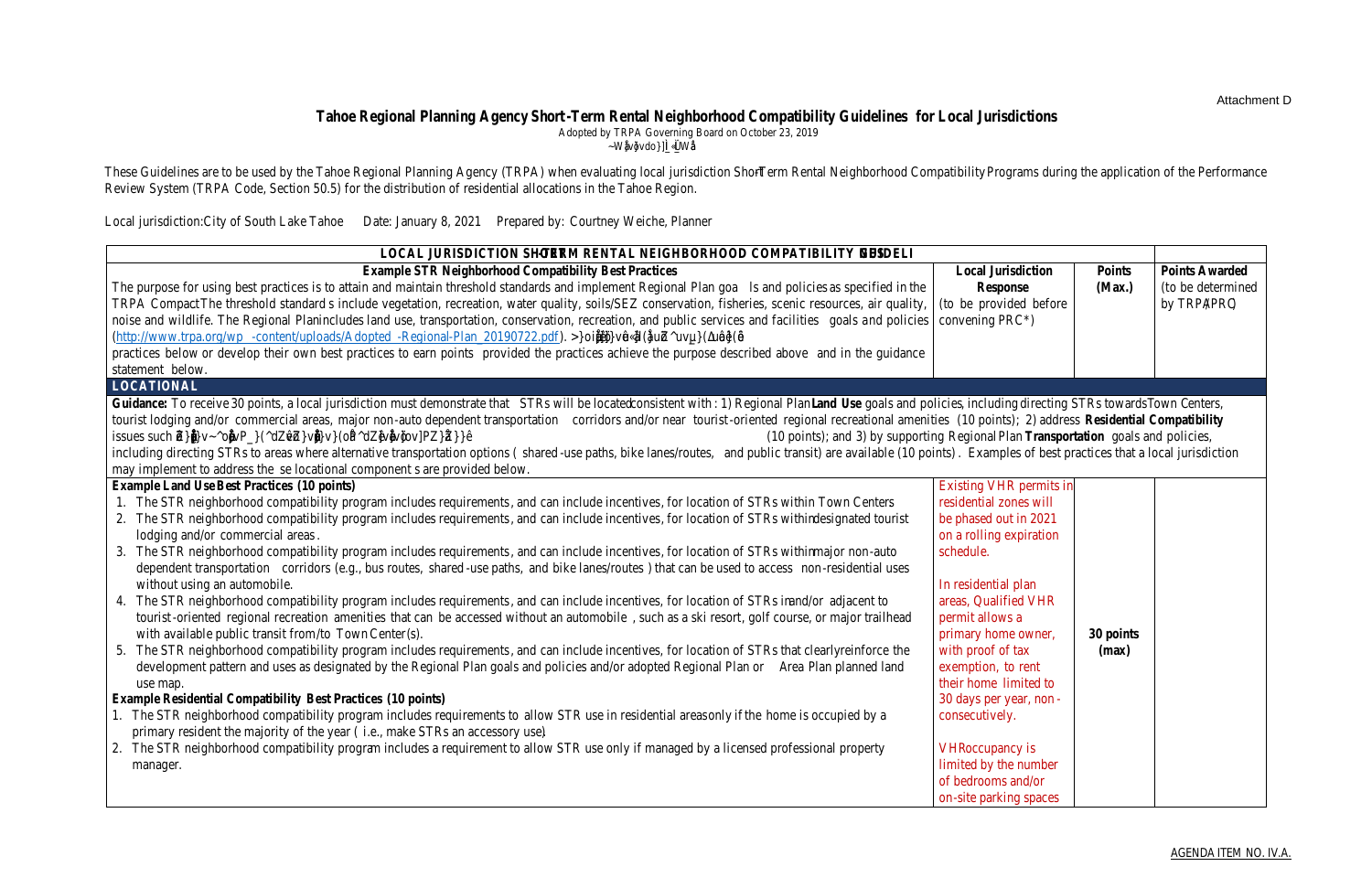Attachment D

# Tahoe Regional Planning Agency Short-Term Rental Neighborhood Compatibility Guidelines for Local Jurisdictions

Adopted by TRPA Governing Board on October 23, 2019

These Guidelines are to be used by the Tahoe Regional Planning Agency (TRPA) when evaluating local jurisdiction Short-Term Rental Neighborhood Compatibility Programs during the application of the Performance Review System (TRPA Code, Section 50.5) for the distribution of residential allocations in the Tahoe Region.

Local jurisdiction: City of South Lake Tahoe  Date: January 8, 2021  Prepared by: Courtney Weiche, Planner

| LOCAL JURISDICTION SHORT-TERM RENTAL NEIGHBORHOOD COMPATIBILITY GUIDELI | | | |
|---|---|---|---|
| **Example STR Neighborhood Compatibility Best Practices**<br>The purpose for using best practices is to attain and maintain threshold standards and implement Regional Plan goals and policies as specified in the TRPA Compact. The threshold standards include vegetation, recreation, water quality, soils/SEZ conservation, fisheries, scenic resources, air quality, noise and wildlife. The Regional Plan includes land use, transportation, conservation, recreation, and public services and facilities goals and policies (http://www.trpa.org/wp-content/uploads/Adopted-Regional-Plan_20190722.pdf). [illegible] practices below or develop their own best practices to earn points provided the practices achieve the purpose described above and in the guidance statement below. | **Local Jurisdiction Response**<br>(to be provided before convening PRC*) | **Points (Max.)** | **Points Awarded**<br>(to be determined by TRPA/PRC) |
| **LOCATIONAL** | | | |
| **Guidance:** To receive 30 points, a local jurisdiction must demonstrate that STRs will be located consistent with: 1) Regional Plan **Land Use** goals and policies, including directing STRs towards Town Centers, tourist lodging and/or commercial areas, major non-auto dependent transportation corridors and/or near tourist-oriented regional recreational amenities (10 points); 2) address **Residential Compatibility** issues such [illegible] (10 points); and 3) by supporting Regional Plan **Transportation** goals and policies, including directing STRs to areas where alternative transportation options (shared-use paths, bike lanes/routes, and public transit) are available (10 points). Examples of best practices that a local jurisdiction may implement to address these locational components are provided below. | | | |
| **Example Land Use Best Practices (10 points)**<br>1. The STR neighborhood compatibility program includes requirements, and can include incentives, for location of STRs within Town Centers<br>2. The STR neighborhood compatibility program includes requirements, and can include incentives, for location of STRs within designated tourist lodging and/or commercial areas.<br>3. The STR neighborhood compatibility program includes requirements, and can include incentives, for location of STRs within major non-auto dependent transportation corridors (e.g., bus routes, shared-use paths, and bike lanes/routes) that can be used to access non-residential uses without using an automobile.<br>4. The STR neighborhood compatibility program includes requirements, and can include incentives, for location of STRs in and/or adjacent to tourist-oriented regional recreation amenities that can be accessed without an automobile, such as a ski resort, golf course, or major trailhead with available public transit from/to Town Center(s).<br>5. The STR neighborhood compatibility program includes requirements, and can include incentives, for location of STRs that clearly reinforce the development pattern and uses as designated by the Regional Plan goals and policies and/or adopted Regional Plan or Area Plan planned land use map.<br>**Example Residential Compatibility Best Practices (10 points)**<br>1. The STR neighborhood compatibility program includes requirements to allow STR use in residential areas only if the home is occupied by a primary resident the majority of the year (i.e., make STRs an accessory use).<br>2. The STR neighborhood compatibility program includes a requirement to allow STR use only if managed by a licensed professional property manager. | Existing VHR permits in residential zones will be phased out in 2021 on a rolling expiration schedule.<br><br>In residential plan areas, Qualified VHR permit allows a primary home owner, with proof of tax exemption, to rent their home limited to 30 days per year, non-consecutively.<br><br>VHR occupancy is limited by the number of bedrooms and/or on-site parking spaces | **30 points (max)** | |

AGENDA ITEM NO. IV.A.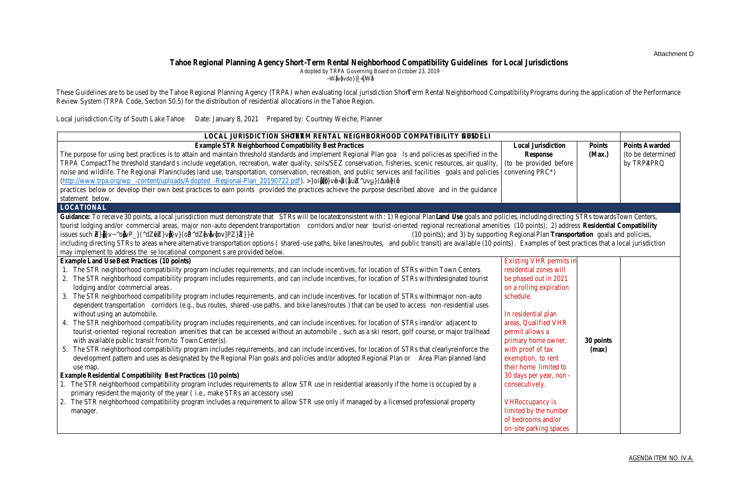Attachment D

# Tahoe Regional Planning Agency Short-Term Rental Neighborhood Compatibility Guidelines for Local Jurisdictions

Adopted by TRPA Governing Board on October 23, 2019

These Guidelines are to be used by the Tahoe Regional Planning Agency (TRPA) when evaluating local jurisdiction Short-Term Rental Neighborhood Compatibility Programs during the application of the Performance Review System (TRPA Code, Section 50.5) for the distribution of residential allocations in the Tahoe Region.

Local jurisdiction: City of South Lake Tahoe  Date: January 8, 2021  Prepared by: Courtney Weiche, Planner

| LOCAL JURISDICTION SHORT-TERM RENTAL NEIGHBORHOOD COMPATIBILITY GUIDELI | | | |
|---|---|---|---|
| **Example STR Neighborhood Compatibility Best Practices**<br>The purpose for using best practices is to attain and maintain threshold standards and implement Regional Plan goals and policies as specified in the TRPA Compact. The threshold standards include vegetation, recreation, water quality, soils/SEZ conservation, fisheries, scenic resources, air quality, noise and wildlife. The Regional Plan includes land use, transportation, conservation, recreation, and public services and facilities goals and policies (http://www.trpa.org/wp-content/uploads/Adopted-Regional-Plan_20190722.pdf). practices below or develop their own best practices to earn points provided the practices achieve the purpose described above and in the guidance statement below. | **Local Jurisdiction Response**<br>(to be provided before convening PRC*) | **Points (Max.)** | **Points Awarded**<br>(to be determined by TRPA/PRC) |
| **LOCATIONAL** | | | |
| **Guidance:** To receive 30 points, a local jurisdiction must demonstrate that STRs will be located consistent with: 1) Regional Plan **Land Use** goals and policies, including directing STRs towards Town Centers, tourist lodging and/or commercial areas, major non-auto dependent transportation corridors and/or near tourist-oriented regional recreational amenities (10 points); 2) address **Residential Compatibility** issues such (10 points); and 3) by supporting Regional Plan **Transportation** goals and policies, including directing STRs to areas where alternative transportation options (shared-use paths, bike lanes/routes, and public transit) are available (10 points). Examples of best practices that a local jurisdiction may implement to address these locational components are provided below. | | | |
| **Example Land Use Best Practices (10 points)**<br>1. The STR neighborhood compatibility program includes requirements, and can include incentives, for location of STRs within Town Centers<br>2. The STR neighborhood compatibility program includes requirements, and can include incentives, for location of STRs within designated tourist lodging and/or commercial areas.<br>3. The STR neighborhood compatibility program includes requirements, and can include incentives, for location of STRs within major non-auto dependent transportation corridors (e.g., bus routes, shared-use paths, and bike lanes/routes) that can be used to access non-residential uses without using an automobile.<br>4. The STR neighborhood compatibility program includes requirements, and can include incentives, for location of STRs in and/or adjacent to tourist-oriented regional recreation amenities that can be accessed without an automobile, such as a ski resort, golf course, or major trailhead with available public transit from/to Town Center(s).<br>5. The STR neighborhood compatibility program includes requirements, and can include incentives, for location of STRs that clearly reinforce the development pattern and uses as designated by the Regional Plan goals and policies and/or adopted Regional Plan or Area Plan planned land use map.<br>**Example Residential Compatibility Best Practices (10 points)**<br>1. The STR neighborhood compatibility program includes requirements to allow STR use in residential areas only if the home is occupied by a primary resident the majority of the year (i.e., make STRs an accessory use).<br>2. The STR neighborhood compatibility program includes a requirement to allow STR use only if managed by a licensed professional property manager. | Existing VHR permits in residential zones will be phased out in 2021 on a rolling expiration schedule.<br><br>In residential plan areas, Qualified VHR permit allows a primary home owner, with proof of tax exemption, to rent their home limited to 30 days per year, non-consecutively.<br><br>VHR occupancy is limited by the number of bedrooms and/or on-site parking spaces | **30 points (max)** | |

AGENDA ITEM NO. IV.A.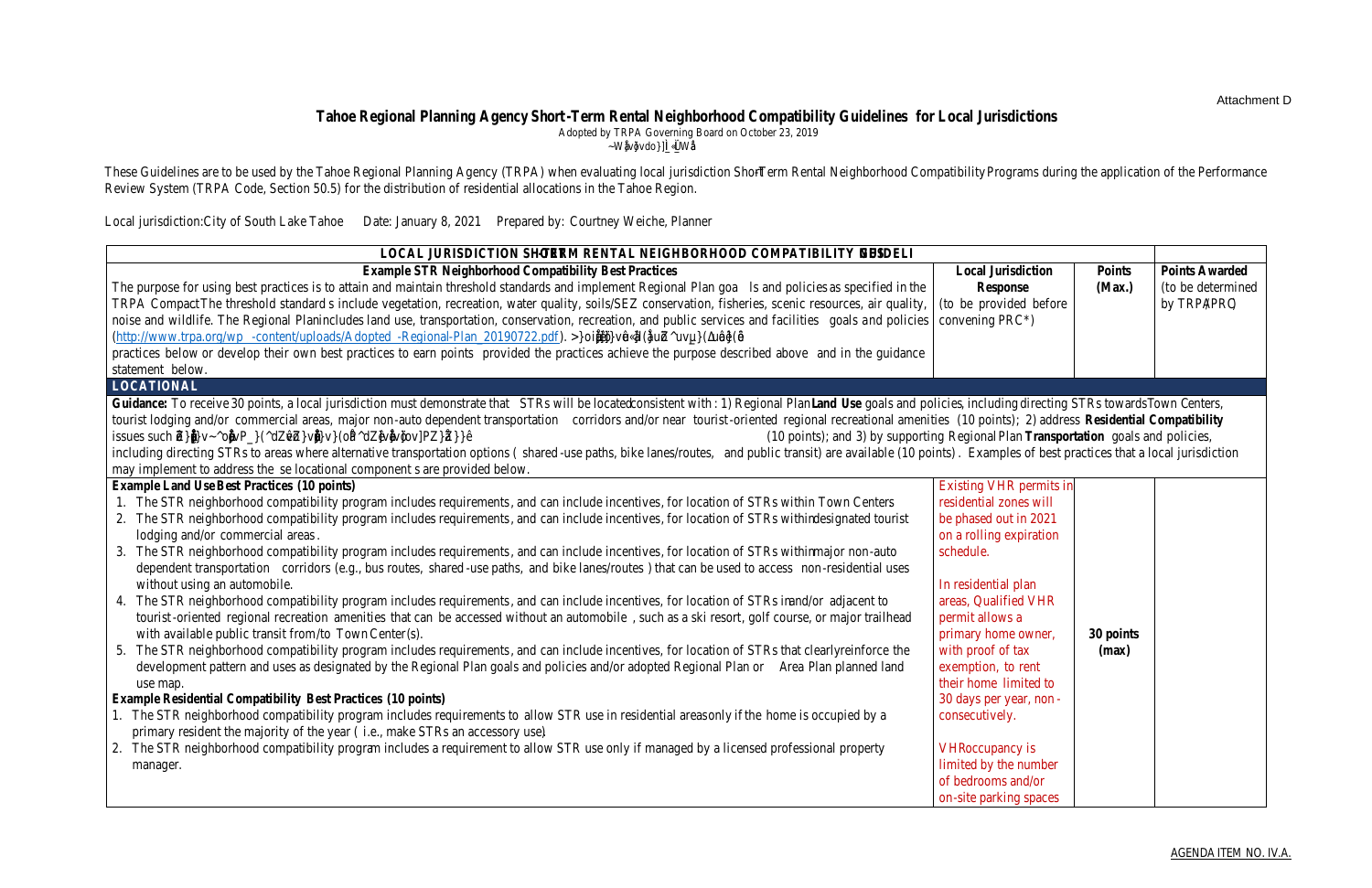Attachment D

# Tahoe Regional Planning Agency Short-Term Rental Neighborhood Compatibility Guidelines for Local Jurisdictions

Adopted by TRPA Governing Board on October 23, 2019

These Guidelines are to be used by the Tahoe Regional Planning Agency (TRPA) when evaluating local jurisdiction Short-Term Rental Neighborhood Compatibility Programs during the application of the Performance Review System (TRPA Code, Section 50.5) for the distribution of residential allocations in the Tahoe Region.

Local jurisdiction: City of South Lake Tahoe  Date: January 8, 2021  Prepared by: Courtney Weiche, Planner

| LOCAL JURISDICTION SHORT-TERM RENTAL NEIGHBORHOOD COMPATIBILITY GUIDELINES | | | |
|---|---|---|---|
| **Example STR Neighborhood Compatibility Best Practices**<br>The purpose for using best practices is to attain and maintain threshold standards and implement Regional Plan goals and policies as specified in the TRPA Compact. The threshold standards include vegetation, recreation, water quality, soils/SEZ conservation, fisheries, scenic resources, air quality, noise and wildlife. The Regional Plan includes land use, transportation, conservation, recreation, and public services and facilities goals and policies (http://www.trpa.org/wp-content/uploads/Adopted-Regional-Plan_20190722.pdf). Local jurisdictions may use the example practices below or develop their own best practices to earn points provided the practices achieve the purpose described above and in the guidance statement below. | **Local Jurisdiction Response** (to be provided before convening PRC*) | **Points (Max.)** | **Points Awarded** (to be determined by TRPA/PRC) |
| **LOCATIONAL** | | | |
| **Guidance:** To receive 30 points, a local jurisdiction must demonstrate that STRs will be located consistent with: 1) Regional Plan **Land Use** goals and policies, including directing STRs towards Town Centers, tourist lodging and/or commercial areas, major non-auto dependent transportation corridors and/or near tourist-oriented regional recreational amenities (10 points); 2) address **Residential Compatibility** issues such as ... (10 points); and 3) by supporting Regional Plan **Transportation** goals and policies, including directing STRs to areas where alternative transportation options (shared-use paths, bike lanes/routes, and public transit) are available (10 points). Examples of best practices that a local jurisdiction may implement to address these locational components are provided below. | | | |
| **Example Land Use Best Practices (10 points)**<br>1. The STR neighborhood compatibility program includes requirements, and can include incentives, for location of STRs within Town Centers<br>2. The STR neighborhood compatibility program includes requirements, and can include incentives, for location of STRs within designated tourist lodging and/or commercial areas.<br>3. The STR neighborhood compatibility program includes requirements, and can include incentives, for location of STRs within major non-auto dependent transportation corridors (e.g., bus routes, shared-use paths, and bike lanes/routes) that can be used to access non-residential uses without using an automobile.<br>4. The STR neighborhood compatibility program includes requirements, and can include incentives, for location of STRs in and/or adjacent to tourist-oriented regional recreation amenities that can be accessed without an automobile, such as a ski resort, golf course, or major trailhead with available public transit from/to Town Center(s).<br>5. The STR neighborhood compatibility program includes requirements, and can include incentives, for location of STRs that clearly reinforce the development pattern and uses as designated by the Regional Plan goals and policies and/or adopted Regional Plan or Area Plan planned land use map.<br>**Example Residential Compatibility Best Practices (10 points)**<br>1. The STR neighborhood compatibility program includes requirements to allow STR use in residential areas only if the home is occupied by a primary resident the majority of the year (i.e., make STRs an accessory use).<br>2. The STR neighborhood compatibility program includes a requirement to allow STR use only if managed by a licensed professional property manager. | Existing VHR permits in residential zones will be phased out in 2021 on a rolling expiration schedule.<br><br>In residential plan areas, Qualified VHR permit allows a primary home owner, with proof of tax exemption, to rent their home limited to 30 days per year, non-consecutively.<br><br>VHR occupancy is limited by the number of bedrooms and/or on-site parking spaces | **30 points (max)** | |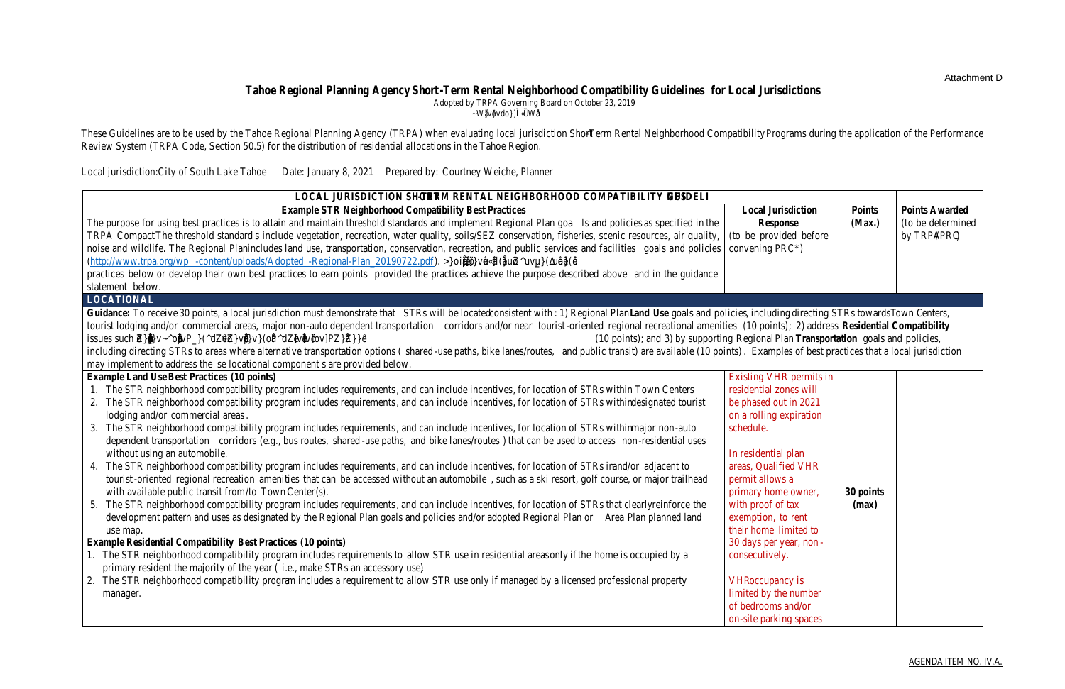Attachment D

# Tahoe Regional Planning Agency Short-Term Rental Neighborhood Compatibility Guidelines for Local Jurisdictions

Adopted by TRPA Governing Board on October 23, 2019

These Guidelines are to be used by the Tahoe Regional Planning Agency (TRPA) when evaluating local jurisdiction Short-Term Rental Neighborhood Compatibility Programs during the application of the Performance Review System (TRPA Code, Section 50.5) for the distribution of residential allocations in the Tahoe Region.

Local jurisdiction: City of South Lake Tahoe  Date: January 8, 2021  Prepared by: Courtney Weiche, Planner

| LOCAL JURISDICTION SHORT-TERM RENTAL NEIGHBORHOOD COMPATIBILITY GUIDELINES | | | |
|---|---|---|---|
| **Example STR Neighborhood Compatibility Best Practices**<br>The purpose for using best practices is to attain and maintain threshold standards and implement Regional Plan goals and policies as specified in the TRPA Compact. The threshold standards include vegetation, recreation, water quality, soils/SEZ conservation, fisheries, scenic resources, air quality, noise and wildlife. The Regional Plan includes land use, transportation, conservation, recreation, and public services and facilities goals and policies (http://www.trpa.org/wp-content/uploads/Adopted-Regional-Plan_20190722.pdf). [illegible] practices below or develop their own best practices to earn points provided the practices achieve the purpose described above and in the guidance statement below. | **Local Jurisdiction Response** (to be provided before convening PRC*) | **Points (Max.)** | **Points Awarded** (to be determined by TRPA/PRC) |
| **LOCATIONAL** | | | |
| **Guidance:** To receive 30 points, a local jurisdiction must demonstrate that STRs will be located consistent with: 1) Regional Plan **Land Use** goals and policies, including directing STRs towards Town Centers, tourist lodging and/or commercial areas, major non-auto dependent transportation corridors and/or near tourist-oriented regional recreational amenities (10 points); 2) address **Residential Compatibility** issues such [illegible] (10 points); and 3) by supporting Regional Plan **Transportation** goals and policies, including directing STRs to areas where alternative transportation options (shared-use paths, bike lanes/routes, and public transit) are available (10 points). Examples of best practices that a local jurisdiction may implement to address these locational components are provided below. | | | |
| **Example Land Use Best Practices (10 points)**<br>1. The STR neighborhood compatibility program includes requirements, and can include incentives, for location of STRs within Town Centers<br>2. The STR neighborhood compatibility program includes requirements, and can include incentives, for location of STRs within designated tourist lodging and/or commercial areas.<br>3. The STR neighborhood compatibility program includes requirements, and can include incentives, for location of STRs within major non-auto dependent transportation corridors (e.g., bus routes, shared-use paths, and bike lanes/routes) that can be used to access non-residential uses without using an automobile.<br>4. The STR neighborhood compatibility program includes requirements, and can include incentives, for location of STRs in and/or adjacent to tourist-oriented regional recreation amenities that can be accessed without an automobile, such as a ski resort, golf course, or major trailhead with available public transit from/to Town Center(s).<br>5. The STR neighborhood compatibility program includes requirements, and can include incentives, for location of STRs that clearly reinforce the development pattern and uses as designated by the Regional Plan goals and policies and/or adopted Regional Plan or Area Plan planned land use map.<br>**Example Residential Compatibility Best Practices (10 points)**<br>1. The STR neighborhood compatibility program includes requirements to allow STR use in residential areas only if the home is occupied by a primary resident the majority of the year (i.e., make STRs an accessory use).<br>2. The STR neighborhood compatibility program includes a requirement to allow STR use only if managed by a licensed professional property manager. | Existing VHR permits in residential zones will be phased out in 2021 on a rolling expiration schedule.<br><br>In residential plan areas, Qualified VHR permit allows a primary home owner, with proof of tax exemption, to rent their home limited to 30 days per year, non-consecutively.<br><br>VHR occupancy is limited by the number of bedrooms and/or on-site parking spaces | **30 points (max)** | |

AGENDA ITEM NO. IV.A.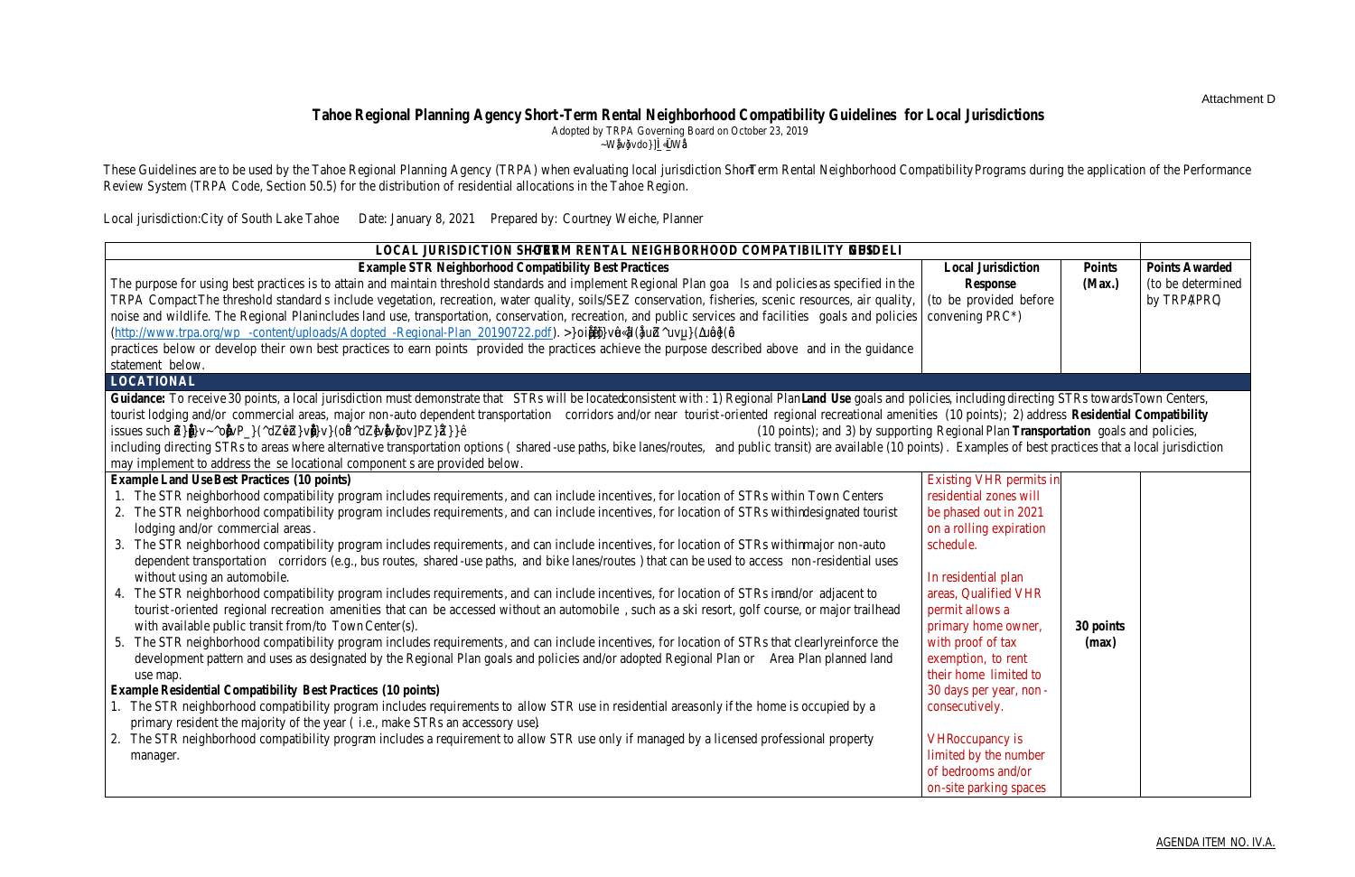Attachment D

# Tahoe Regional Planning Agency Short-Term Rental Neighborhood Compatibility Guidelines for Local Jurisdictions

Adopted by TRPA Governing Board on October 23, 2019

These Guidelines are to be used by the Tahoe Regional Planning Agency (TRPA) when evaluating local jurisdiction Short-Term Rental Neighborhood Compatibility Programs during the application of the Performance Review System (TRPA Code, Section 50.5) for the distribution of residential allocations in the Tahoe Region.

Local jurisdiction: City of South Lake Tahoe  Date: January 8, 2021  Prepared by: Courtney Weiche, Planner

| LOCAL JURISDICTION SHORT-TERM RENTAL NEIGHBORHOOD COMPATIBILITY GUIDELINES | | | |
|---|---|---|---|
| **Example STR Neighborhood Compatibility Best Practices**<br>The purpose for using best practices is to attain and maintain threshold standards and implement Regional Plan goals and policies as specified in the TRPA Compact. The threshold standards include vegetation, recreation, water quality, soils/SEZ conservation, fisheries, scenic resources, air quality, noise and wildlife. The Regional Plan includes land use, transportation, conservation, recreation, and public services and facilities goals and policies (http://www.trpa.org/wp-content/uploads/Adopted-Regional-Plan_20190722.pdf). Local jurisdictions may implement the best practices below or develop their own best practices to earn points provided the practices achieve the purpose described above and in the guidance statement below. | **Local Jurisdiction Response** (to be provided before convening PRC*) | **Points (Max.)** | **Points Awarded** (to be determined by TRPA/PRC) |
| **LOCATIONAL** | | | |
| **Guidance:** To receive 30 points, a local jurisdiction must demonstrate that STRs will be located consistent with: 1) Regional Plan **Land Use** goals and policies, including directing STRs towards Town Centers, tourist lodging and/or commercial areas, major non-auto dependent transportation corridors and/or near tourist-oriented regional recreational amenities (10 points); 2) address **Residential Compatibility** issues such as ... (10 points); and 3) by supporting Regional Plan **Transportation** goals and policies, including directing STRs to areas where alternative transportation options (shared-use paths, bike lanes/routes, and public transit) are available (10 points). Examples of best practices that a local jurisdiction may implement to address these locational components are provided below. | | | |
| **Example Land Use Best Practices (10 points)**<br>1. The STR neighborhood compatibility program includes requirements, and can include incentives, for location of STRs within Town Centers<br>2. The STR neighborhood compatibility program includes requirements, and can include incentives, for location of STRs within designated tourist lodging and/or commercial areas.<br>3. The STR neighborhood compatibility program includes requirements, and can include incentives, for location of STRs within major non-auto dependent transportation corridors (e.g., bus routes, shared-use paths, and bike lanes/routes) that can be used to access non-residential uses without using an automobile.<br>4. The STR neighborhood compatibility program includes requirements, and can include incentives, for location of STRs in and/or adjacent to tourist-oriented regional recreation amenities that can be accessed without an automobile, such as a ski resort, golf course, or major trailhead with available public transit from/to Town Center(s).<br>5. The STR neighborhood compatibility program includes requirements, and can include incentives, for location of STRs that clearly reinforce the development pattern and uses as designated by the Regional Plan goals and policies and/or adopted Regional Plan or Area Plan planned land use map.<br>**Example Residential Compatibility Best Practices (10 points)**<br>1. The STR neighborhood compatibility program includes requirements to allow STR use in residential areas only if the home is occupied by a primary resident the majority of the year (i.e., make STRs an accessory use).<br>2. The STR neighborhood compatibility program includes a requirement to allow STR use only if managed by a licensed professional property manager. | Existing VHR permits in residential zones will be phased out in 2021 on a rolling expiration schedule.<br><br>In residential plan areas, Qualified VHR permit allows a primary home owner, with proof of tax exemption, to rent their home limited to 30 days per year, non-consecutively.<br><br>VHR occupancy is limited by the number of bedrooms and/or on-site parking spaces | **30 points (max)** | |

AGENDA ITEM NO. IV.A.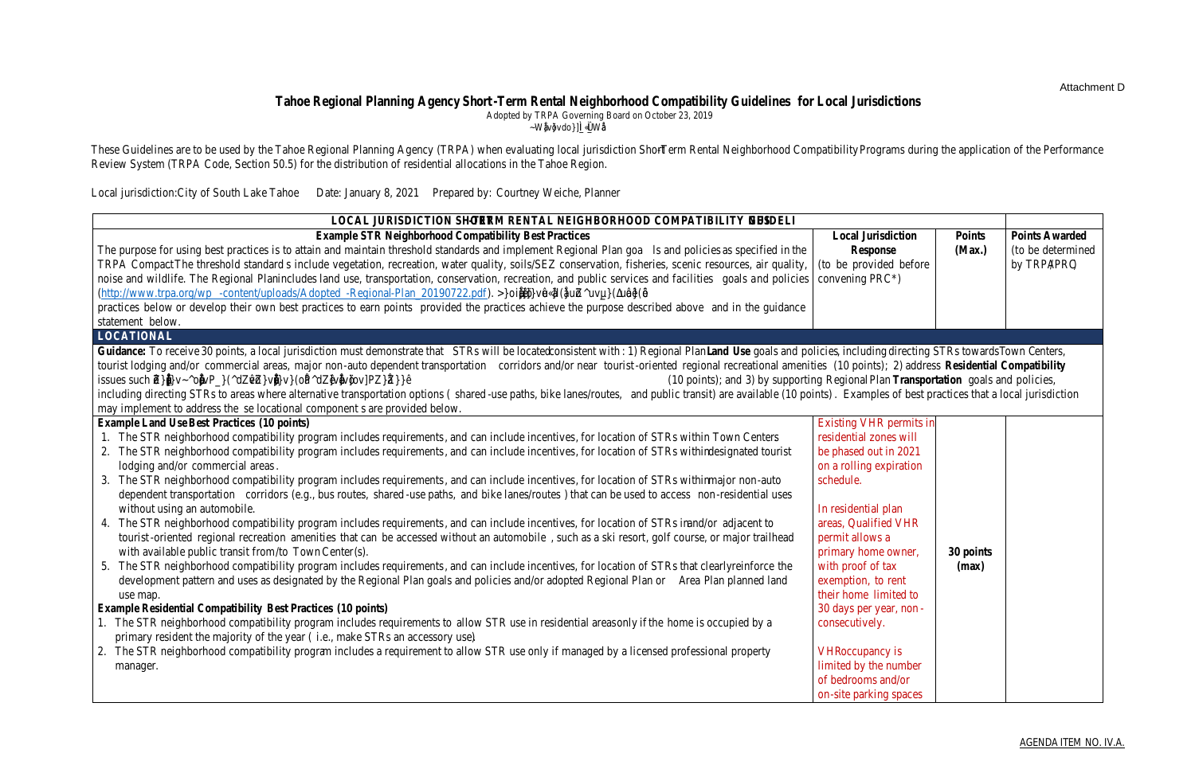Attachment D

# Tahoe Regional Planning Agency Short-Term Rental Neighborhood Compatibility Guidelines for Local Jurisdictions

Adopted by TRPA Governing Board on October 23, 2019

These Guidelines are to be used by the Tahoe Regional Planning Agency (TRPA) when evaluating local jurisdiction Short-Term Rental Neighborhood Compatibility Programs during the application of the Performance Review System (TRPA Code, Section 50.5) for the distribution of residential allocations in the Tahoe Region.

Local jurisdiction: City of South Lake Tahoe Date: January 8, 2021 Prepared by: Courtney Weiche, Planner

| LOCAL JURISDICTION SHORT-TERM RENTAL NEIGHBORHOOD COMPATIBILITY GUIDELINES | | | |
|---|---|---|---|
| **Example STR Neighborhood Compatibility Best Practices**<br>The purpose for using best practices is to attain and maintain threshold standards and implement Regional Plan goals and policies as specified in the TRPA Compact. The threshold standards include vegetation, recreation, water quality, soils/SEZ conservation, fisheries, scenic resources, air quality, noise and wildlife. The Regional Plan includes land use, transportation, conservation, recreation, and public services and facilities goals and policies (http://www.trpa.org/wp-content/uploads/Adopted-Regional-Plan_20190722.pdf). Local jurisdictions may use the example best practices below or develop their own best practices to earn points provided the practices achieve the purpose described above and in the guidance statement below. | **Local Jurisdiction Response** (to be provided before convening PRC*) | **Points (Max.)** | **Points Awarded** (to be determined by TRPA/PRC) |
| **LOCATIONAL** | | | |
| **Guidance:** To receive 30 points, a local jurisdiction must demonstrate that STRs will be located consistent with: 1) Regional Plan **Land Use** goals and policies, including directing STRs towards Town Centers, tourist lodging and/or commercial areas, major non-auto dependent transportation corridors and/or near tourist-oriented regional recreational amenities (10 points); 2) address **Residential Compatibility** issues such as ... (10 points); and 3) by supporting Regional Plan **Transportation** goals and policies, including directing STRs to areas where alternative transportation options (shared-use paths, bike lanes/routes, and public transit) are available (10 points). Examples of best practices that a local jurisdiction may implement to address these locational components are provided below. | | | |
| **Example Land Use Best Practices (10 points)**<br>1. The STR neighborhood compatibility program includes requirements, and can include incentives, for location of STRs within Town Centers<br>2. The STR neighborhood compatibility program includes requirements, and can include incentives, for location of STRs within designated tourist lodging and/or commercial areas.<br>3. The STR neighborhood compatibility program includes requirements, and can include incentives, for location of STRs within major non-auto dependent transportation corridors (e.g., bus routes, shared-use paths, and bike lanes/routes) that can be used to access non-residential uses without using an automobile.<br>4. The STR neighborhood compatibility program includes requirements, and can include incentives, for location of STRs in and/or adjacent to tourist-oriented regional recreation amenities that can be accessed without an automobile, such as a ski resort, golf course, or major trailhead with available public transit from/to Town Center(s).<br>5. The STR neighborhood compatibility program includes requirements, and can include incentives, for location of STRs that clearly reinforce the development pattern and uses as designated by the Regional Plan goals and policies and/or adopted Regional Plan or Area Plan planned land use map.<br>**Example Residential Compatibility Best Practices (10 points)**<br>1. The STR neighborhood compatibility program includes requirements to allow STR use in residential areas only if the home is occupied by a primary resident the majority of the year (i.e., make STRs an accessory use).<br>2. The STR neighborhood compatibility program includes a requirement to allow STR use only if managed by a licensed professional property manager. | Existing VHR permits in residential zones will be phased out in 2021 on a rolling expiration schedule.<br><br>In residential plan areas, Qualified VHR permit allows a primary home owner, with proof of tax exemption, to rent their home limited to 30 days per year, non-consecutively.<br><br>VHR occupancy is limited by the number of bedrooms and/or on-site parking spaces | **30 points (max)** | |

AGENDA ITEM NO. IV.A.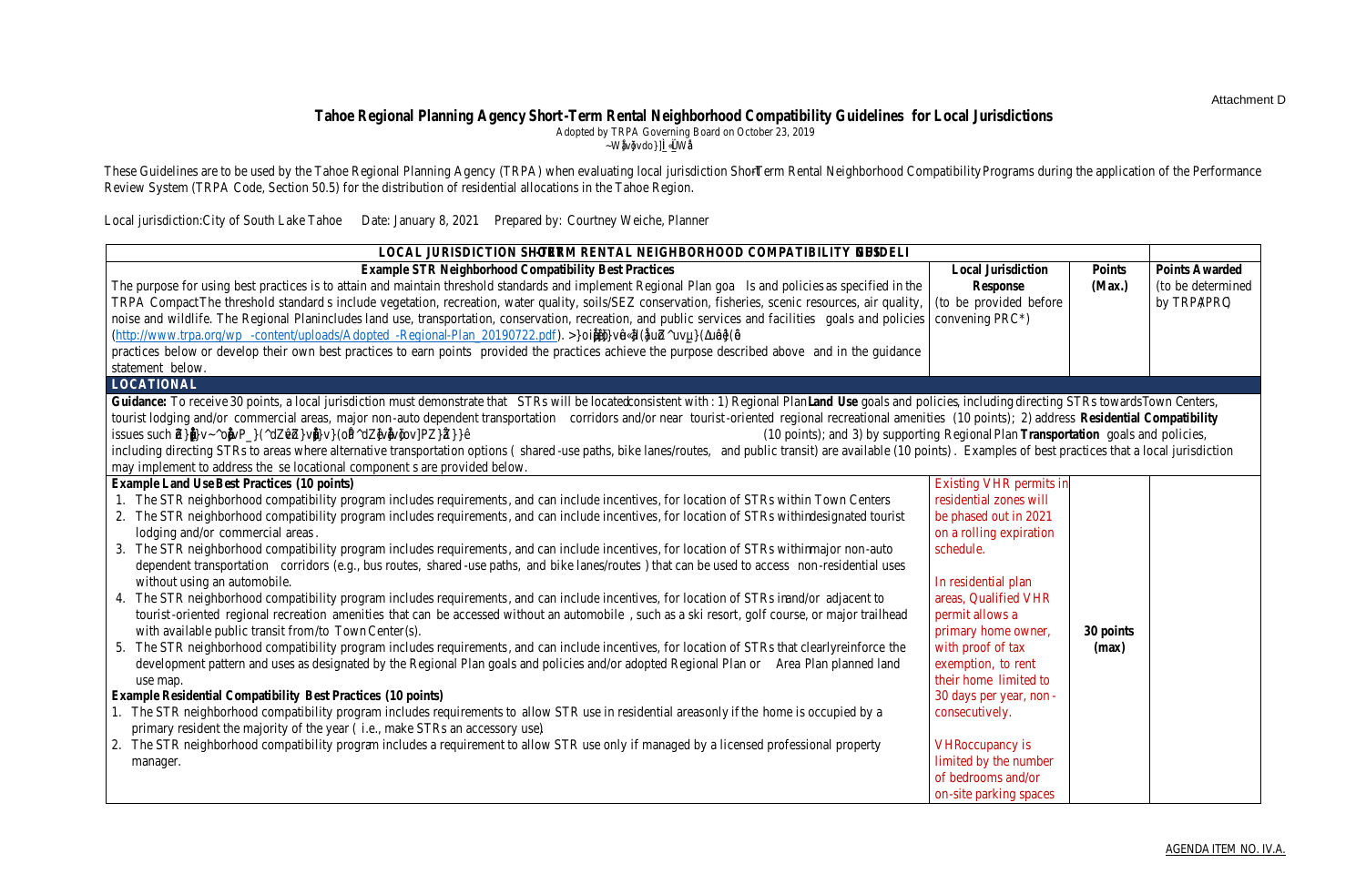Attachment D

# Tahoe Regional Planning Agency Short-Term Rental Neighborhood Compatibility Guidelines for Local Jurisdictions

Adopted by TRPA Governing Board on October 23, 2019

~W]v vdo}]l«Wå

These Guidelines are to be used by the Tahoe Regional Planning Agency (TRPA) when evaluating local jurisdiction Short-Term Rental Neighborhood Compatibility Programs during the application of the Performance Review System (TRPA Code, Section 50.5) for the distribution of residential allocations in the Tahoe Region.

Local jurisdiction: City of South Lake Tahoe    Date: January 8, 2021    Prepared by: Courtney Weiche, Planner

| LOCAL JURISDICTION SHORT-TERM RENTAL NEIGHBORHOOD COMPATIBILITY GUIDELINES | | | |
|---|---|---|---|
| **Example STR Neighborhood Compatibility Best Practices**<br>The purpose for using best practices is to attain and maintain threshold standards and implement Regional Plan goals and policies as specified in the TRPA Compact. The threshold standards include vegetation, recreation, water quality, soils/SEZ conservation, fisheries, scenic resources, air quality, noise and wildlife. The Regional Plan includes land use, transportation, conservation, recreation, and public services and facilities goals and policies (http://www.trpa.org/wp-content/uploads/Adopted-Regional-Plan_20190722.pdf). >}oi]]}v«l(ZuZ^uvµ}(Δu}(ê practices below or develop their own best practices to earn points provided the practices achieve the purpose described above and in the guidance statement below. | **Local Jurisdiction Response**<br>(to be provided before convening PRC*) | **Points (Max.)** | **Points Awarded**<br>(to be determined by TRPA/PRC) |
| **LOCATIONAL** | | | |
| **Guidance:** To receive 30 points, a local jurisdiction must demonstrate that STRs will be located consistent with: 1) Regional Plan **Land Use** goals and policies, including directing STRs towards Town Centers, tourist lodging and/or commercial areas, major non-auto dependent transportation corridors and/or near tourist-oriented regional recreational amenities (10 points); 2) address **Residential Compatibility** issues such as }}v~^oP_}(^dZêZ}v}(o^dZvv}ovZ}}ê (10 points); and 3) by supporting Regional Plan **Transportation** goals and policies, including directing STRs to areas where alternative transportation options (shared-use paths, bike lanes/routes, and public transit) are available (10 points). Examples of best practices that a local jurisdiction may implement to address these locational components are provided below. | | | |
| **Example Land Use Best Practices (10 points)**<br>1. The STR neighborhood compatibility program includes requirements, and can include incentives, for location of STRs within Town Centers<br>2. The STR neighborhood compatibility program includes requirements, and can include incentives, for location of STRs within designated tourist lodging and/or commercial areas.<br>3. The STR neighborhood compatibility program includes requirements, and can include incentives, for location of STRs within major non-auto dependent transportation corridors (e.g., bus routes, shared-use paths, and bike lanes/routes) that can be used to access non-residential uses without using an automobile.<br>4. The STR neighborhood compatibility program includes requirements, and can include incentives, for location of STRs in and/or adjacent to tourist-oriented regional recreation amenities that can be accessed without an automobile, such as a ski resort, golf course, or major trailhead with available public transit from/to Town Center(s).<br>5. The STR neighborhood compatibility program includes requirements, and can include incentives, for location of STRs that clearly reinforce the development pattern and uses as designated by the Regional Plan goals and policies and/or adopted Regional Plan or Area Plan planned land use map.<br>**Example Residential Compatibility Best Practices (10 points)**<br>1. The STR neighborhood compatibility program includes requirements to allow STR use in residential areas only if the home is occupied by a primary resident the majority of the year (i.e., make STRs an accessory use).<br>2. The STR neighborhood compatibility program includes a requirement to allow STR use only if managed by a licensed professional property manager. | Existing VHR permits in residential zones will be phased out in 2021 on a rolling expiration schedule.<br><br>In residential plan areas, Qualified VHR permit allows a primary home owner, with proof of tax exemption, to rent their home limited to 30 days per year, non-consecutively.<br><br>VHR occupancy is limited by the number of bedrooms and/or on-site parking spaces | **30 points (max)** | |

AGENDA ITEM NO. IV.A.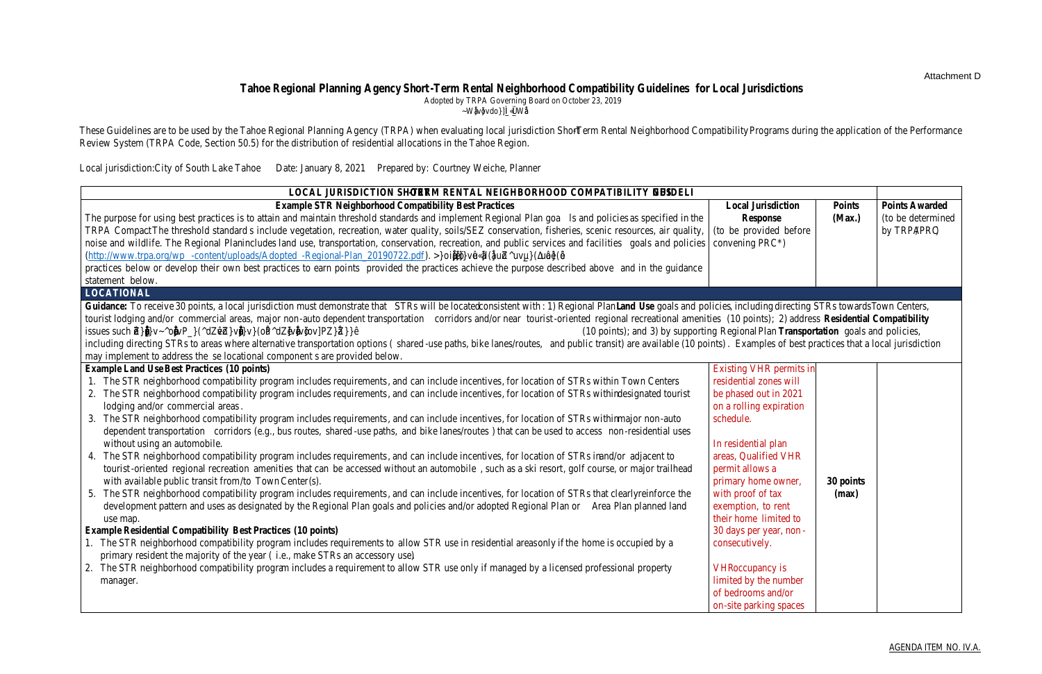Attachment D

# Tahoe Regional Planning Agency Short-Term Rental Neighborhood Compatibility Guidelines for Local Jurisdictions

Adopted by TRPA Governing Board on October 23, 2019

These Guidelines are to be used by the Tahoe Regional Planning Agency (TRPA) when evaluating local jurisdiction Short-Term Rental Neighborhood Compatibility Programs during the application of the Performance Review System (TRPA Code, Section 50.5) for the distribution of residential allocations in the Tahoe Region.

Local jurisdiction: City of South Lake Tahoe    Date: January 8, 2021    Prepared by: Courtney Weiche, Planner

| LOCAL JURISDICTION SHORT-TERM RENTAL NEIGHBORHOOD COMPATIBILITY GUIDELINES | | | |
|---|---|---|---|
| **Example STR Neighborhood Compatibility Best Practices**<br>The purpose for using best practices is to attain and maintain threshold standards and implement Regional Plan goals and policies as specified in the TRPA Compact. The threshold standards include vegetation, recreation, water quality, soils/SEZ conservation, fisheries, scenic resources, air quality, noise and wildlife. The Regional Plan includes land use, transportation, conservation, recreation, and public services and facilities goals and policies (http://www.trpa.org/wp-content/uploads/Adopted-Regional-Plan_20190722.pdf). Local jurisdictions may use the example best practices below or develop their own best practices to earn points provided the practices achieve the purpose described above and in the guidance statement below. | **Local Jurisdiction Response** (to be provided before convening PRC*) | **Points (Max.)** | **Points Awarded** (to be determined by TRPA/PRC) |
| **LOCATIONAL** | | | |
| **Guidance:** To receive 30 points, a local jurisdiction must demonstrate that STRs will be located consistent with: 1) Regional Plan **Land Use** goals and policies, including directing STRs towards Town Centers, tourist lodging and/or commercial areas, major non-auto dependent transportation corridors and/or near tourist-oriented regional recreational amenities (10 points); 2) address **Residential Compatibility** issues such as ... (10 points); and 3) by supporting Regional Plan **Transportation** goals and policies, including directing STRs to areas where alternative transportation options (shared-use paths, bike lanes/routes, and public transit) are available (10 points). Examples of best practices that a local jurisdiction may implement to address these locational components are provided below. | | | |
| **Example Land Use Best Practices (10 points)**<br>1. The STR neighborhood compatibility program includes requirements, and can include incentives, for location of STRs within Town Centers<br>2. The STR neighborhood compatibility program includes requirements, and can include incentives, for location of STRs within designated tourist lodging and/or commercial areas.<br>3. The STR neighborhood compatibility program includes requirements, and can include incentives, for location of STRs within major non-auto dependent transportation corridors (e.g., bus routes, shared-use paths, and bike lanes/routes) that can be used to access non-residential uses without using an automobile.<br>4. The STR neighborhood compatibility program includes requirements, and can include incentives, for location of STRs in and/or adjacent to tourist-oriented regional recreation amenities that can be accessed without an automobile, such as a ski resort, golf course, or major trailhead with available public transit from/to Town Center(s).<br>5. The STR neighborhood compatibility program includes requirements, and can include incentives, for location of STRs that clearly reinforce the development pattern and uses as designated by the Regional Plan goals and policies and/or adopted Regional Plan or Area Plan planned land use map.<br>**Example Residential Compatibility Best Practices (10 points)**<br>1. The STR neighborhood compatibility program includes requirements to allow STR use in residential areas only if the home is occupied by a primary resident the majority of the year (i.e., make STRs an accessory use).<br>2. The STR neighborhood compatibility program includes a requirement to allow STR use only if managed by a licensed professional property manager. | Existing VHR permits in residential zones will be phased out in 2021 on a rolling expiration schedule.<br><br>In residential plan areas, Qualified VHR permit allows a primary home owner, with proof of tax exemption, to rent their home limited to 30 days per year, non-consecutively.<br><br>VHR occupancy is limited by the number of bedrooms and/or on-site parking spaces | **30 points (max)** | |

AGENDA ITEM NO. IV.A.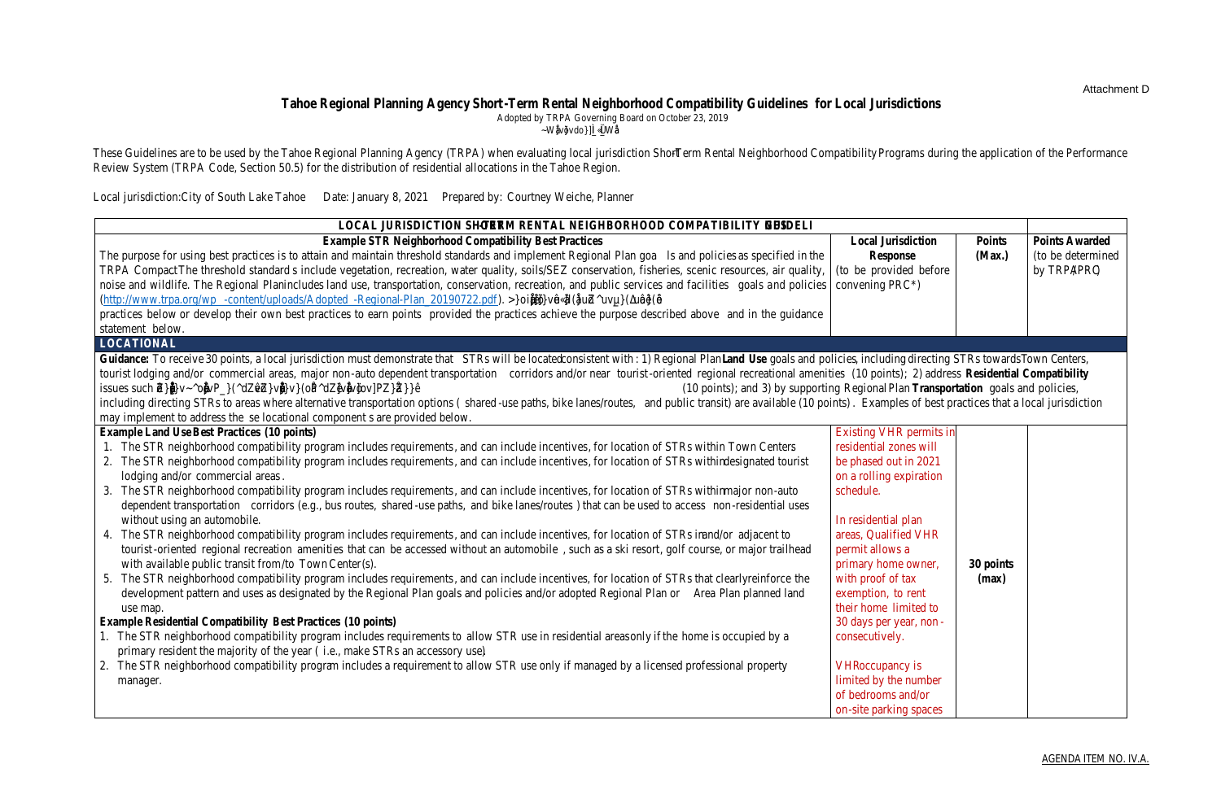Attachment D

# Tahoe Regional Planning Agency Short-Term Rental Neighborhood Compatibility Guidelines for Local Jurisdictions

Adopted by TRPA Governing Board on October 23, 2019

These Guidelines are to be used by the Tahoe Regional Planning Agency (TRPA) when evaluating local jurisdiction Short-Term Rental Neighborhood Compatibility Programs during the application of the Performance Review System (TRPA Code, Section 50.5) for the distribution of residential allocations in the Tahoe Region.

Local jurisdiction: City of South Lake Tahoe  Date: January 8, 2021  Prepared by: Courtney Weiche, Planner

| LOCAL JURISDICTION SHORT-TERM RENTAL NEIGHBORHOOD COMPATIBILITY GUIDELINES | | | |
|---|---|---|---|
| **Example STR Neighborhood Compatibility Best Practices**<br>The purpose for using best practices is to attain and maintain threshold standards and implement Regional Plan goals and policies as specified in the TRPA Compact. The threshold standards include vegetation, recreation, water quality, soils/SEZ conservation, fisheries, scenic resources, air quality, noise and wildlife. The Regional Plan includes land use, transportation, conservation, recreation, and public services and facilities goals and policies (http://www.trpa.org/wp-content/uploads/Adopted-Regional-Plan_20190722.pdf). Local jurisdictions may use the practices below or develop their own best practices to earn points provided the practices achieve the purpose described above and in the guidance statement below. | **Local Jurisdiction Response** (to be provided before convening PRC*) | **Points (Max.)** | **Points Awarded** (to be determined by TRPA/PRC) |
| **LOCATIONAL** | | | |
| **Guidance:** To receive 30 points, a local jurisdiction must demonstrate that STRs will be located consistent with: 1) Regional Plan **Land Use** goals and policies, including directing STRs towards Town Centers, tourist lodging and/or commercial areas, major non-auto dependent transportation corridors and/or near tourist-oriented regional recreational amenities (10 points); 2) address **Residential Compatibility** issues such as ... (10 points); and 3) by supporting Regional Plan **Transportation** goals and policies, including directing STRs to areas where alternative transportation options (shared-use paths, bike lanes/routes, and public transit) are available (10 points). Examples of best practices that a local jurisdiction may implement to address these locational components are provided below. | | | |
| **Example Land Use Best Practices (10 points)**<br>1. The STR neighborhood compatibility program includes requirements, and can include incentives, for location of STRs within Town Centers<br>2. The STR neighborhood compatibility program includes requirements, and can include incentives, for location of STRs within designated tourist lodging and/or commercial areas.<br>3. The STR neighborhood compatibility program includes requirements, and can include incentives, for location of STRs within major non-auto dependent transportation corridors (e.g., bus routes, shared-use paths, and bike lanes/routes) that can be used to access non-residential uses without using an automobile.<br>4. The STR neighborhood compatibility program includes requirements, and can include incentives, for location of STRs in and/or adjacent to tourist-oriented regional recreation amenities that can be accessed without an automobile, such as a ski resort, golf course, or major trailhead with available public transit from/to Town Center(s).<br>5. The STR neighborhood compatibility program includes requirements, and can include incentives, for location of STRs that clearly reinforce the development pattern and uses as designated by the Regional Plan goals and policies and/or adopted Regional Plan or Area Plan planned land use map.<br>**Example Residential Compatibility Best Practices (10 points)**<br>1. The STR neighborhood compatibility program includes requirements to allow STR use in residential areas only if the home is occupied by a primary resident the majority of the year (i.e., make STRs an accessory use).<br>2. The STR neighborhood compatibility program includes a requirement to allow STR use only if managed by a licensed professional property manager. | Existing VHR permits in residential zones will be phased out in 2021 on a rolling expiration schedule.<br><br>In residential plan areas, Qualified VHR permit allows a primary home owner, with proof of tax exemption, to rent their home limited to 30 days per year, non-consecutively.<br><br>VHR occupancy is limited by the number of bedrooms and/or on-site parking spaces | **30 points (max)** | |

AGENDA ITEM NO. IV.A.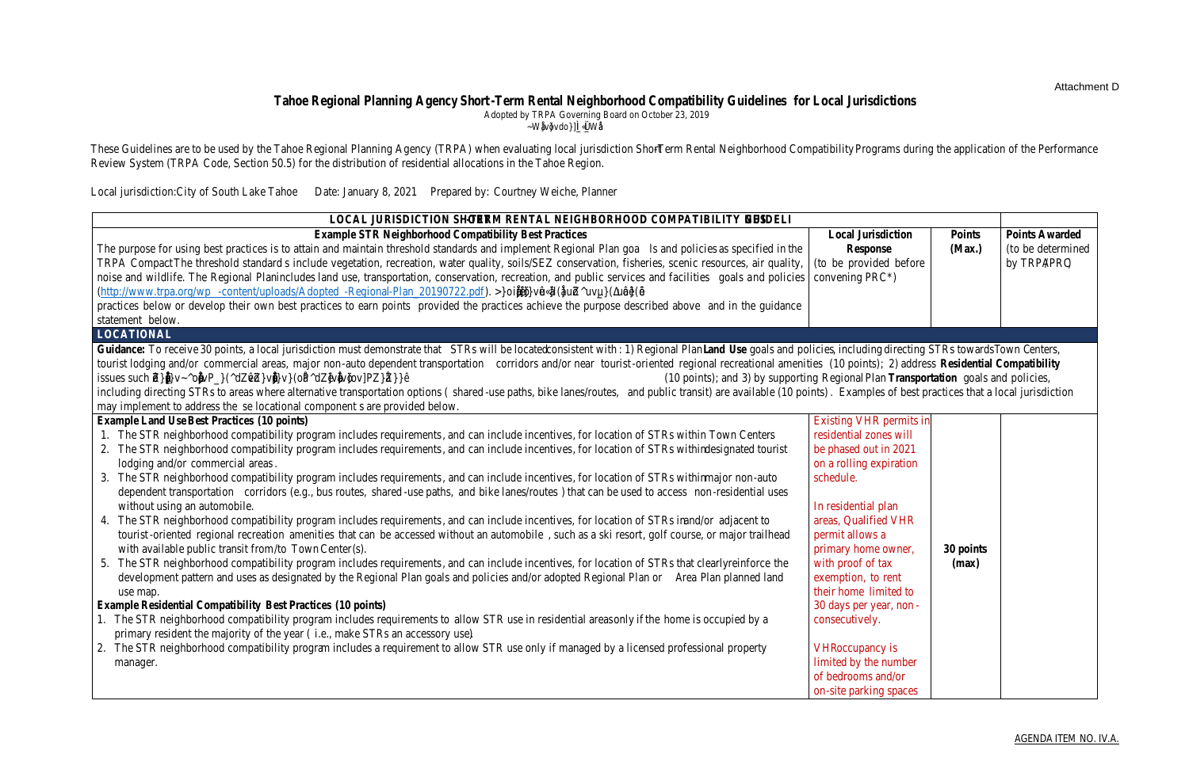Attachment D

# Tahoe Regional Planning Agency Short-Term Rental Neighborhood Compatibility Guidelines for Local Jurisdictions

Adopted by TRPA Governing Board on October 23, 2019

These Guidelines are to be used by the Tahoe Regional Planning Agency (TRPA) when evaluating local jurisdiction Short-Term Rental Neighborhood Compatibility Programs during the application of the Performance Review System (TRPA Code, Section 50.5) for the distribution of residential allocations in the Tahoe Region.

Local jurisdiction: City of South Lake Tahoe Date: January 8, 2021 Prepared by: Courtney Weiche, Planner

| LOCAL JURISDICTION SHORT-TERM RENTAL NEIGHBORHOOD COMPATIBILITY GUIDELINES | | | |
|---|---|---|---|
| **Example STR Neighborhood Compatibility Best Practices**<br>The purpose for using best practices is to attain and maintain threshold standards and implement Regional Plan goals and policies as specified in the TRPA Compact. The threshold standards include vegetation, recreation, water quality, soils/SEZ conservation, fisheries, scenic resources, air quality, noise and wildlife. The Regional Plan includes land use, transportation, conservation, recreation, and public services and facilities goals and policies (http://www.trpa.org/wp-content/uploads/Adopted-Regional-Plan_20190722.pdf). practices below or develop their own best practices to earn points provided the practices achieve the purpose described above and in the guidance statement below. | **Local Jurisdiction Response** (to be provided before convening PRC*) | **Points (Max.)** | **Points Awarded** (to be determined by TRPA/PRC) |
| **LOCATIONAL** | | | |
| **Guidance:** To receive 30 points, a local jurisdiction must demonstrate that STRs will be located consistent with: 1) Regional Plan **Land Use** goals and policies, including directing STRs towards Town Centers, tourist lodging and/or commercial areas, major non-auto dependent transportation corridors and/or near tourist-oriented regional recreational amenities (10 points); 2) address **Residential Compatibility** issues such (10 points); and 3) by supporting Regional Plan **Transportation** goals and policies, including directing STRs to areas where alternative transportation options (shared-use paths, bike lanes/routes, and public transit) are available (10 points). Examples of best practices that a local jurisdiction may implement to address these locational components are provided below. | | | |
| **Example Land Use Best Practices (10 points)**<br>1. The STR neighborhood compatibility program includes requirements, and can include incentives, for location of STRs within Town Centers<br>2. The STR neighborhood compatibility program includes requirements, and can include incentives, for location of STRs within designated tourist lodging and/or commercial areas.<br>3. The STR neighborhood compatibility program includes requirements, and can include incentives, for location of STRs within major non-auto dependent transportation corridors (e.g., bus routes, shared-use paths, and bike lanes/routes) that can be used to access non-residential uses without using an automobile.<br>4. The STR neighborhood compatibility program includes requirements, and can include incentives, for location of STRs in and/or adjacent to tourist-oriented regional recreation amenities that can be accessed without an automobile, such as a ski resort, golf course, or major trailhead with available public transit from/to Town Center(s).<br>5. The STR neighborhood compatibility program includes requirements, and can include incentives, for location of STRs that clearly reinforce the development pattern and uses as designated by the Regional Plan goals and policies and/or adopted Regional Plan or Area Plan planned land use map.<br>**Example Residential Compatibility Best Practices (10 points)**<br>1. The STR neighborhood compatibility program includes requirements to allow STR use in residential areas only if the home is occupied by a primary resident the majority of the year (i.e., make STRs an accessory use).<br>2. The STR neighborhood compatibility program includes a requirement to allow STR use only if managed by a licensed professional property manager. | Existing VHR permits in residential zones will be phased out in 2021 on a rolling expiration schedule.<br><br>In residential plan areas, Qualified VHR permit allows a primary home owner, with proof of tax exemption, to rent their home limited to 30 days per year, non-consecutively.<br><br>VHR occupancy is limited by the number of bedrooms and/or on-site parking spaces | **30 points (max)** | |

AGENDA ITEM NO. IV.A.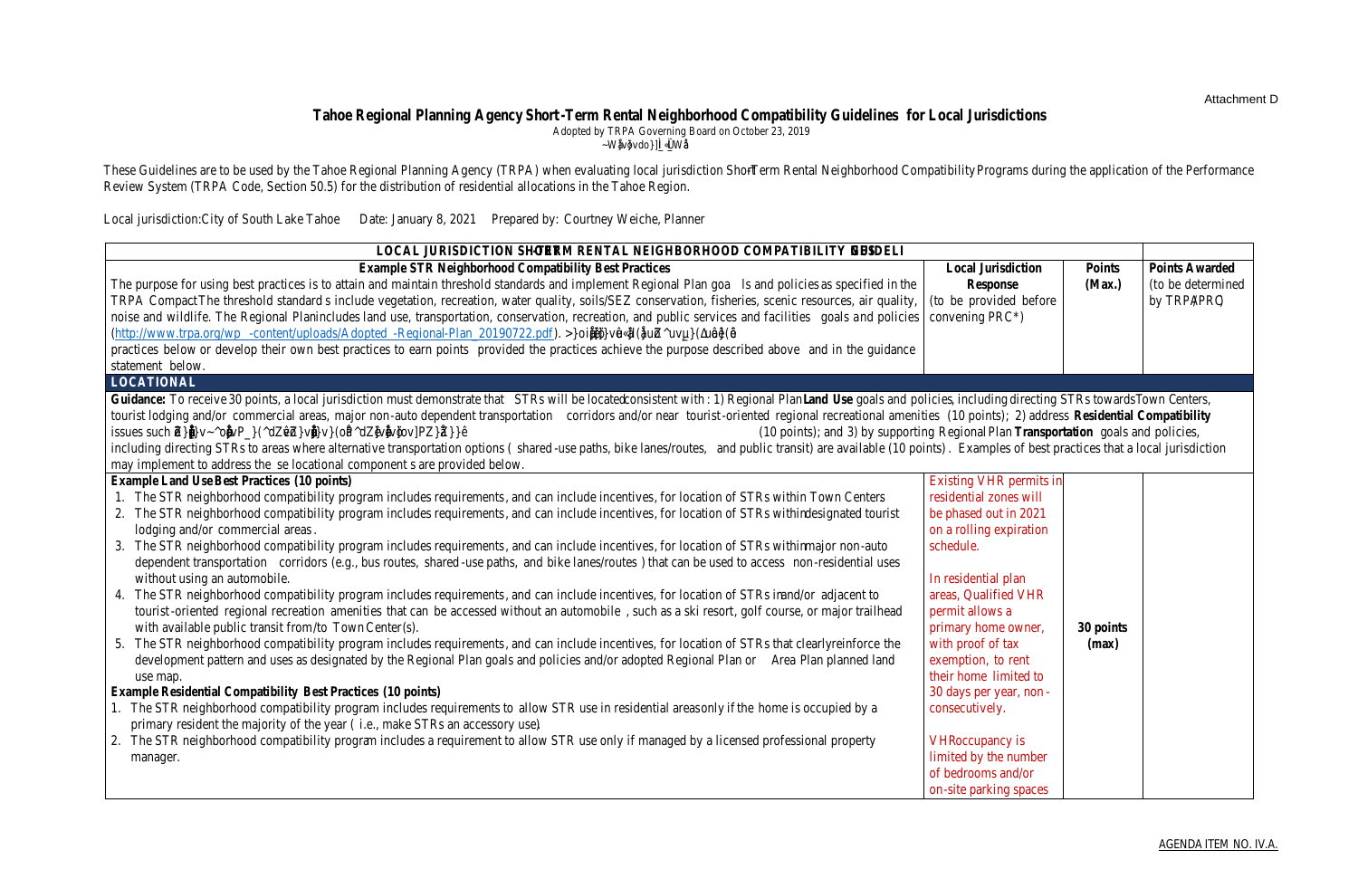Attachment D

# Tahoe Regional Planning Agency Short-Term Rental Neighborhood Compatibility Guidelines for Local Jurisdictions

Adopted by TRPA Governing Board on October 23, 2019

~W]vo]ŀ«W

These Guidelines are to be used by the Tahoe Regional Planning Agency (TRPA) when evaluating local jurisdiction Short-Term Rental Neighborhood Compatibility Programs during the application of the Performance Review System (TRPA Code, Section 50.5) for the distribution of residential allocations in the Tahoe Region.

Local jurisdiction: City of South Lake Tahoe   Date: January 8, 2021   Prepared by: Courtney Weiche, Planner

| LOCAL JURISDICTION SHORT-TERM RENTAL NEIGHBORHOOD COMPATIBILITY GUIDELINES | | | |
|---|---|---|---|
| **Example STR Neighborhood Compatibility Best Practices**<br>The purpose for using best practices is to attain and maintain threshold standards and implement Regional Plan goals and policies as specified in the TRPA Compact. The threshold standards include vegetation, recreation, water quality, soils/SEZ conservation, fisheries, scenic resources, air quality, noise and wildlife. The Regional Plan includes land use, transportation, conservation, recreation, and public services and facilities goals and policies (http://www.trpa.org/wp-content/uploads/Adopted-Regional-Plan_20190722.pdf). >}o]}vÆ«]^uv}(µ«}(practices below or develop their own best practices to earn points provided the practices achieve the purpose described above and in the guidance statement below. | **Local Jurisdiction Response** (to be provided before convening PRC*) | **Points (Max.)** | **Points Awarded** (to be determined by TRPA/PRC) |
| **LOCATIONAL** | | | |
| **Guidance:** To receive 30 points, a local jurisdiction must demonstrate that STRs will be located consistent with: 1) Regional Plan **Land Use** goals and policies, including directing STRs towards Town Centers, tourist lodging and/or commercial areas, major non-auto dependent transportation corridors and/or near tourist-oriented regional recreational amenities (10 points); 2) address **Residential Compatibility** issues such Z}v~^oP_}(^dZZv}v(o^dZv[ovZ}} (10 points); and 3) by supporting Regional Plan **Transportation** goals and policies, including directing STRs to areas where alternative transportation options (shared-use paths, bike lanes/routes, and public transit) are available (10 points). Examples of best practices that a local jurisdiction may implement to address these locational components are provided below. | | | |
| **Example Land Use Best Practices (10 points)**<br>1. The STR neighborhood compatibility program includes requirements, and can include incentives, for location of STRs within Town Centers<br>2. The STR neighborhood compatibility program includes requirements, and can include incentives, for location of STRs within designated tourist lodging and/or commercial areas.<br>3. The STR neighborhood compatibility program includes requirements, and can include incentives, for location of STRs within major non-auto dependent transportation corridors (e.g., bus routes, shared-use paths, and bike lanes/routes) that can be used to access non-residential uses without using an automobile.<br>4. The STR neighborhood compatibility program includes requirements, and can include incentives, for location of STRs in and/or adjacent to tourist-oriented regional recreation amenities that can be accessed without an automobile, such as a ski resort, golf course, or major trailhead with available public transit from/to Town Center(s).<br>5. The STR neighborhood compatibility program includes requirements, and can include incentives, for location of STRs that clearly reinforce the development pattern and uses as designated by the Regional Plan goals and policies and/or adopted Regional Plan or Area Plan planned land use map.<br>**Example Residential Compatibility Best Practices (10 points)**<br>1. The STR neighborhood compatibility program includes requirements to allow STR use in residential areas only if the home is occupied by a primary resident the majority of the year (i.e., make STRs an accessory use).<br>2. The STR neighborhood compatibility program includes a requirement to allow STR use only if managed by a licensed professional property manager. | Existing VHR permits in residential zones will be phased out in 2021 on a rolling expiration schedule.<br><br>In residential plan areas, Qualified VHR permit allows a primary home owner, with proof of tax exemption, to rent their home limited to 30 days per year, non-consecutively.<br><br>VHR occupancy is limited by the number of bedrooms and/or on-site parking spaces | **30 points (max)** | |

AGENDA ITEM NO. IV.A.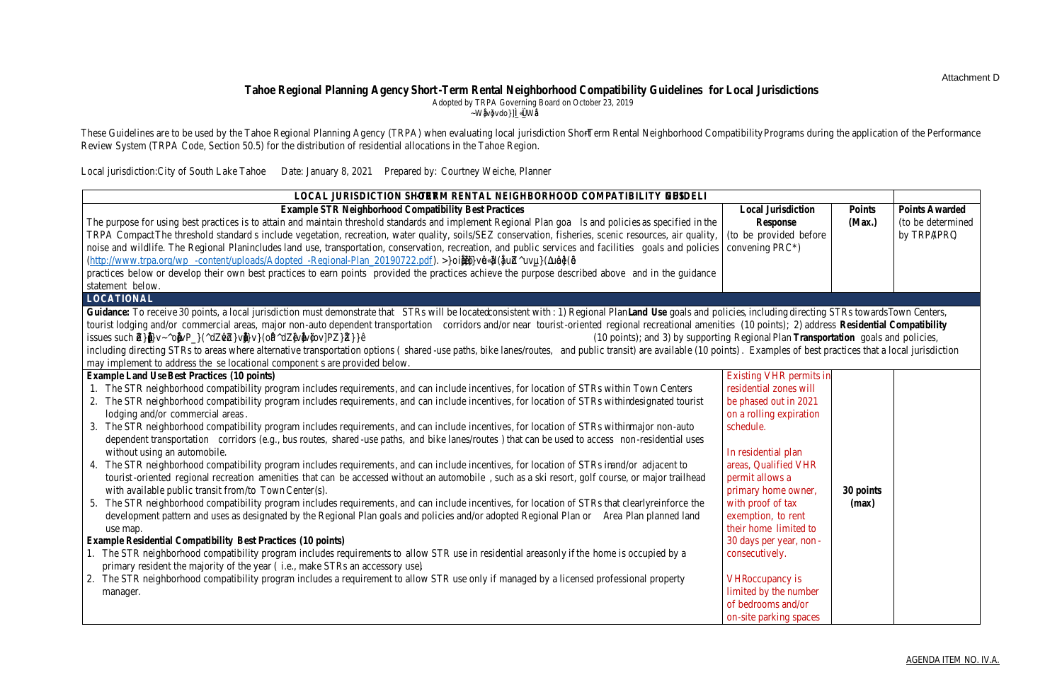Attachment D

# Tahoe Regional Planning Agency Short-Term Rental Neighborhood Compatibility Guidelines for Local Jurisdictions

Adopted by TRPA Governing Board on October 23, 2019

These Guidelines are to be used by the Tahoe Regional Planning Agency (TRPA) when evaluating local jurisdiction Short-Term Rental Neighborhood Compatibility Programs during the application of the Performance Review System (TRPA Code, Section 50.5) for the distribution of residential allocations in the Tahoe Region.

Local jurisdiction: City of South Lake Tahoe Date: January 8, 2021 Prepared by: Courtney Weiche, Planner

| LOCAL JURISDICTION SHORT-TERM RENTAL NEIGHBORHOOD COMPATIBILITY GUIDELINES | | | |
|---|---|---|---|
| **Example STR Neighborhood Compatibility Best Practices**<br>The purpose for using best practices is to attain and maintain threshold standards and implement Regional Plan goals and policies as specified in the TRPA Compact. The threshold standards include vegetation, recreation, water quality, soils/SEZ conservation, fisheries, scenic resources, air quality, noise and wildlife. The Regional Plan includes land use, transportation, conservation, recreation, and public services and facilities goals and policies (http://www.trpa.org/wp-content/uploads/Adopted-Regional-Plan_20190722.pdf). ... practices below or develop their own best practices to earn points provided the practices achieve the purpose described above and in the guidance statement below. | **Local Jurisdiction Response**<br>(to be provided before convening PRC*) | **Points (Max.)** | **Points Awarded**<br>(to be determined by TRPA/PRC) |
| **LOCATIONAL** | | | |
| **Guidance:** To receive 30 points, a local jurisdiction must demonstrate that STRs will be located consistent with: 1) Regional Plan **Land Use** goals and policies, including directing STRs towards Town Centers, tourist lodging and/or commercial areas, major non-auto dependent transportation corridors and/or near tourist-oriented regional recreational amenities (10 points); 2) address **Residential Compatibility** issues such ... (10 points); and 3) by supporting Regional Plan **Transportation** goals and policies, including directing STRs to areas where alternative transportation options (shared-use paths, bike lanes/routes, and public transit) are available (10 points). Examples of best practices that a local jurisdiction may implement to address these locational components are provided below. | | | |
| **Example Land Use Best Practices (10 points)**<br>1. The STR neighborhood compatibility program includes requirements, and can include incentives, for location of STRs within Town Centers<br>2. The STR neighborhood compatibility program includes requirements, and can include incentives, for location of STRs within designated tourist lodging and/or commercial areas.<br>3. The STR neighborhood compatibility program includes requirements, and can include incentives, for location of STRs within major non-auto dependent transportation corridors (e.g., bus routes, shared-use paths, and bike lanes/routes) that can be used to access non-residential uses without using an automobile.<br>4. The STR neighborhood compatibility program includes requirements, and can include incentives, for location of STRs in and/or adjacent to tourist-oriented regional recreation amenities that can be accessed without an automobile, such as a ski resort, golf course, or major trailhead with available public transit from/to Town Center(s).<br>5. The STR neighborhood compatibility program includes requirements, and can include incentives, for location of STRs that clearly reinforce the development pattern and uses as designated by the Regional Plan goals and policies and/or adopted Regional Plan or Area Plan planned land use map.<br>**Example Residential Compatibility Best Practices (10 points)**<br>1. The STR neighborhood compatibility program includes requirements to allow STR use in residential areas only if the home is occupied by a primary resident the majority of the year (i.e., make STRs an accessory use).<br>2. The STR neighborhood compatibility program includes a requirement to allow STR use only if managed by a licensed professional property manager. | Existing VHR permits in residential zones will be phased out in 2021 on a rolling expiration schedule.<br><br>In residential plan areas, Qualified VHR permit allows a primary home owner, with proof of tax exemption, to rent their home limited to 30 days per year, non-consecutively.<br><br>VHR occupancy is limited by the number of bedrooms and/or on-site parking spaces | **30 points (max)** | |

AGENDA ITEM NO. IV.A.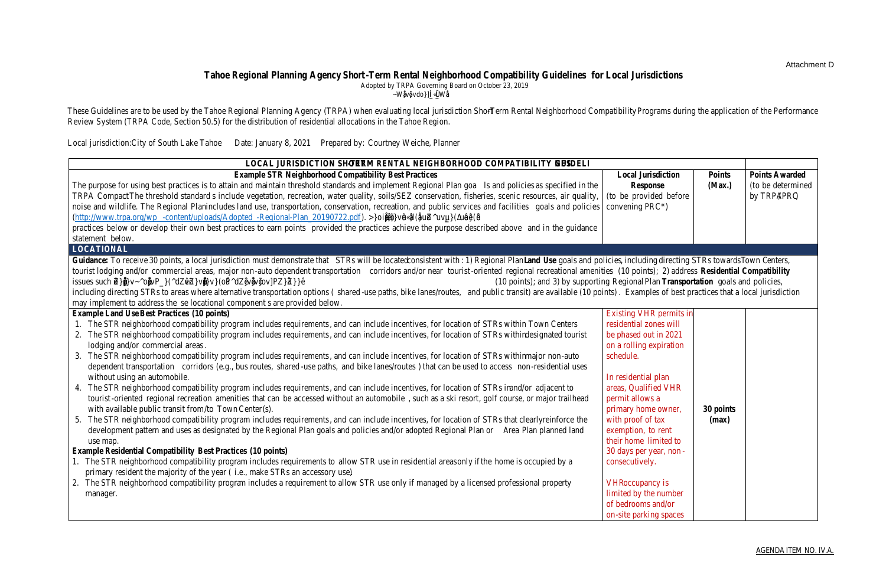Attachment D

# Tahoe Regional Planning Agency Short-Term Rental Neighborhood Compatibility Guidelines for Local Jurisdictions

Adopted by TRPA Governing Board on October 23, 2019

These Guidelines are to be used by the Tahoe Regional Planning Agency (TRPA) when evaluating local jurisdiction Short-Term Rental Neighborhood Compatibility Programs during the application of the Performance Review System (TRPA Code, Section 50.5) for the distribution of residential allocations in the Tahoe Region.

Local jurisdiction: City of South Lake Tahoe Date: January 8, 2021 Prepared by: Courtney Weiche, Planner

| LOCAL JURISDICTION SHORT-TERM RENTAL NEIGHBORHOOD COMPATIBILITY GUIDELINES | | | |
|---|---|---|---|
| **Example STR Neighborhood Compatibility Best Practices**<br>The purpose for using best practices is to attain and maintain threshold standards and implement Regional Plan goals and policies as specified in the TRPA Compact. The threshold standards include vegetation, recreation, water quality, soils/SEZ conservation, fisheries, scenic resources, air quality, noise and wildlife. The Regional Plan includes land use, transportation, conservation, recreation, and public services and facilities goals and policies (http://www.trpa.org/wp-content/uploads/Adopted-Regional-Plan_20190722.pdf). Local jurisdictions may use the example best practices below or develop their own best practices to earn points provided the practices achieve the purpose described above and in the guidance statement below. | **Local Jurisdiction Response** (to be provided before convening PRC*) | **Points (Max.)** | **Points Awarded** (to be determined by TRPA/PRC) |
| **LOCATIONAL** | | | |
| **Guidance:** To receive 30 points, a local jurisdiction must demonstrate that STRs will be located consistent with: 1) Regional Plan **Land Use** goals and policies, including directing STRs towards Town Centers, tourist lodging and/or commercial areas, major non-auto dependent transportation corridors and/or near tourist-oriented regional recreational amenities (10 points); 2) address **Residential Compatibility** issues such as limiting STRs in residential areas (10 points); and 3) by supporting Regional Plan **Transportation** goals and policies, including directing STRs to areas where alternative transportation options (shared-use paths, bike lanes/routes, and public transit) are available (10 points). Examples of best practices that a local jurisdiction may implement to address these locational components are provided below. | | | |
| **Example Land Use Best Practices (10 points)**<br>1. The STR neighborhood compatibility program includes requirements, and can include incentives, for location of STRs within Town Centers<br>2. The STR neighborhood compatibility program includes requirements, and can include incentives, for location of STRs within designated tourist lodging and/or commercial areas.<br>3. The STR neighborhood compatibility program includes requirements, and can include incentives, for location of STRs within major non-auto dependent transportation corridors (e.g., bus routes, shared-use paths, and bike lanes/routes) that can be used to access non-residential uses without using an automobile.<br>4. The STR neighborhood compatibility program includes requirements, and can include incentives, for location of STRs in and/or adjacent to tourist-oriented regional recreation amenities that can be accessed without an automobile, such as a ski resort, golf course, or major trailhead with available public transit from/to Town Center(s).<br>5. The STR neighborhood compatibility program includes requirements, and can include incentives, for location of STRs that clearly reinforce the development pattern and uses as designated by the Regional Plan goals and policies and/or adopted Regional Plan or Area Plan planned land use map.<br>**Example Residential Compatibility Best Practices (10 points)**<br>1. The STR neighborhood compatibility program includes requirements to allow STR use in residential areas only if the home is occupied by a primary resident the majority of the year (i.e., make STRs an accessory use).<br>2. The STR neighborhood compatibility program includes a requirement to allow STR use only if managed by a licensed professional property manager. | Existing VHR permits in residential zones will be phased out in 2021 on a rolling expiration schedule.<br><br>In residential plan areas, Qualified VHR permit allows a primary home owner, with proof of tax exemption, to rent their home limited to 30 days per year, non-consecutively.<br><br>VHR occupancy is limited by the number of bedrooms and/or on-site parking spaces | **30 points (max)** | |

AGENDA ITEM NO. IV.A.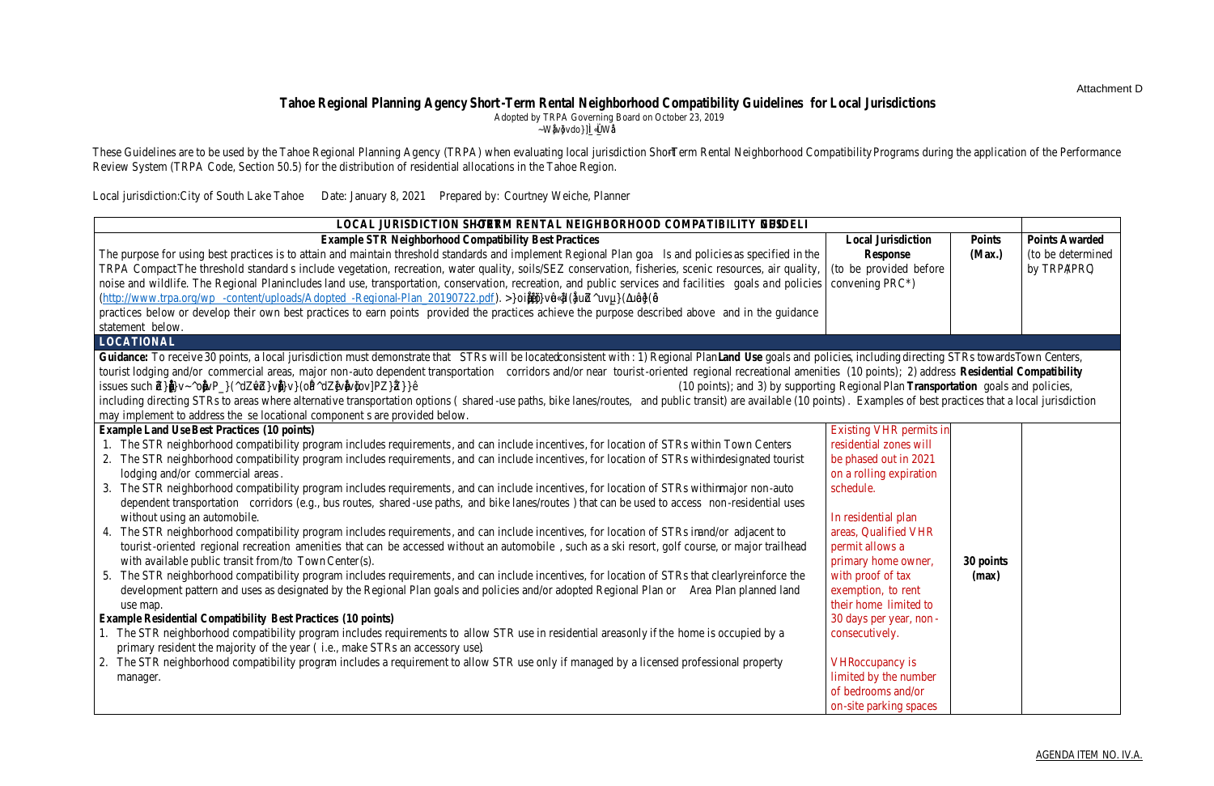Attachment D

# Tahoe Regional Planning Agency Short-Term Rental Neighborhood Compatibility Guidelines for Local Jurisdictions

Adopted by TRPA Governing Board on October 23, 2019

These Guidelines are to be used by the Tahoe Regional Planning Agency (TRPA) when evaluating local jurisdiction Short-Term Rental Neighborhood Compatibility Programs during the application of the Performance Review System (TRPA Code, Section 50.5) for the distribution of residential allocations in the Tahoe Region.

Local jurisdiction: City of South Lake Tahoe Date: January 8, 2021 Prepared by: Courtney Weiche, Planner

| LOCAL JURISDICTION SHORT-TERM RENTAL NEIGHBORHOOD COMPATIBILITY GUIDELINES | | | |
|---|---|---|---|
| **Example STR Neighborhood Compatibility Best Practices**<br>The purpose for using best practices is to attain and maintain threshold standards and implement Regional Plan goals and policies as specified in the TRPA Compact. The threshold standards include vegetation, recreation, water quality, soils/SEZ conservation, fisheries, scenic resources, air quality, noise and wildlife. The Regional Plan includes land use, transportation, conservation, recreation, and public services and facilities goals and policies (http://www.trpa.org/wp-content/uploads/Adopted-Regional-Plan_20190722.pdf). Local jurisdictions may use the best practices below or develop their own best practices to earn points provided the practices achieve the purpose described above and in the guidance statement below. | **Local Jurisdiction Response** (to be provided before convening PRC*) | **Points (Max.)** | **Points Awarded** (to be determined by TRPA/PRC) |
| **LOCATIONAL** | | | |
| **Guidance:** To receive 30 points, a local jurisdiction must demonstrate that STRs will be located consistent with: 1) Regional Plan **Land Use** goals and policies, including directing STRs towards Town Centers, tourist lodging and/or commercial areas, major non-auto dependent transportation corridors and/or near tourist-oriented regional recreational amenities (10 points); 2) address **Residential Compatibility** issues such as ... (10 points); and 3) by supporting Regional Plan **Transportation** goals and policies, including directing STRs to areas where alternative transportation options (shared-use paths, bike lanes/routes, and public transit) are available (10 points). Examples of best practices that a local jurisdiction may implement to address these locational components are provided below. | | | |
| **Example Land Use Best Practices (10 points)**<br>1. The STR neighborhood compatibility program includes requirements, and can include incentives, for location of STRs within Town Centers<br>2. The STR neighborhood compatibility program includes requirements, and can include incentives, for location of STRs within designated tourist lodging and/or commercial areas.<br>3. The STR neighborhood compatibility program includes requirements, and can include incentives, for location of STRs within major non-auto dependent transportation corridors (e.g., bus routes, shared-use paths, and bike lanes/routes) that can be used to access non-residential uses without using an automobile.<br>4. The STR neighborhood compatibility program includes requirements, and can include incentives, for location of STRs in and/or adjacent to tourist-oriented regional recreation amenities that can be accessed without an automobile, such as a ski resort, golf course, or major trailhead with available public transit from/to Town Center(s).<br>5. The STR neighborhood compatibility program includes requirements, and can include incentives, for location of STRs that clearly reinforce the development pattern and uses as designated by the Regional Plan goals and policies and/or adopted Regional Plan or Area Plan planned land use map.<br>**Example Residential Compatibility Best Practices (10 points)**<br>1. The STR neighborhood compatibility program includes requirements to allow STR use in residential areas only if the home is occupied by a primary resident the majority of the year (i.e., make STRs an accessory use).<br>2. The STR neighborhood compatibility program includes a requirement to allow STR use only if managed by a licensed professional property manager. | Existing VHR permits in residential zones will be phased out in 2021 on a rolling expiration schedule.<br><br>In residential plan areas, Qualified VHR permit allows a primary home owner, with proof of tax exemption, to rent their home limited to 30 days per year, non-consecutively.<br><br>VHR occupancy is limited by the number of bedrooms and/or on-site parking spaces | **30 points (max)** | |

AGENDA ITEM NO. IV.A.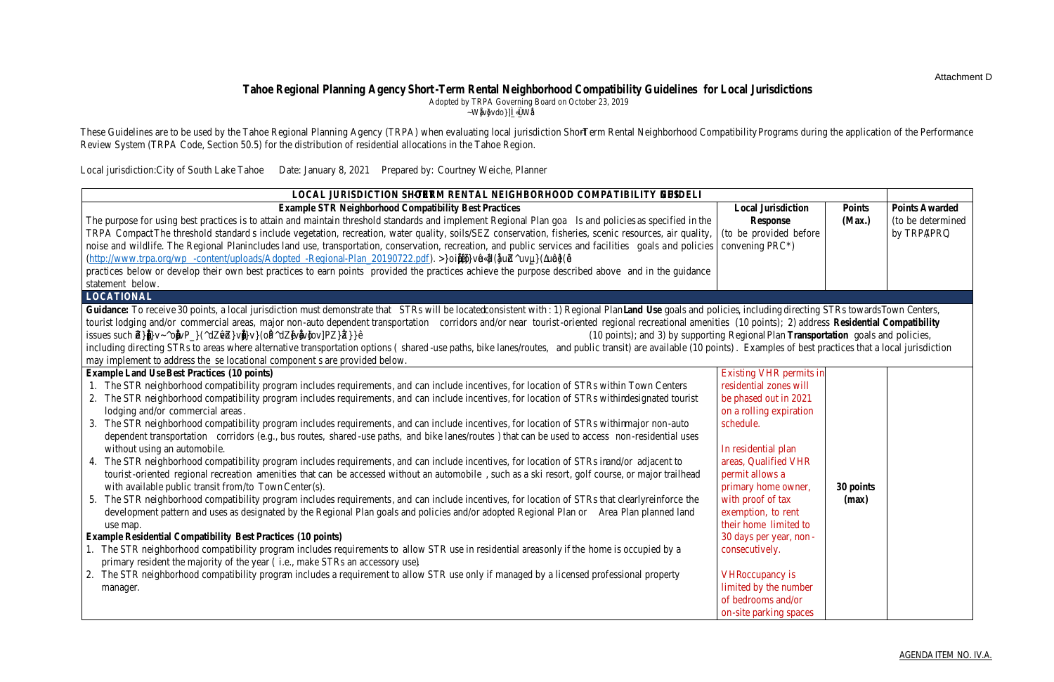Attachment D

# Tahoe Regional Planning Agency Short-Term Rental Neighborhood Compatibility Guidelines for Local Jurisdictions

Adopted by TRPA Governing Board on October 23, 2019

These Guidelines are to be used by the Tahoe Regional Planning Agency (TRPA) when evaluating local jurisdiction Short-Term Rental Neighborhood Compatibility Programs during the application of the Performance Review System (TRPA Code, Section 50.5) for the distribution of residential allocations in the Tahoe Region.

Local jurisdiction: City of South Lake Tahoe Date: January 8, 2021 Prepared by: Courtney Weiche, Planner

| LOCAL JURISDICTION SHORT-TERM RENTAL NEIGHBORHOOD COMPATIBILITY GUIDELINES | | | |
|---|---|---|---|
| **Example STR Neighborhood Compatibility Best Practices** The purpose for using best practices is to attain and maintain threshold standards and implement Regional Plan goals and policies as specified in the TRPA Compact. The threshold standards include vegetation, recreation, water quality, soils/SEZ conservation, fisheries, scenic resources, air quality, noise and wildlife. The Regional Plan includes land use, transportation, conservation, recreation, and public services and facilities goals and policies (http://www.trpa.org/wp-content/uploads/Adopted-Regional-Plan_20190722.pdf). Local jurisdictions may use the best practices below or develop their own best practices to earn points provided the practices achieve the purpose described above and in the guidance statement below. | **Local Jurisdiction Response** (to be provided before convening PRC*) | **Points (Max.)** | **Points Awarded** (to be determined by TRPA/PRC) |
| **LOCATIONAL** | | | |
| **Guidance:** To receive 30 points, a local jurisdiction must demonstrate that STRs will be located consistent with: 1) Regional Plan **Land Use** goals and policies, including directing STRs towards Town Centers, tourist lodging and/or commercial areas, major non-auto dependent transportation corridors and/or near tourist-oriented regional recreational amenities (10 points); 2) address **Residential Compatibility** issues such as limiting STRs in residential areas or making STRs an accessory use (10 points); and 3) by supporting Regional Plan **Transportation** goals and policies, including directing STRs to areas where alternative transportation options (shared-use paths, bike lanes/routes, and public transit) are available (10 points). Examples of best practices that a local jurisdiction may implement to address these locational components are provided below. | | | |
| **Example Land Use Best Practices (10 points)**<br>1. The STR neighborhood compatibility program includes requirements, and can include incentives, for location of STRs within Town Centers<br>2. The STR neighborhood compatibility program includes requirements, and can include incentives, for location of STRs within designated tourist lodging and/or commercial areas.<br>3. The STR neighborhood compatibility program includes requirements, and can include incentives, for location of STRs within major non-auto dependent transportation corridors (e.g., bus routes, shared-use paths, and bike lanes/routes) that can be used to access non-residential uses without using an automobile.<br>4. The STR neighborhood compatibility program includes requirements, and can include incentives, for location of STRs in and/or adjacent to tourist-oriented regional recreation amenities that can be accessed without an automobile, such as a ski resort, golf course, or major trailhead with available public transit from/to Town Center(s).<br>5. The STR neighborhood compatibility program includes requirements, and can include incentives, for location of STRs that clearly reinforce the development pattern and uses as designated by the Regional Plan goals and policies and/or adopted Regional Plan or Area Plan planned land use map.<br>**Example Residential Compatibility Best Practices (10 points)**<br>1. The STR neighborhood compatibility program includes requirements to allow STR use in residential areas only if the home is occupied by a primary resident the majority of the year (i.e., make STRs an accessory use).<br>2. The STR neighborhood compatibility program includes a requirement to allow STR use only if managed by a licensed professional property manager. | Existing VHR permits in residential zones will be phased out in 2021 on a rolling expiration schedule.<br><br>In residential plan areas, Qualified VHR permit allows a primary home owner, with proof of tax exemption, to rent their home limited to 30 days per year, non-consecutively.<br><br>VHR occupancy is limited by the number of bedrooms and/or on-site parking spaces | 30 points (max) | |

AGENDA ITEM NO. IV.A.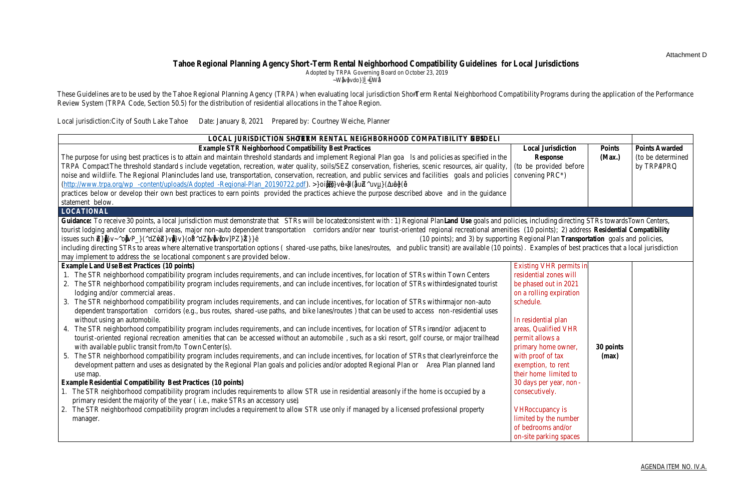Attachment D

# Tahoe Regional Planning Agency Short-Term Rental Neighborhood Compatibility Guidelines for Local Jurisdictions

Adopted by TRPA Governing Board on October 23, 2019

These Guidelines are to be used by the Tahoe Regional Planning Agency (TRPA) when evaluating local jurisdiction Short-Term Rental Neighborhood Compatibility Programs during the application of the Performance Review System (TRPA Code, Section 50.5) for the distribution of residential allocations in the Tahoe Region.

Local jurisdiction: City of South Lake Tahoe  Date: January 8, 2021  Prepared by: Courtney Weiche, Planner

| LOCAL JURISDICTION SHORT-TERM RENTAL NEIGHBORHOOD COMPATIBILITY GUIDELINES | | | |
|---|---|---|---|
| **Example STR Neighborhood Compatibility Best Practices**<br>The purpose for using best practices is to attain and maintain threshold standards and implement Regional Plan goals and policies as specified in the TRPA Compact. The threshold standards include vegetation, recreation, water quality, soils/SEZ conservation, fisheries, scenic resources, air quality, noise and wildlife. The Regional Plan includes land use, transportation, conservation, recreation, and public services and facilities goals and policies (http://www.trpa.org/wp-content/uploads/Adopted-Regional-Plan_20190722.pdf). Local jurisdictions may implement the best practices below or develop their own best practices to earn points provided the practices achieve the purpose described above and in the guidance statement below. | **Local Jurisdiction Response**<br>(to be provided before convening PRC*) | **Points (Max.)** | **Points Awarded**<br>(to be determined by TRPA/PRC) |
| **LOCATIONAL** | | | |
| **Guidance:** To receive 30 points, a local jurisdiction must demonstrate that STRs will be located consistent with: 1) Regional Plan **Land Use** goals and policies, including directing STRs towards Town Centers, tourist lodging and/or commercial areas, major non-auto dependent transportation corridors and/or near tourist-oriented regional recreational amenities (10 points); 2) address **Residential Compatibility** issues such as ... (10 points); and 3) by supporting Regional Plan **Transportation** goals and policies, including directing STRs to areas where alternative transportation options (shared-use paths, bike lanes/routes, and public transit) are available (10 points). Examples of best practices that a local jurisdiction may implement to address these locational components are provided below. | | | |
| **Example Land Use Best Practices (10 points)**<br>1. The STR neighborhood compatibility program includes requirements, and can include incentives, for location of STRs within Town Centers<br>2. The STR neighborhood compatibility program includes requirements, and can include incentives, for location of STRs within designated tourist lodging and/or commercial areas.<br>3. The STR neighborhood compatibility program includes requirements, and can include incentives, for location of STRs within major non-auto dependent transportation corridors (e.g., bus routes, shared-use paths, and bike lanes/routes) that can be used to access non-residential uses without using an automobile.<br>4. The STR neighborhood compatibility program includes requirements, and can include incentives, for location of STRs in and/or adjacent to tourist-oriented regional recreation amenities that can be accessed without an automobile, such as a ski resort, golf course, or major trailhead with available public transit from/to Town Center(s).<br>5. The STR neighborhood compatibility program includes requirements, and can include incentives, for location of STRs that clearly reinforce the development pattern and uses as designated by the Regional Plan goals and policies and/or adopted Regional Plan or Area Plan planned land use map.<br>**Example Residential Compatibility Best Practices (10 points)**<br>1. The STR neighborhood compatibility program includes requirements to allow STR use in residential areas only if the home is occupied by a primary resident the majority of the year (i.e., make STRs an accessory use).<br>2. The STR neighborhood compatibility program includes a requirement to allow STR use only if managed by a licensed professional property manager. | Existing VHR permits in residential zones will be phased out in 2021 on a rolling expiration schedule.<br><br>In residential plan areas, Qualified VHR permit allows a primary home owner, with proof of tax exemption, to rent their home limited to 30 days per year, non-consecutively.<br><br>VHR occupancy is limited by the number of bedrooms and/or on-site parking spaces | **30 points (max)** | |

AGENDA ITEM NO. IV.A.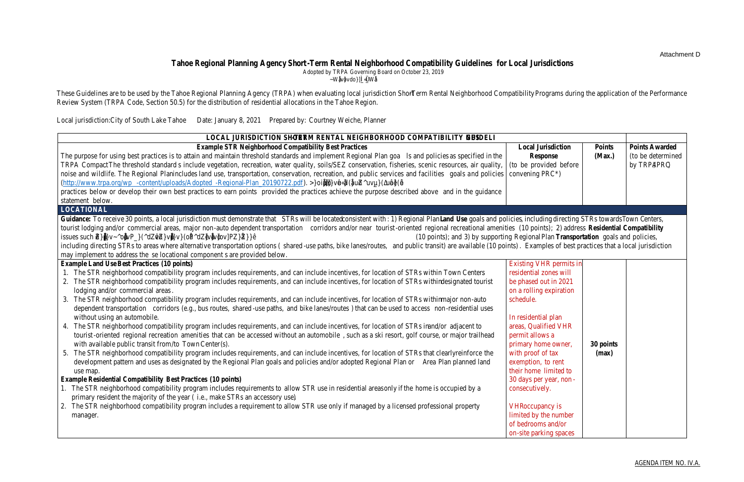Attachment D

# Tahoe Regional Planning Agency Short-Term Rental Neighborhood Compatibility Guidelines for Local Jurisdictions

Adopted by TRPA Governing Board on October 23, 2019

These Guidelines are to be used by the Tahoe Regional Planning Agency (TRPA) when evaluating local jurisdiction Short-Term Rental Neighborhood Compatibility Programs during the application of the Performance Review System (TRPA Code, Section 50.5) for the distribution of residential allocations in the Tahoe Region.

Local jurisdiction: City of South Lake Tahoe Date: January 8, 2021 Prepared by: Courtney Weiche, Planner

| LOCAL JURISDICTION SHORT-TERM RENTAL NEIGHBORHOOD COMPATIBILITY GUIDELINES | | | |
|---|---|---|---|
| **Example STR Neighborhood Compatibility Best Practices** The purpose for using best practices is to attain and maintain threshold standards and implement Regional Plan goals and policies as specified in the TRPA Compact. The threshold standards include vegetation, recreation, water quality, soils/SEZ conservation, fisheries, scenic resources, air quality, noise and wildlife. The Regional Plan includes land use, transportation, conservation, recreation, and public services and facilities goals and policies (http://www.trpa.org/wp-content/uploads/Adopted-Regional-Plan_20190722.pdf). practices below or develop their own best practices to earn points provided the practices achieve the purpose described above and in the guidance statement below. | **Local Jurisdiction Response** (to be provided before convening PRC*) | **Points (Max.)** | **Points Awarded** (to be determined by TRPA/PRC) |
| **LOCATIONAL** | | | |
| **Guidance:** To receive 30 points, a local jurisdiction must demonstrate that STRs will be located consistent with: 1) Regional Plan **Land Use** goals and policies, including directing STRs towards Town Centers, tourist lodging and/or commercial areas, major non-auto dependent transportation corridors and/or near tourist-oriented regional recreational amenities (10 points); 2) address **Residential Compatibility** issues such (10 points); and 3) by supporting Regional Plan **Transportation** goals and policies, including directing STRs to areas where alternative transportation options (shared-use paths, bike lanes/routes, and public transit) are available (10 points). Examples of best practices that a local jurisdiction may implement to address these locational components are provided below. | | | |
| **Example Land Use Best Practices (10 points)**<br>1. The STR neighborhood compatibility program includes requirements, and can include incentives, for location of STRs within Town Centers<br>2. The STR neighborhood compatibility program includes requirements, and can include incentives, for location of STRs within designated tourist lodging and/or commercial areas.<br>3. The STR neighborhood compatibility program includes requirements, and can include incentives, for location of STRs within major non-auto dependent transportation corridors (e.g., bus routes, shared-use paths, and bike lanes/routes) that can be used to access non-residential uses without using an automobile.<br>4. The STR neighborhood compatibility program includes requirements, and can include incentives, for location of STRs in and/or adjacent to tourist-oriented regional recreation amenities that can be accessed without an automobile, such as a ski resort, golf course, or major trailhead with available public transit from/to Town Center(s).<br>5. The STR neighborhood compatibility program includes requirements, and can include incentives, for location of STRs that clearly reinforce the development pattern and uses as designated by the Regional Plan goals and policies and/or adopted Regional Plan or Area Plan planned land use map.<br>**Example Residential Compatibility Best Practices (10 points)**<br>1. The STR neighborhood compatibility program includes requirements to allow STR use in residential areas only if the home is occupied by a primary resident the majority of the year (i.e., make STRs an accessory use).<br>2. The STR neighborhood compatibility program includes a requirement to allow STR use only if managed by a licensed professional property manager. | Existing VHR permits in residential zones will be phased out in 2021 on a rolling expiration schedule.<br><br>In residential plan areas, Qualified VHR permit allows a primary home owner, with proof of tax exemption, to rent their home limited to 30 days per year, non-consecutively.<br><br>VHR occupancy is limited by the number of bedrooms and/or on-site parking spaces | **30 points (max)** | |

AGENDA ITEM NO. IV.A.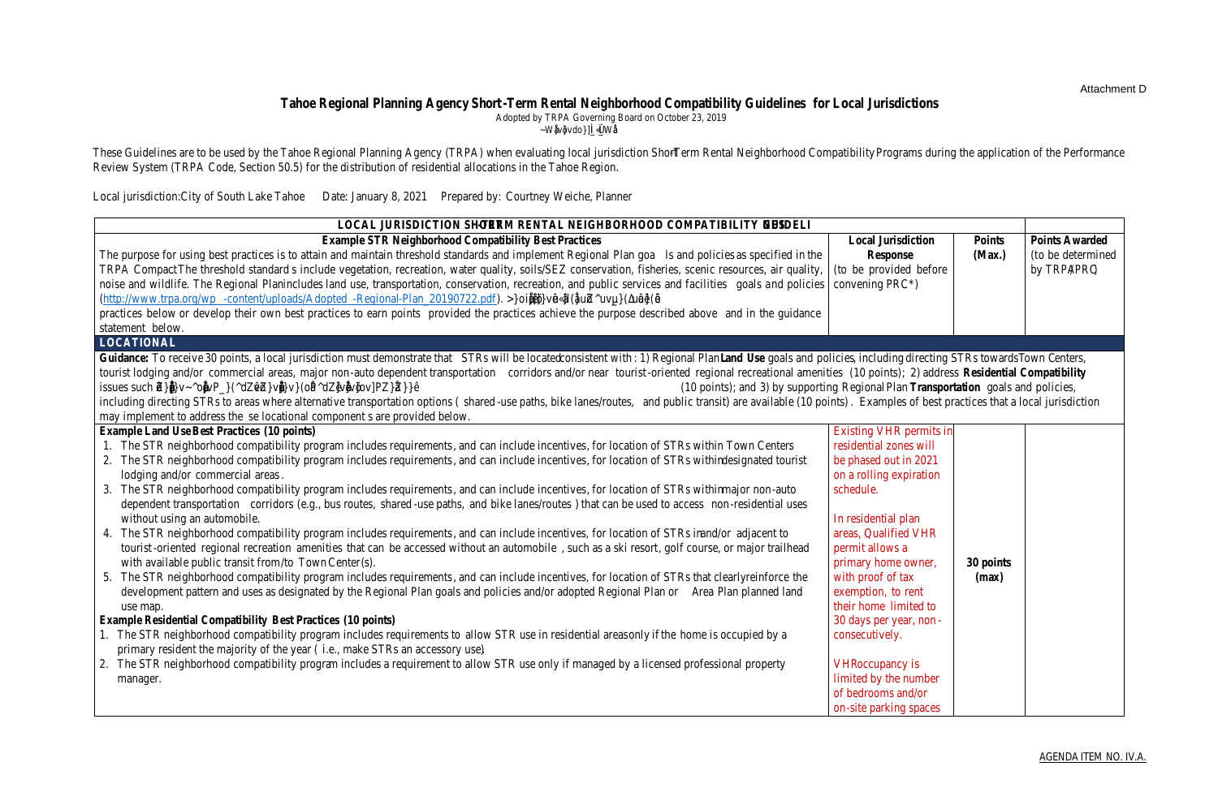Attachment D

# Tahoe Regional Planning Agency Short-Term Rental Neighborhood Compatibility Guidelines for Local Jurisdictions

Adopted by TRPA Governing Board on October 23, 2019

These Guidelines are to be used by the Tahoe Regional Planning Agency (TRPA) when evaluating local jurisdiction Short-Term Rental Neighborhood Compatibility Programs during the application of the Performance Review System (TRPA Code, Section 50.5) for the distribution of residential allocations in the Tahoe Region.

Local jurisdiction: City of South Lake Tahoe  Date: January 8, 2021  Prepared by: Courtney Weiche, Planner

| LOCAL JURISDICTION SHORT-TERM RENTAL NEIGHBORHOOD COMPATIBILITY GUIDELINES | | | |
|---|---|---|---|
| **Example STR Neighborhood Compatibility Best Practices**<br>The purpose for using best practices is to attain and maintain threshold standards and implement Regional Plan goals and policies as specified in the TRPA Compact. The threshold standards include vegetation, recreation, water quality, soils/SEZ conservation, fisheries, scenic resources, air quality, noise and wildlife. The Regional Plan includes land use, transportation, conservation, recreation, and public services and facilities goals and policies (http://www.trpa.org/wp-content/uploads/Adopted-Regional-Plan_20190722.pdf). Local jurisdictions may implement the best practices below or develop their own best practices to earn points provided the practices achieve the purpose described above and in the guidance statement below. | **Local Jurisdiction Response**<br>(to be provided before convening PRC*) | **Points (Max.)** | **Points Awarded**<br>(to be determined by TRPA/PRC) |
| **LOCATIONAL** | | | |
| **Guidance:** To receive 30 points, a local jurisdiction must demonstrate that STRs will be located consistent with: 1) Regional Plan **Land Use** goals and policies, including directing STRs towards Town Centers, tourist lodging and/or commercial areas, major non-auto dependent transportation corridors and/or near tourist-oriented regional recreational amenities (10 points); 2) address **Residential Compatibility** issues such as ... (10 points); and 3) by supporting Regional Plan **Transportation** goals and policies, including directing STRs to areas where alternative transportation options (shared-use paths, bike lanes/routes, and public transit) are available (10 points). Examples of best practices that a local jurisdiction may implement to address these locational components are provided below. | | | |
| **Example Land Use Best Practices (10 points)**<br>1. The STR neighborhood compatibility program includes requirements, and can include incentives, for location of STRs within Town Centers<br>2. The STR neighborhood compatibility program includes requirements, and can include incentives, for location of STRs within designated tourist lodging and/or commercial areas.<br>3. The STR neighborhood compatibility program includes requirements, and can include incentives, for location of STRs within major non-auto dependent transportation corridors (e.g., bus routes, shared-use paths, and bike lanes/routes) that can be used to access non-residential uses without using an automobile.<br>4. The STR neighborhood compatibility program includes requirements, and can include incentives, for location of STRs in and/or adjacent to tourist-oriented regional recreation amenities that can be accessed without an automobile, such as a ski resort, golf course, or major trailhead with available public transit from/to Town Center(s).<br>5. The STR neighborhood compatibility program includes requirements, and can include incentives, for location of STRs that clearly reinforce the development pattern and uses as designated by the Regional Plan goals and policies and/or adopted Regional Plan or Area Plan planned land use map.<br>**Example Residential Compatibility Best Practices (10 points)**<br>1. The STR neighborhood compatibility program includes requirements to allow STR use in residential areas only if the home is occupied by a primary resident the majority of the year (i.e., make STRs an accessory use).<br>2. The STR neighborhood compatibility program includes a requirement to allow STR use only if managed by a licensed professional property manager. | Existing VHR permits in residential zones will be phased out in 2021 on a rolling expiration schedule.<br><br>In residential plan areas, Qualified VHR permit allows a primary home owner, with proof of tax exemption, to rent their home limited to 30 days per year, non-consecutively.<br><br>VHR occupancy is limited by the number of bedrooms and/or on-site parking spaces | **30 points (max)** | |

AGENDA ITEM NO. IV.A.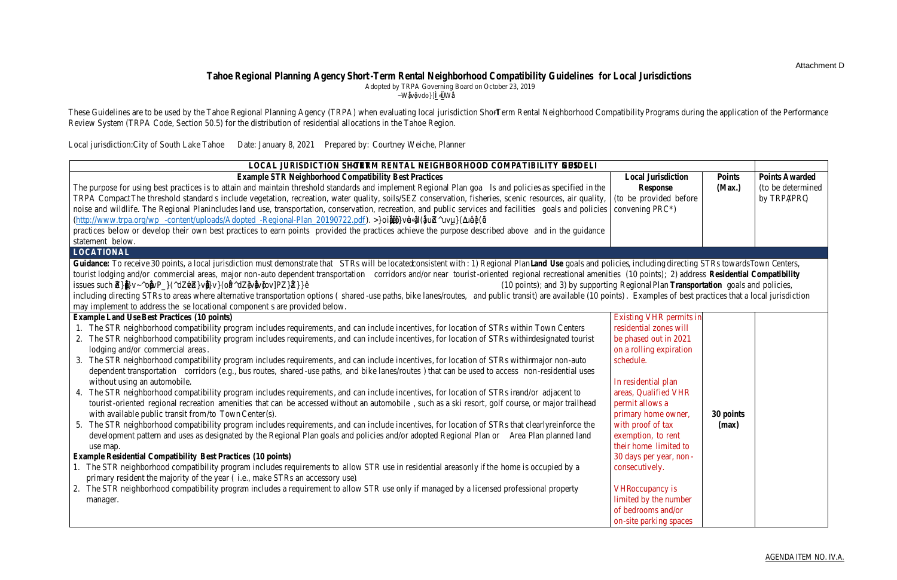Attachment D

# Tahoe Regional Planning Agency Short-Term Rental Neighborhood Compatibility Guidelines for Local Jurisdictions

Adopted by TRPA Governing Board on October 23, 2019

These Guidelines are to be used by the Tahoe Regional Planning Agency (TRPA) when evaluating local jurisdiction Short-Term Rental Neighborhood Compatibility Programs during the application of the Performance Review System (TRPA Code, Section 50.5) for the distribution of residential allocations in the Tahoe Region.

Local jurisdiction: City of South Lake Tahoe Date: January 8, 2021 Prepared by: Courtney Weiche, Planner

| LOCAL JURISDICTION SHORT-TERM RENTAL NEIGHBORHOOD COMPATIBILITY GUIDELI | | | |
|---|---|---|---|
| **Example STR Neighborhood Compatibility Best Practices**<br>The purpose for using best practices is to attain and maintain threshold standards and implement Regional Plan goals and policies as specified in the TRPA Compact. The threshold standards include vegetation, recreation, water quality, soils/SEZ conservation, fisheries, scenic resources, air quality, noise and wildlife. The Regional Plan includes land use, transportation, conservation, recreation, and public services and facilities goals and policies (http://www.trpa.org/wp-content/uploads/Adopted-Regional-Plan_20190722.pdf). practices below or develop their own best practices to earn points provided the practices achieve the purpose described above and in the guidance statement below. | **Local Jurisdiction Response** (to be provided before convening PRC*) | **Points (Max.)** | **Points Awarded** (to be determined by TRPA/PRC) |
| **LOCATIONAL** | | | |
| **Guidance:** To receive 30 points, a local jurisdiction must demonstrate that STRs will be located consistent with: 1) Regional Plan **Land Use** goals and policies, including directing STRs towards Town Centers, tourist lodging and/or commercial areas, major non-auto dependent transportation corridors and/or near tourist-oriented regional recreational amenities (10 points); 2) address **Residential Compatibility** issues such (10 points); and 3) by supporting Regional Plan **Transportation** goals and policies, including directing STRs to areas where alternative transportation options (shared-use paths, bike lanes/routes, and public transit) are available (10 points). Examples of best practices that a local jurisdiction may implement to address these locational components are provided below. | | | |
| **Example Land Use Best Practices (10 points)**<br>1. The STR neighborhood compatibility program includes requirements, and can include incentives, for location of STRs within Town Centers<br>2. The STR neighborhood compatibility program includes requirements, and can include incentives, for location of STRs within designated tourist lodging and/or commercial areas.<br>3. The STR neighborhood compatibility program includes requirements, and can include incentives, for location of STRs within major non-auto dependent transportation corridors (e.g., bus routes, shared-use paths, and bike lanes/routes) that can be used to access non-residential uses without using an automobile.<br>4. The STR neighborhood compatibility program includes requirements, and can include incentives, for location of STRs in and/or adjacent to tourist-oriented regional recreation amenities that can be accessed without an automobile, such as a ski resort, golf course, or major trailhead with available public transit from/to Town Center(s).<br>5. The STR neighborhood compatibility program includes requirements, and can include incentives, for location of STRs that clearly reinforce the development pattern and uses as designated by the Regional Plan goals and policies and/or adopted Regional Plan or Area Plan planned land use map.<br>**Example Residential Compatibility Best Practices (10 points)**<br>1. The STR neighborhood compatibility program includes requirements to allow STR use in residential areas only if the home is occupied by a primary resident the majority of the year (i.e., make STRs an accessory use).<br>2. The STR neighborhood compatibility program includes a requirement to allow STR use only if managed by a licensed professional property manager. | Existing VHR permits in residential zones will be phased out in 2021 on a rolling expiration schedule.<br><br>In residential plan areas, Qualified VHR permit allows a primary home owner, with proof of tax exemption, to rent their home limited to 30 days per year, non-consecutively.<br><br>VHR occupancy is limited by the number of bedrooms and/or on-site parking spaces | **30 points (max)** | |

AGENDA ITEM NO. IV.A.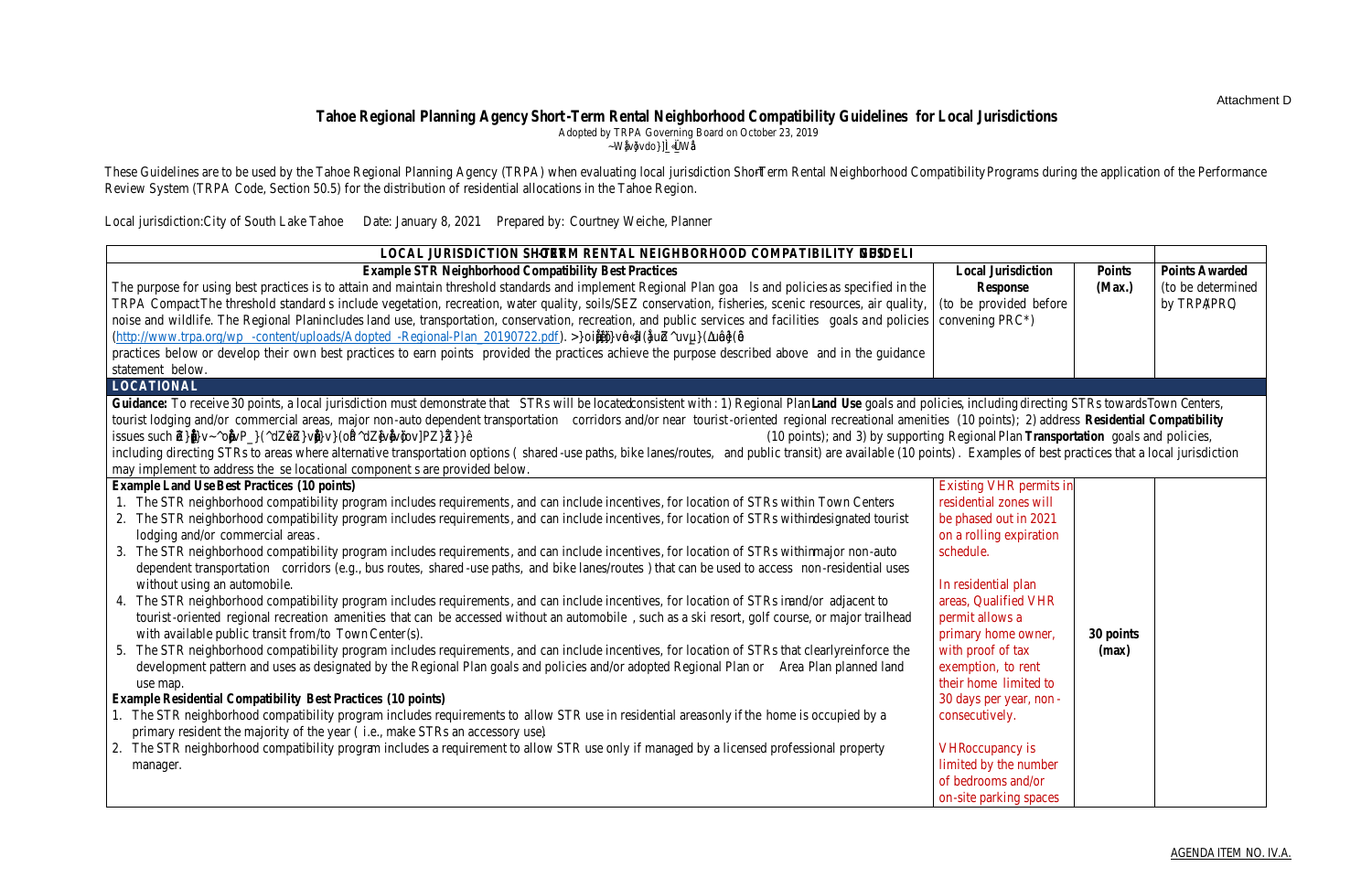Attachment D

# Tahoe Regional Planning Agency Short-Term Rental Neighborhood Compatibility Guidelines for Local Jurisdictions

Adopted by TRPA Governing Board on October 23, 2019

These Guidelines are to be used by the Tahoe Regional Planning Agency (TRPA) when evaluating local jurisdiction Short-Term Rental Neighborhood Compatibility Programs during the application of the Performance Review System (TRPA Code, Section 50.5) for the distribution of residential allocations in the Tahoe Region.

Local jurisdiction: City of South Lake Tahoe Date: January 8, 2021 Prepared by: Courtney Weiche, Planner

| LOCAL JURISDICTION SHORT-TERM RENTAL NEIGHBORHOOD COMPATIBILITY GUIDELINES | | | |
|---|---|---|---|
| **Example STR Neighborhood Compatibility Best Practices**<br>The purpose for using best practices is to attain and maintain threshold standards and implement Regional Plan goals and policies as specified in the TRPA Compact. The threshold standards include vegetation, recreation, water quality, soils/SEZ conservation, fisheries, scenic resources, air quality, noise and wildlife. The Regional Plan includes land use, transportation, conservation, recreation, and public services and facilities goals and policies (http://www.trpa.org/wp-content/uploads/Adopted-Regional-Plan_20190722.pdf). Local jurisdictions may use the practices below or develop their own best practices to earn points provided the practices achieve the purpose described above and in the guidance statement below. | **Local Jurisdiction Response** (to be provided before convening PRC*) | **Points (Max.)** | **Points Awarded** (to be determined by TRPA/PRC) |
| **LOCATIONAL** | | | |
| **Guidance:** To receive 30 points, a local jurisdiction must demonstrate that STRs will be located consistent with: 1) Regional Plan **Land Use** goals and policies, including directing STRs towards Town Centers, tourist lodging and/or commercial areas, major non-auto dependent transportation corridors and/or near tourist-oriented regional recreational amenities (10 points); 2) address **Residential Compatibility** issues such as … (10 points); and 3) by supporting Regional Plan **Transportation** goals and policies, including directing STRs to areas where alternative transportation options (shared-use paths, bike lanes/routes, and public transit) are available (10 points). Examples of best practices that a local jurisdiction may implement to address these locational components are provided below. | | | |
| **Example Land Use Best Practices (10 points)**<br>1. The STR neighborhood compatibility program includes requirements, and can include incentives, for location of STRs within Town Centers<br>2. The STR neighborhood compatibility program includes requirements, and can include incentives, for location of STRs within designated tourist lodging and/or commercial areas.<br>3. The STR neighborhood compatibility program includes requirements, and can include incentives, for location of STRs within major non-auto dependent transportation corridors (e.g., bus routes, shared-use paths, and bike lanes/routes) that can be used to access non-residential uses without using an automobile.<br>4. The STR neighborhood compatibility program includes requirements, and can include incentives, for location of STRs in and/or adjacent to tourist-oriented regional recreation amenities that can be accessed without an automobile, such as a ski resort, golf course, or major trailhead with available public transit from/to Town Center(s).<br>5. The STR neighborhood compatibility program includes requirements, and can include incentives, for location of STRs that clearly reinforce the development pattern and uses as designated by the Regional Plan goals and policies and/or adopted Regional Plan or Area Plan planned land use map.<br>**Example Residential Compatibility Best Practices (10 points)**<br>1. The STR neighborhood compatibility program includes requirements to allow STR use in residential areas only if the home is occupied by a primary resident the majority of the year (i.e., make STRs an accessory use).<br>2. The STR neighborhood compatibility program includes a requirement to allow STR use only if managed by a licensed professional property manager. | Existing VHR permits in residential zones will be phased out in 2021 on a rolling expiration schedule.<br><br>In residential plan areas, Qualified VHR permit allows a primary home owner, with proof of tax exemption, to rent their home limited to 30 days per year, non-consecutively.<br><br>VHR occupancy is limited by the number of bedrooms and/or on-site parking spaces | **30 points (max)** | |

AGENDA ITEM NO. IV.A.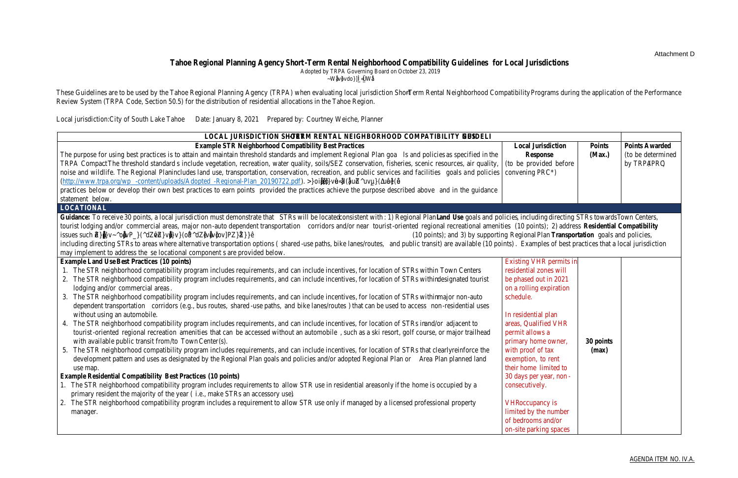Attachment D

# Tahoe Regional Planning Agency Short-Term Rental Neighborhood Compatibility Guidelines for Local Jurisdictions

Adopted by TRPA Governing Board on October 23, 2019

These Guidelines are to be used by the Tahoe Regional Planning Agency (TRPA) when evaluating local jurisdiction Short-Term Rental Neighborhood Compatibility Programs during the application of the Performance Review System (TRPA Code, Section 50.5) for the distribution of residential allocations in the Tahoe Region.

Local jurisdiction: City of South Lake Tahoe  Date: January 8, 2021  Prepared by: Courtney Weiche, Planner

| LOCAL JURISDICTION SHORT-TERM RENTAL NEIGHBORHOOD COMPATIBILITY GUIDELINES | | | |
|---|---|---|---|
| **Example STR Neighborhood Compatibility Best Practices**<br>The purpose for using best practices is to attain and maintain threshold standards and implement Regional Plan goals and policies as specified in the TRPA Compact. The threshold standards include vegetation, recreation, water quality, soils/SEZ conservation, fisheries, scenic resources, air quality, noise and wildlife. The Regional Plan includes land use, transportation, conservation, recreation, and public services and facilities goals and policies (http://www.trpa.org/wp-content/uploads/Adopted-Regional-Plan_20190722.pdf). ... practices below or develop their own best practices to earn points provided the practices achieve the purpose described above and in the guidance statement below. | **Local Jurisdiction Response** (to be provided before convening PRC*) | **Points (Max.)** | **Points Awarded** (to be determined by TRPA/PRC) |
| **LOCATIONAL** | | | |
| **Guidance:** To receive 30 points, a local jurisdiction must demonstrate that STRs will be located consistent with: 1) Regional Plan **Land Use** goals and policies, including directing STRs towards Town Centers, tourist lodging and/or commercial areas, major non-auto dependent transportation corridors and/or near tourist-oriented regional recreational amenities (10 points); 2) address **Residential Compatibility** issues such ... (10 points); and 3) by supporting Regional Plan **Transportation** goals and policies, including directing STRs to areas where alternative transportation options (shared-use paths, bike lanes/routes, and public transit) are available (10 points). Examples of best practices that a local jurisdiction may implement to address these locational components are provided below. | | | |
| **Example Land Use Best Practices (10 points)**<br>1. The STR neighborhood compatibility program includes requirements, and can include incentives, for location of STRs within Town Centers<br>2. The STR neighborhood compatibility program includes requirements, and can include incentives, for location of STRs within designated tourist lodging and/or commercial areas.<br>3. The STR neighborhood compatibility program includes requirements, and can include incentives, for location of STRs within major non-auto dependent transportation corridors (e.g., bus routes, shared-use paths, and bike lanes/routes) that can be used to access non-residential uses without using an automobile.<br>4. The STR neighborhood compatibility program includes requirements, and can include incentives, for location of STRs in and/or adjacent to tourist-oriented regional recreation amenities that can be accessed without an automobile, such as a ski resort, golf course, or major trailhead with available public transit from/to Town Center(s).<br>5. The STR neighborhood compatibility program includes requirements, and can include incentives, for location of STRs that clearly reinforce the development pattern and uses as designated by the Regional Plan goals and policies and/or adopted Regional Plan or Area Plan planned land use map.<br>**Example Residential Compatibility Best Practices (10 points)**<br>1. The STR neighborhood compatibility program includes requirements to allow STR use in residential areas only if the home is occupied by a primary resident the majority of the year (i.e., make STRs an accessory use).<br>2. The STR neighborhood compatibility program includes a requirement to allow STR use only if managed by a licensed professional property manager. | Existing VHR permits in residential zones will be phased out in 2021 on a rolling expiration schedule.<br><br>In residential plan areas, Qualified VHR permit allows a primary home owner, with proof of tax exemption, to rent their home limited to 30 days per year, non-consecutively.<br><br>VHR occupancy is limited by the number of bedrooms and/or on-site parking spaces | **30 points (max)** | |

AGENDA ITEM NO. IV.A.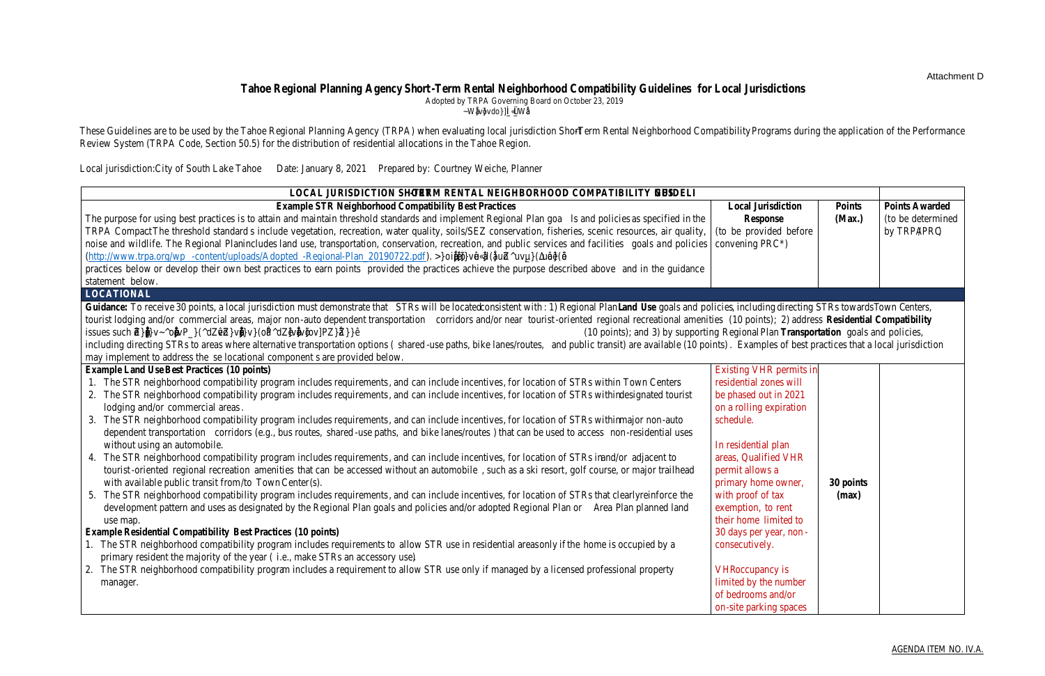Attachment D

# Tahoe Regional Planning Agency Short-Term Rental Neighborhood Compatibility Guidelines for Local Jurisdictions

Adopted by TRPA Governing Board on October 23, 2019

These Guidelines are to be used by the Tahoe Regional Planning Agency (TRPA) when evaluating local jurisdiction Short-Term Rental Neighborhood Compatibility Programs during the application of the Performance Review System (TRPA Code, Section 50.5) for the distribution of residential allocations in the Tahoe Region.

Local jurisdiction: City of South Lake Tahoe    Date: January 8, 2021    Prepared by: Courtney Weiche, Planner

| LOCAL JURISDICTION SHORT-TERM RENTAL NEIGHBORHOOD COMPATIBILITY GUIDELINES | | | |
|---|---|---|---|
| **Example STR Neighborhood Compatibility Best Practices**<br>The purpose for using best practices is to attain and maintain threshold standards and implement Regional Plan goals and policies as specified in the TRPA Compact. The threshold standards include vegetation, recreation, water quality, soils/SEZ conservation, fisheries, scenic resources, air quality, noise and wildlife. The Regional Plan includes land use, transportation, conservation, recreation, and public services and facilities goals and policies (http://www.trpa.org/wp-content/uploads/Adopted-Regional-Plan_20190722.pdf). Local jurisdictions may select from the best practices below or develop their own best practices to earn points provided the practices achieve the purpose described above and in the guidance statement below. | **Local Jurisdiction Response** (to be provided before convening PRC*) | **Points (Max.)** | **Points Awarded** (to be determined by TRPA/PRC) |
| **LOCATIONAL** | | | |
| **Guidance:** To receive 30 points, a local jurisdiction must demonstrate that STRs will be located consistent with: 1) Regional Plan **Land Use** goals and policies, including directing STRs towards Town Centers, tourist lodging and/or commercial areas, major non-auto dependent transportation corridors and/or near tourist-oriented regional recreational amenities (10 points); 2) address **Residential Compatibility** issues such as ... (10 points); and 3) by supporting Regional Plan **Transportation** goals and policies, including directing STRs to areas where alternative transportation options (shared-use paths, bike lanes/routes, and public transit) are available (10 points). Examples of best practices that a local jurisdiction may implement to address these locational components are provided below. | | | |
| **Example Land Use Best Practices (10 points)**<br>1. The STR neighborhood compatibility program includes requirements, and can include incentives, for location of STRs within Town Centers<br>2. The STR neighborhood compatibility program includes requirements, and can include incentives, for location of STRs within designated tourist lodging and/or commercial areas.<br>3. The STR neighborhood compatibility program includes requirements, and can include incentives, for location of STRs within major non-auto dependent transportation corridors (e.g., bus routes, shared-use paths, and bike lanes/routes) that can be used to access non-residential uses without using an automobile.<br>4. The STR neighborhood compatibility program includes requirements, and can include incentives, for location of STRs in and/or adjacent to tourist-oriented regional recreation amenities that can be accessed without an automobile, such as a ski resort, golf course, or major trailhead with available public transit from/to Town Center(s).<br>5. The STR neighborhood compatibility program includes requirements, and can include incentives, for location of STRs that clearly reinforce the development pattern and uses as designated by the Regional Plan goals and policies and/or adopted Regional Plan or Area Plan planned land use map.<br>**Example Residential Compatibility Best Practices (10 points)**<br>1. The STR neighborhood compatibility program includes requirements to allow STR use in residential areas only if the home is occupied by a primary resident the majority of the year (i.e., make STRs an accessory use).<br>2. The STR neighborhood compatibility program includes a requirement to allow STR use only if managed by a licensed professional property manager. | Existing VHR permits in residential zones will be phased out in 2021 on a rolling expiration schedule.<br><br>In residential plan areas, Qualified VHR permit allows a primary home owner, with proof of tax exemption, to rent their home limited to 30 days per year, non-consecutively.<br><br>VHR occupancy is limited by the number of bedrooms and/or on-site parking spaces | **30 points (max)** | |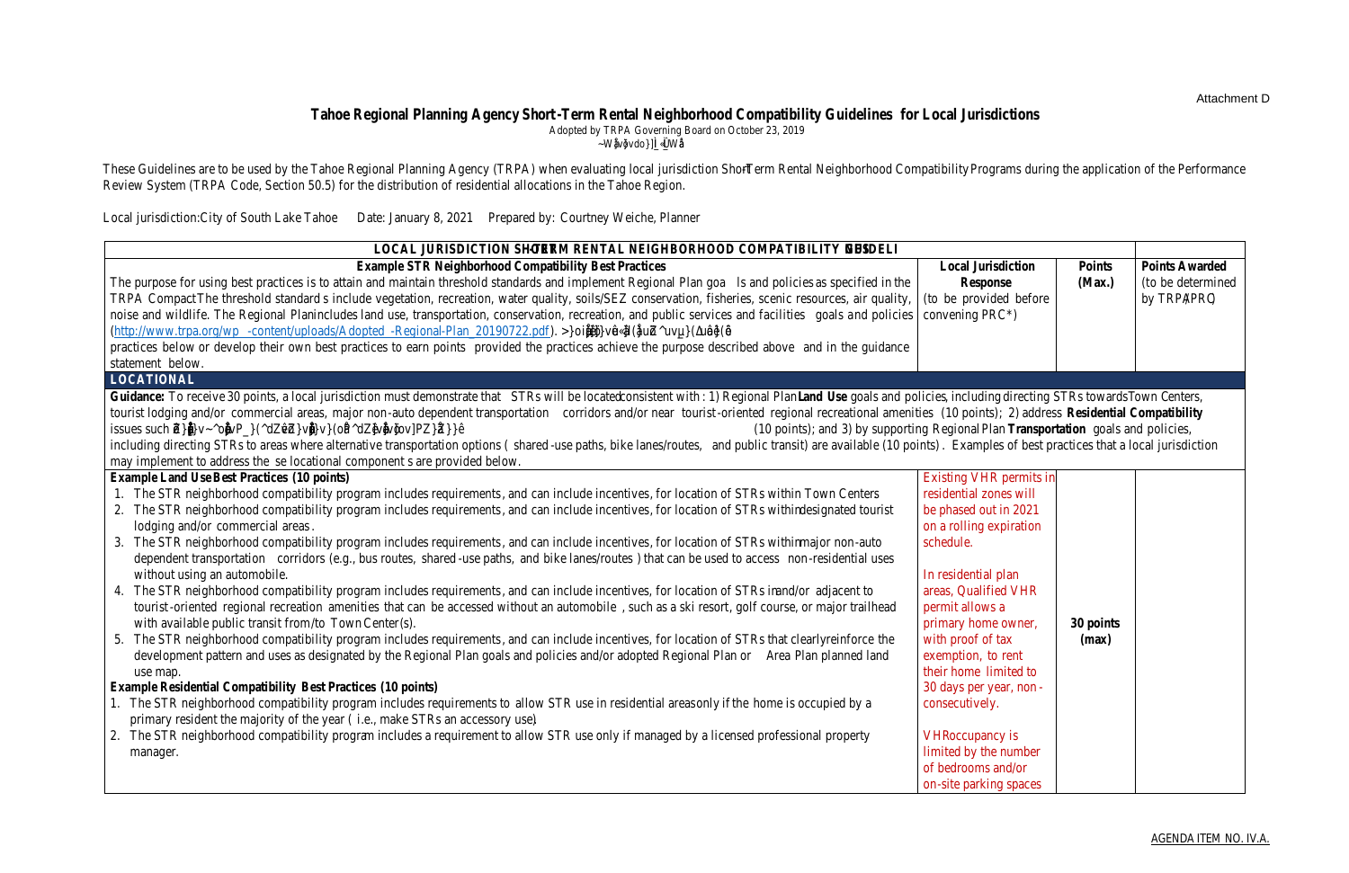Attachment D

# Tahoe Regional Planning Agency Short-Term Rental Neighborhood Compatibility Guidelines for Local Jurisdictions

Adopted by TRPA Governing Board on October 23, 2019

These Guidelines are to be used by the Tahoe Regional Planning Agency (TRPA) when evaluating local jurisdiction Short-Term Rental Neighborhood Compatibility Programs during the application of the Performance Review System (TRPA Code, Section 50.5) for the distribution of residential allocations in the Tahoe Region.

Local jurisdiction: City of South Lake Tahoe Date: January 8, 2021 Prepared by: Courtney Weiche, Planner

| LOCAL JURISDICTION SHORT-TERM RENTAL NEIGHBORHOOD COMPATIBILITY GUIDELINES | | | |
|---|---|---|---|
| **Example STR Neighborhood Compatibility Best Practices**<br>The purpose for using best practices is to attain and maintain threshold standards and implement Regional Plan goals and policies as specified in the TRPA Compact. The threshold standards include vegetation, recreation, water quality, soils/SEZ conservation, fisheries, scenic resources, air quality, noise and wildlife. The Regional Plan includes land use, transportation, conservation, recreation, and public services and facilities goals and policies (http://www.trpa.org/wp-content/uploads/Adopted-Regional-Plan_20190722.pdf). practices below or develop their own best practices to earn points provided the practices achieve the purpose described above and in the guidance statement below. | **Local Jurisdiction Response** (to be provided before convening PRC*) | **Points (Max.)** | **Points Awarded** (to be determined by TRPA/PRC) |
| **LOCATIONAL** | | | |
| **Guidance:** To receive 30 points, a local jurisdiction must demonstrate that STRs will be located consistent with: 1) Regional Plan **Land Use** goals and policies, including directing STRs towards Town Centers, tourist lodging and/or commercial areas, major non-auto dependent transportation corridors and/or near tourist-oriented regional recreational amenities (10 points); 2) address **Residential Compatibility** issues such (10 points); and 3) by supporting Regional Plan **Transportation** goals and policies, including directing STRs to areas where alternative transportation options (shared-use paths, bike lanes/routes, and public transit) are available (10 points). Examples of best practices that a local jurisdiction may implement to address these locational components are provided below. | | | |
| **Example Land Use Best Practices (10 points)**<br>1. The STR neighborhood compatibility program includes requirements, and can include incentives, for location of STRs within Town Centers<br>2. The STR neighborhood compatibility program includes requirements, and can include incentives, for location of STRs within designated tourist lodging and/or commercial areas.<br>3. The STR neighborhood compatibility program includes requirements, and can include incentives, for location of STRs within major non-auto dependent transportation corridors (e.g., bus routes, shared-use paths, and bike lanes/routes) that can be used to access non-residential uses without using an automobile.<br>4. The STR neighborhood compatibility program includes requirements, and can include incentives, for location of STRs in and/or adjacent to tourist-oriented regional recreation amenities that can be accessed without an automobile, such as a ski resort, golf course, or major trailhead with available public transit from/to Town Center(s).<br>5. The STR neighborhood compatibility program includes requirements, and can include incentives, for location of STRs that clearly reinforce the development pattern and uses as designated by the Regional Plan goals and policies and/or adopted Regional Plan or Area Plan planned land use map.<br>**Example Residential Compatibility Best Practices (10 points)**<br>1. The STR neighborhood compatibility program includes requirements to allow STR use in residential areas only if the home is occupied by a primary resident the majority of the year (i.e., make STRs an accessory use).<br>2. The STR neighborhood compatibility program includes a requirement to allow STR use only if managed by a licensed professional property manager. | Existing VHR permits in residential zones will be phased out in 2021 on a rolling expiration schedule.<br><br>In residential plan areas, Qualified VHR permit allows a primary home owner, with proof of tax exemption, to rent their home limited to 30 days per year, non-consecutively.<br><br>VHR occupancy is limited by the number of bedrooms and/or on-site parking spaces | **30 points (max)** | |

AGENDA ITEM NO. IV.A.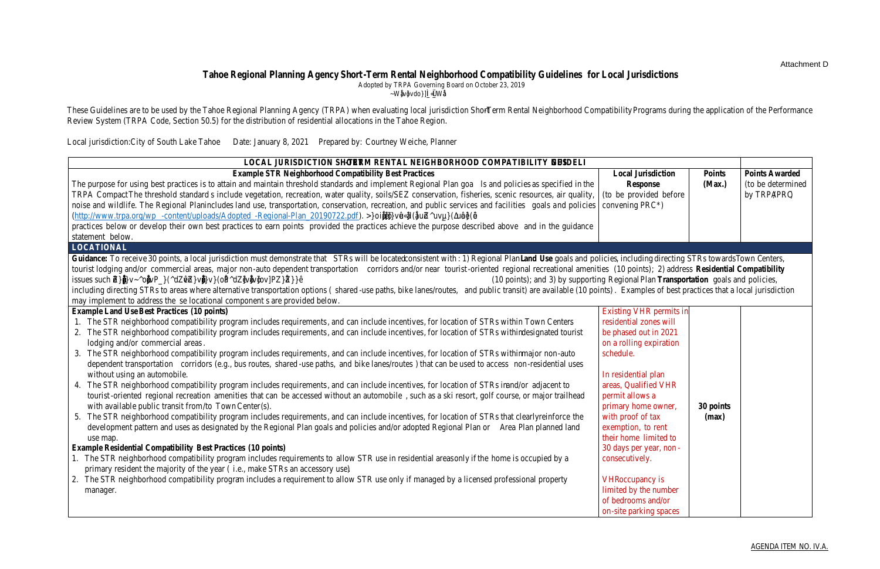Attachment D

## Tahoe Regional Planning Agency Short-Term Rental Neighborhood Compatibility Guidelines for Local Jurisdictions

Adopted by TRPA Governing Board on October 23, 2019

These Guidelines are to be used by the Tahoe Regional Planning Agency (TRPA) when evaluating local jurisdiction Short-Term Rental Neighborhood Compatibility Programs during the application of the Performance Review System (TRPA Code, Section 50.5) for the distribution of residential allocations in the Tahoe Region.

Local jurisdiction: City of South Lake Tahoe Date: January 8, 2021 Prepared by: Courtney Weiche, Planner

| LOCAL JURISDICTION SHORT-TERM RENTAL NEIGHBORHOOD COMPATIBILITY GUIDELINES | | | |
|---|---|---|---|
| **Example STR Neighborhood Compatibility Best Practices**<br>The purpose for using best practices is to attain and maintain threshold standards and implement Regional Plan goals and policies as specified in the TRPA Compact. The threshold standards include vegetation, recreation, water quality, soils/SEZ conservation, fisheries, scenic resources, air quality, noise and wildlife. The Regional Plan includes land use, transportation, conservation, recreation, and public services and facilities goals and policies (http://www.trpa.org/wp-content/uploads/Adopted-Regional-Plan_20190722.pdf). Local jurisdictions may use the practices below or develop their own best practices to earn points provided the practices achieve the purpose described above and in the guidance statement below. | **Local Jurisdiction Response** (to be provided before convening PRC*) | **Points (Max.)** | **Points Awarded** (to be determined by TRPA/PRC) |
| **LOCATIONAL** | | | |
| **Guidance:** To receive 30 points, a local jurisdiction must demonstrate that STRs will be located consistent with: 1) Regional Plan **Land Use** goals and policies, including directing STRs towards Town Centers, tourist lodging and/or commercial areas, major non-auto dependent transportation corridors and/or near tourist-oriented regional recreational amenities (10 points); 2) address **Residential Compatibility** issues such as … (10 points); and 3) by supporting Regional Plan **Transportation** goals and policies, including directing STRs to areas where alternative transportation options (shared-use paths, bike lanes/routes, and public transit) are available (10 points). Examples of best practices that a local jurisdiction may implement to address these locational components are provided below. | | | |
| **Example Land Use Best Practices (10 points)**<br>1. The STR neighborhood compatibility program includes requirements, and can include incentives, for location of STRs within Town Centers<br>2. The STR neighborhood compatibility program includes requirements, and can include incentives, for location of STRs within designated tourist lodging and/or commercial areas.<br>3. The STR neighborhood compatibility program includes requirements, and can include incentives, for location of STRs within major non-auto dependent transportation corridors (e.g., bus routes, shared-use paths, and bike lanes/routes) that can be used to access non-residential uses without using an automobile.<br>4. The STR neighborhood compatibility program includes requirements, and can include incentives, for location of STRs in and/or adjacent to tourist-oriented regional recreation amenities that can be accessed without an automobile, such as a ski resort, golf course, or major trailhead with available public transit from/to Town Center(s).<br>5. The STR neighborhood compatibility program includes requirements, and can include incentives, for location of STRs that clearly reinforce the development pattern and uses as designated by the Regional Plan goals and policies and/or adopted Regional Plan or Area Plan planned land use map.<br>**Example Residential Compatibility Best Practices (10 points)**<br>1. The STR neighborhood compatibility program includes requirements to allow STR use in residential areas only if the home is occupied by a primary resident the majority of the year (i.e., make STRs an accessory use).<br>2. The STR neighborhood compatibility program includes a requirement to allow STR use only if managed by a licensed professional property manager. | Existing VHR permits in residential zones will be phased out in 2021 on a rolling expiration schedule.<br><br>In residential plan areas, Qualified VHR permit allows a primary home owner, with proof of tax exemption, to rent their home limited to 30 days per year, non-consecutively.<br><br>VHR occupancy is limited by the number of bedrooms and/or on-site parking spaces | 30 points (max) | |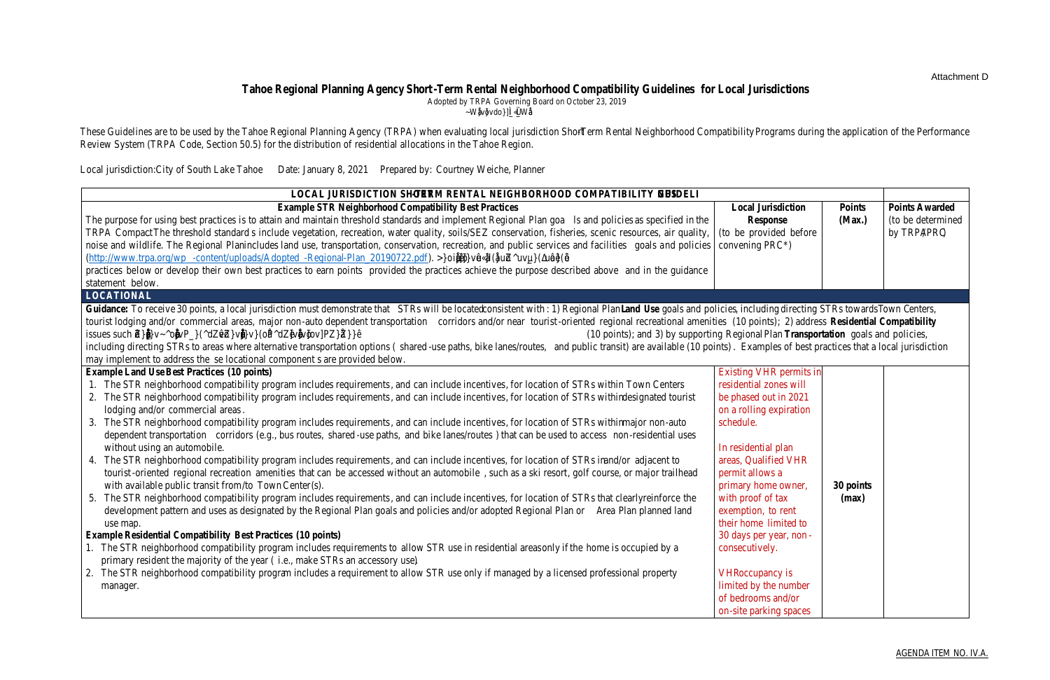Attachment D

# Tahoe Regional Planning Agency Short-Term Rental Neighborhood Compatibility Guidelines for Local Jurisdictions

Adopted by TRPA Governing Board on October 23, 2019

These Guidelines are to be used by the Tahoe Regional Planning Agency (TRPA) when evaluating local jurisdiction Short-Term Rental Neighborhood Compatibility Programs during the application of the Performance Review System (TRPA Code, Section 50.5) for the distribution of residential allocations in the Tahoe Region.

Local jurisdiction: City of South Lake Tahoe Date: January 8, 2021 Prepared by: Courtney Weiche, Planner

| LOCAL JURISDICTION SHORT-TERM RENTAL NEIGHBORHOOD COMPATIBILITY GUIDELINES | | | |
|---|---|---|---|
| **Example STR Neighborhood Compatibility Best Practices**<br>The purpose for using best practices is to attain and maintain threshold standards and implement Regional Plan goals and policies as specified in the TRPA Compact. The threshold standards include vegetation, recreation, water quality, soils/SEZ conservation, fisheries, scenic resources, air quality, noise and wildlife. The Regional Plan includes land use, transportation, conservation, recreation, and public services and facilities goals and policies (http://www.trpa.org/wp-content/uploads/Adopted-Regional-Plan_20190722.pdf). ... practices below or develop their own best practices to earn points provided the practices achieve the purpose described above and in the guidance statement below. | **Local Jurisdiction Response** (to be provided before convening PRC*) | **Points (Max.)** | **Points Awarded** (to be determined by TRPA/PRC) |
| **LOCATIONAL** | | | |
| **Guidance:** To receive 30 points, a local jurisdiction must demonstrate that STRs will be located consistent with: 1) Regional Plan **Land Use** goals and policies, including directing STRs towards Town Centers, tourist lodging and/or commercial areas, major non-auto dependent transportation corridors and/or near tourist-oriented regional recreational amenities (10 points); 2) address **Residential Compatibility** issues such ... (10 points); and 3) by supporting Regional Plan **Transportation** goals and policies, including directing STRs to areas where alternative transportation options (shared-use paths, bike lanes/routes, and public transit) are available (10 points). Examples of best practices that a local jurisdiction may implement to address these locational components are provided below. | | | |
| **Example Land Use Best Practices (10 points)**<br>1. The STR neighborhood compatibility program includes requirements, and can include incentives, for location of STRs within Town Centers<br>2. The STR neighborhood compatibility program includes requirements, and can include incentives, for location of STRs within designated tourist lodging and/or commercial areas.<br>3. The STR neighborhood compatibility program includes requirements, and can include incentives, for location of STRs within major non-auto dependent transportation corridors (e.g., bus routes, shared-use paths, and bike lanes/routes) that can be used to access non-residential uses without using an automobile.<br>4. The STR neighborhood compatibility program includes requirements, and can include incentives, for location of STRs in and/or adjacent to tourist-oriented regional recreation amenities that can be accessed without an automobile, such as a ski resort, golf course, or major trailhead with available public transit from/to Town Center(s).<br>5. The STR neighborhood compatibility program includes requirements, and can include incentives, for location of STRs that clearly reinforce the development pattern and uses as designated by the Regional Plan goals and policies and/or adopted Regional Plan or Area Plan planned land use map.<br>**Example Residential Compatibility Best Practices (10 points)**<br>1. The STR neighborhood compatibility program includes requirements to allow STR use in residential areas only if the home is occupied by a primary resident the majority of the year (i.e., make STRs an accessory use).<br>2. The STR neighborhood compatibility program includes a requirement to allow STR use only if managed by a licensed professional property manager. | Existing VHR permits in residential zones will be phased out in 2021 on a rolling expiration schedule.<br><br>In residential plan areas, Qualified VHR permit allows a primary home owner, with proof of tax exemption, to rent their home limited to 30 days per year, non-consecutively.<br><br>VHR occupancy is limited by the number of bedrooms and/or on-site parking spaces | **30 points (max)** | |

AGENDA ITEM NO. IV.A.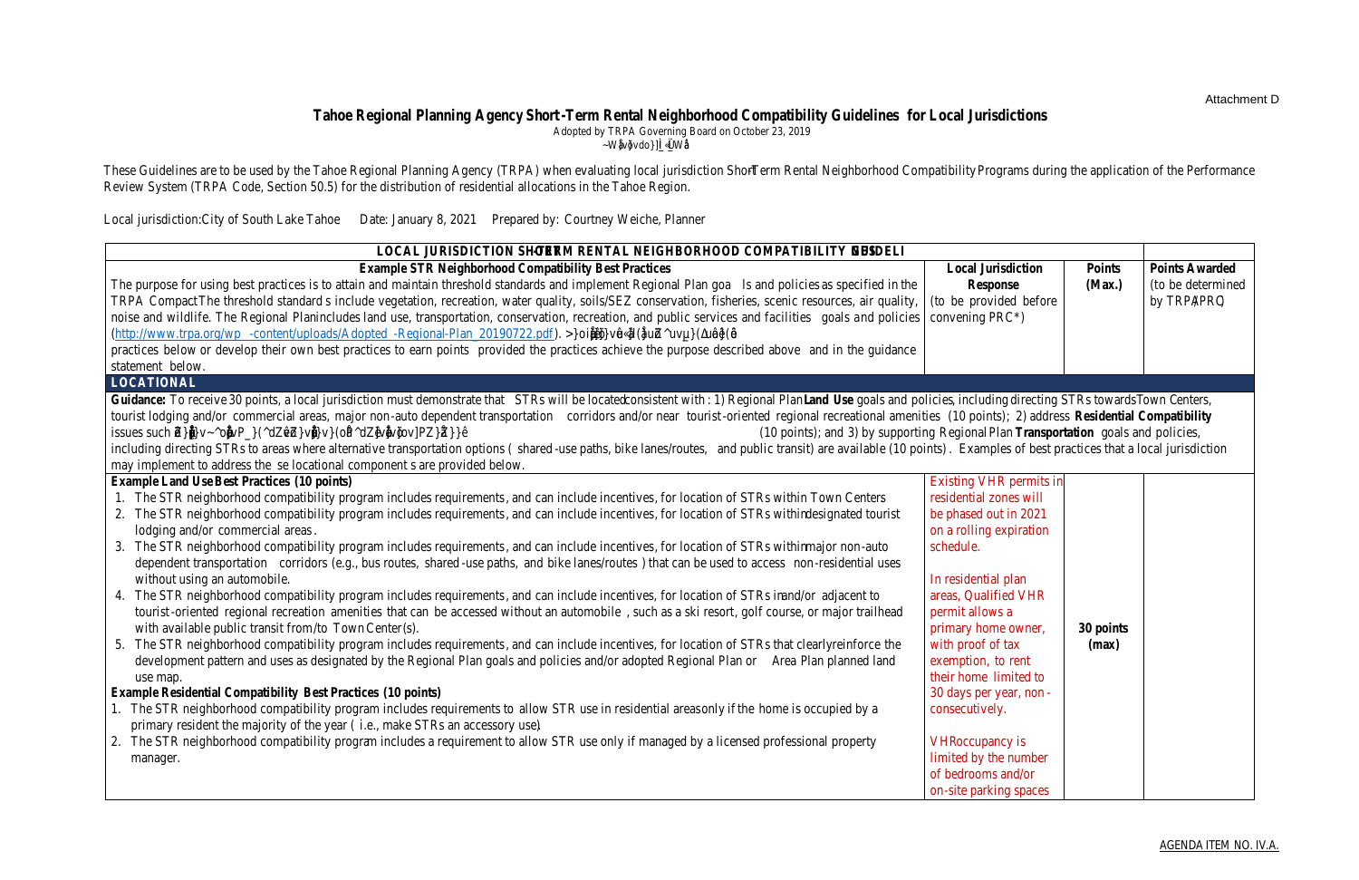Attachment D

# Tahoe Regional Planning Agency Short-Term Rental Neighborhood Compatibility Guidelines for Local Jurisdictions

Adopted by TRPA Governing Board on October 23, 2019

These Guidelines are to be used by the Tahoe Regional Planning Agency (TRPA) when evaluating local jurisdiction Short-Term Rental Neighborhood Compatibility Programs during the application of the Performance Review System (TRPA Code, Section 50.5) for the distribution of residential allocations in the Tahoe Region.

Local jurisdiction: City of South Lake Tahoe Date: January 8, 2021 Prepared by: Courtney Weiche, Planner

| LOCAL JURISDICTION SHORT-TERM RENTAL NEIGHBORHOOD COMPATIBILITY GUIDELINES | | | |
|---|---|---|---|
| **Example STR Neighborhood Compatibility Best Practices**<br>The purpose for using best practices is to attain and maintain threshold standards and implement Regional Plan goals and policies as specified in the TRPA Compact. The threshold standards include vegetation, recreation, water quality, soils/SEZ conservation, fisheries, scenic resources, air quality, noise and wildlife. The Regional Plan includes land use, transportation, conservation, recreation, and public services and facilities goals and policies (http://www.trpa.org/wp-content/uploads/Adopted-Regional-Plan_20190722.pdf). Local jurisdictions may use the practices below or develop their own best practices to earn points provided the practices achieve the purpose described above and in the guidance statement below. | **Local Jurisdiction Response** (to be provided before convening PRC*) | **Points (Max.)** | **Points Awarded** (to be determined by TRPA/PRC) |
| **LOCATIONAL** | | | |
| **Guidance:** To receive 30 points, a local jurisdiction must demonstrate that STRs will be located consistent with: 1) Regional Plan **Land Use** goals and policies, including directing STRs towards Town Centers, tourist lodging and/or commercial areas, major non-auto dependent transportation corridors and/or near tourist-oriented regional recreational amenities (10 points); 2) address **Residential Compatibility** issues such as ... (10 points); and 3) by supporting Regional Plan **Transportation** goals and policies, including directing STRs to areas where alternative transportation options (shared-use paths, bike lanes/routes, and public transit) are available (10 points). Examples of best practices that a local jurisdiction may implement to address these locational components are provided below. | | | |
| **Example Land Use Best Practices (10 points)**<br>1. The STR neighborhood compatibility program includes requirements, and can include incentives, for location of STRs within Town Centers<br>2. The STR neighborhood compatibility program includes requirements, and can include incentives, for location of STRs within designated tourist lodging and/or commercial areas.<br>3. The STR neighborhood compatibility program includes requirements, and can include incentives, for location of STRs within major non-auto dependent transportation corridors (e.g., bus routes, shared-use paths, and bike lanes/routes) that can be used to access non-residential uses without using an automobile.<br>4. The STR neighborhood compatibility program includes requirements, and can include incentives, for location of STRs in and/or adjacent to tourist-oriented regional recreation amenities that can be accessed without an automobile, such as a ski resort, golf course, or major trailhead with available public transit from/to Town Center(s).<br>5. The STR neighborhood compatibility program includes requirements, and can include incentives, for location of STRs that clearly reinforce the development pattern and uses as designated by the Regional Plan goals and policies and/or adopted Regional Plan or Area Plan planned land use map.<br>**Example Residential Compatibility Best Practices (10 points)**<br>1. The STR neighborhood compatibility program includes requirements to allow STR use in residential areas only if the home is occupied by a primary resident the majority of the year (i.e., make STRs an accessory use).<br>2. The STR neighborhood compatibility program includes a requirement to allow STR use only if managed by a licensed professional property manager. | Existing VHR permits in residential zones will be phased out in 2021 on a rolling expiration schedule.<br><br>In residential plan areas, Qualified VHR permit allows a primary home owner, with proof of tax exemption, to rent their home limited to 30 days per year, non-consecutively.<br><br>VHR occupancy is limited by the number of bedrooms and/or on-site parking spaces | **30 points (max)** | |

AGENDA ITEM NO. IV.A.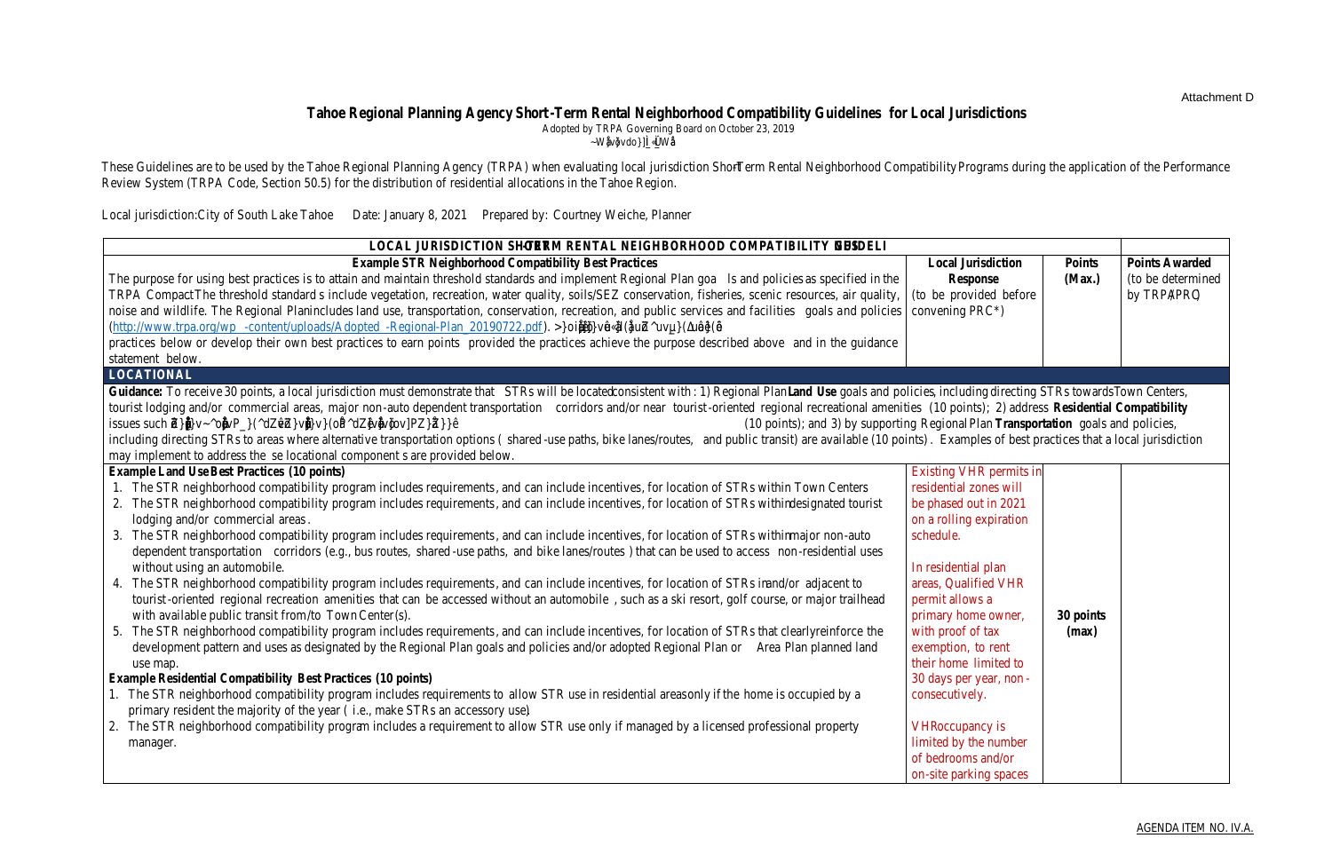Attachment D

## Tahoe Regional Planning Agency Short-Term Rental Neighborhood Compatibility Guidelines for Local Jurisdictions

Adopted by TRPA Governing Board on October 23, 2019

These Guidelines are to be used by the Tahoe Regional Planning Agency (TRPA) when evaluating local jurisdiction Short-Term Rental Neighborhood Compatibility Programs during the application of the Performance Review System (TRPA Code, Section 50.5) for the distribution of residential allocations in the Tahoe Region.

Local jurisdiction: City of South Lake Tahoe  Date: January 8, 2021  Prepared by: Courtney Weiche, Planner

| LOCAL JURISDICTION SHORT-TERM RENTAL NEIGHBORHOOD COMPATIBILITY GUIDELINES | | | |
|---|---|---|---|
| **Example STR Neighborhood Compatibility Best Practices**<br>The purpose for using best practices is to attain and maintain threshold standards and implement Regional Plan goals and policies as specified in the TRPA Compact. The threshold standards include vegetation, recreation, water quality, soils/SEZ conservation, fisheries, scenic resources, air quality, noise and wildlife. The Regional Plan includes land use, transportation, conservation, recreation, and public services and facilities goals and policies (http://www.trpa.org/wp-content/uploads/Adopted-Regional-Plan_20190722.pdf). Local jurisdictions may use the practices below or develop their own best practices to earn points provided the practices achieve the purpose described above and in the guidance statement below. | **Local Jurisdiction Response** (to be provided before convening PRC*) | **Points (Max.)** | **Points Awarded** (to be determined by TRPA/PRC) |
| **LOCATIONAL** | | | |
| **Guidance:** To receive 30 points, a local jurisdiction must demonstrate that STRs will be located consistent with: 1) Regional Plan **Land Use** goals and policies, including directing STRs towards Town Centers, tourist lodging and/or commercial areas, major non-auto dependent transportation corridors and/or near tourist-oriented regional recreational amenities (10 points); 2) address **Residential Compatibility** issues such as ... (10 points); and 3) by supporting Regional Plan **Transportation** goals and policies, including directing STRs to areas where alternative transportation options (shared-use paths, bike lanes/routes, and public transit) are available (10 points). Examples of best practices that a local jurisdiction may implement to address these locational components are provided below. | | | |
| **Example Land Use Best Practices (10 points)**<br>1. The STR neighborhood compatibility program includes requirements, and can include incentives, for location of STRs within Town Centers<br>2. The STR neighborhood compatibility program includes requirements, and can include incentives, for location of STRs within designated tourist lodging and/or commercial areas.<br>3. The STR neighborhood compatibility program includes requirements, and can include incentives, for location of STRs within major non-auto dependent transportation corridors (e.g., bus routes, shared-use paths, and bike lanes/routes) that can be used to access non-residential uses without using an automobile.<br>4. The STR neighborhood compatibility program includes requirements, and can include incentives, for location of STRs in and/or adjacent to tourist-oriented regional recreation amenities that can be accessed without an automobile, such as a ski resort, golf course, or major trailhead with available public transit from/to Town Center(s).<br>5. The STR neighborhood compatibility program includes requirements, and can include incentives, for location of STRs that clearly reinforce the development pattern and uses as designated by the Regional Plan goals and policies and/or adopted Regional Plan or Area Plan planned land use map.<br>**Example Residential Compatibility Best Practices (10 points)**<br>1. The STR neighborhood compatibility program includes requirements to allow STR use in residential areas only if the home is occupied by a primary resident the majority of the year (i.e., make STRs an accessory use).<br>2. The STR neighborhood compatibility program includes a requirement to allow STR use only if managed by a licensed professional property manager. | Existing VHR permits in residential zones will be phased out in 2021 on a rolling expiration schedule.<br><br>In residential plan areas, Qualified VHR permit allows a primary home owner, with proof of tax exemption, to rent their home limited to 30 days per year, non-consecutively.<br><br>VHR occupancy is limited by the number of bedrooms and/or on-site parking spaces | **30 points (max)** | |

AGENDA ITEM NO. IV.A.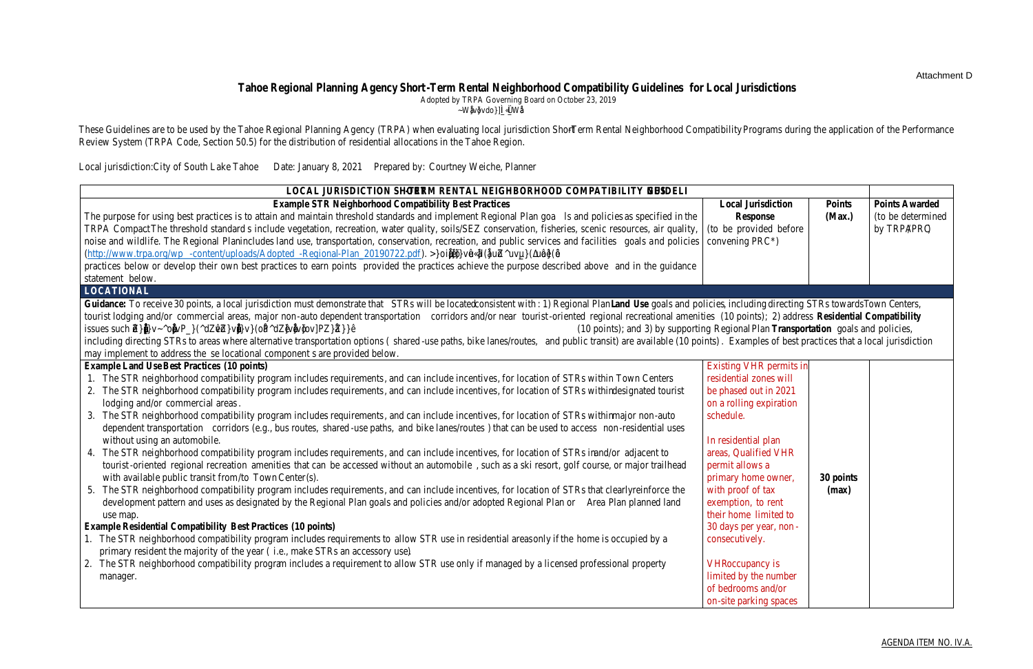Attachment D

# Tahoe Regional Planning Agency Short-Term Rental Neighborhood Compatibility Guidelines for Local Jurisdictions

Adopted by TRPA Governing Board on October 23, 2019

These Guidelines are to be used by the Tahoe Regional Planning Agency (TRPA) when evaluating local jurisdiction Short-Term Rental Neighborhood Compatibility Programs during the application of the Performance Review System (TRPA Code, Section 50.5) for the distribution of residential allocations in the Tahoe Region.

Local jurisdiction: City of South Lake Tahoe  Date: January 8, 2021  Prepared by: Courtney Weiche, Planner

| LOCAL JURISDICTION SHORT-TERM RENTAL NEIGHBORHOOD COMPATIBILITY GUIDELINES | | | |
|---|---|---|---|
| **Example STR Neighborhood Compatibility Best Practices**<br>The purpose for using best practices is to attain and maintain threshold standards and implement Regional Plan goals and policies as specified in the TRPA Compact. The threshold standards include vegetation, recreation, water quality, soils/SEZ conservation, fisheries, scenic resources, air quality, noise and wildlife. The Regional Plan includes land use, transportation, conservation, recreation, and public services and facilities goals and policies (http://www.trpa.org/wp-content/uploads/Adopted-Regional-Plan_20190722.pdf). Local jurisdictions may implement the best practices below or develop their own best practices to earn points provided the practices achieve the purpose described above and in the guidance statement below. | **Local Jurisdiction Response** (to be provided before convening PRC*) | **Points (Max.)** | **Points Awarded** (to be determined by TRPA/PRC) |
| **LOCATIONAL** | | | |
| **Guidance:** To receive 30 points, a local jurisdiction must demonstrate that STRs will be located consistent with: 1) Regional Plan **Land Use** goals and policies, including directing STRs towards Town Centers, tourist lodging and/or commercial areas, major non-auto dependent transportation corridors and/or near tourist-oriented regional recreational amenities (10 points); 2) address **Residential Compatibility** issues such as ... (10 points); and 3) by supporting Regional Plan **Transportation** goals and policies, including directing STRs to areas where alternative transportation options (shared-use paths, bike lanes/routes, and public transit) are available (10 points). Examples of best practices that a local jurisdiction may implement to address these locational components are provided below. | | | |
| **Example Land Use Best Practices (10 points)**<br>1. The STR neighborhood compatibility program includes requirements, and can include incentives, for location of STRs within Town Centers<br>2. The STR neighborhood compatibility program includes requirements, and can include incentives, for location of STRs within designated tourist lodging and/or commercial areas.<br>3. The STR neighborhood compatibility program includes requirements, and can include incentives, for location of STRs within major non-auto dependent transportation corridors (e.g., bus routes, shared-use paths, and bike lanes/routes) that can be used to access non-residential uses without using an automobile.<br>4. The STR neighborhood compatibility program includes requirements, and can include incentives, for location of STRs in and/or adjacent to tourist-oriented regional recreation amenities that can be accessed without an automobile, such as a ski resort, golf course, or major trailhead with available public transit from/to Town Center(s).<br>5. The STR neighborhood compatibility program includes requirements, and can include incentives, for location of STRs that clearly reinforce the development pattern and uses as designated by the Regional Plan goals and policies and/or adopted Regional Plan or Area Plan planned land use map.<br>**Example Residential Compatibility Best Practices (10 points)**<br>1. The STR neighborhood compatibility program includes requirements to allow STR use in residential areas only if the home is occupied by a primary resident the majority of the year (i.e., make STRs an accessory use).<br>2. The STR neighborhood compatibility program includes a requirement to allow STR use only if managed by a licensed professional property manager. | Existing VHR permits in residential zones will be phased out in 2021 on a rolling expiration schedule.<br><br>In residential plan areas, Qualified VHR permit allows a primary home owner, with proof of tax exemption, to rent their home limited to 30 days per year, non-consecutively.<br><br>VHR occupancy is limited by the number of bedrooms and/or on-site parking spaces | 30 points (max) | |

AGENDA ITEM NO. IV.A.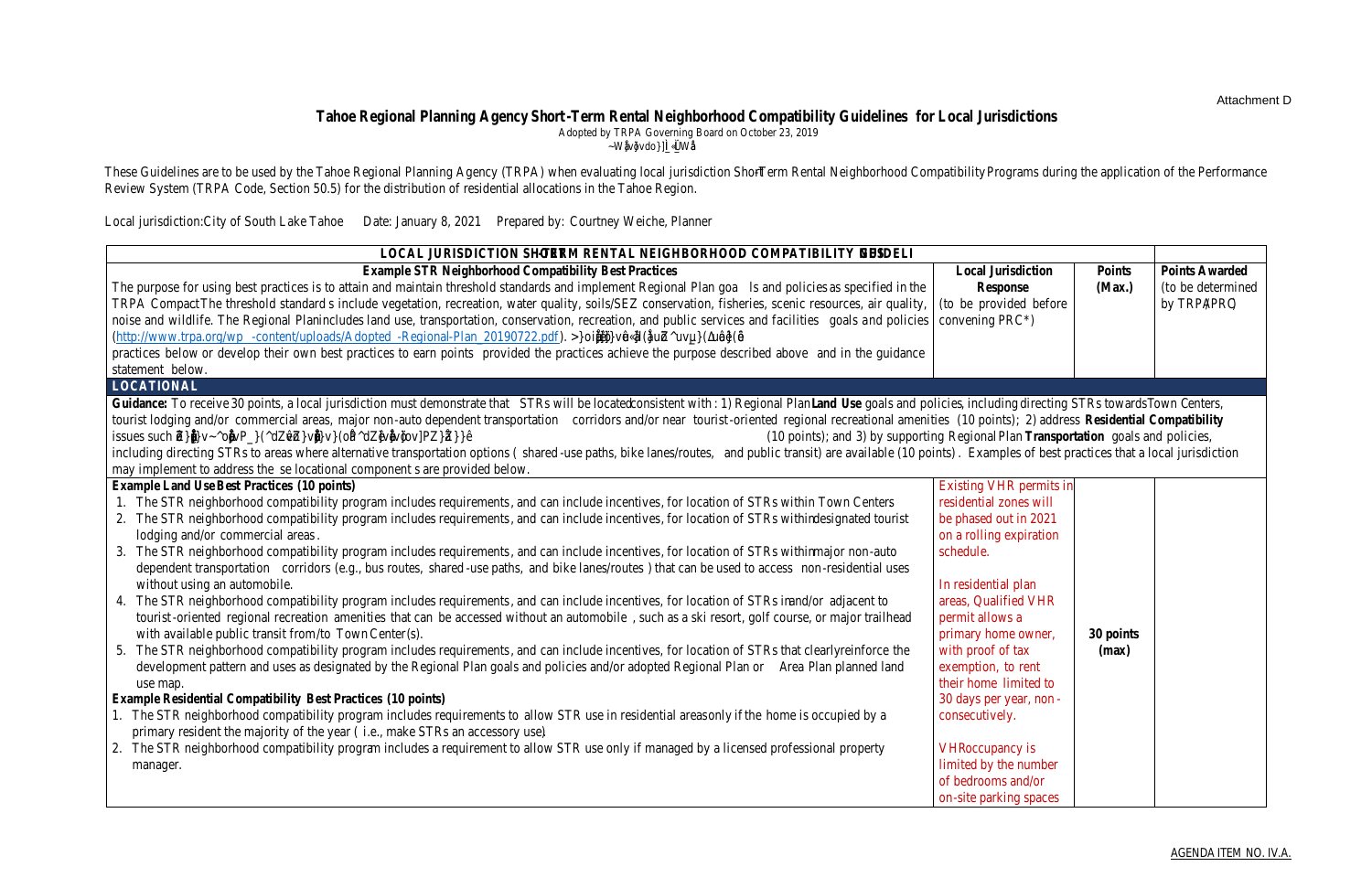Attachment D

# Tahoe Regional Planning Agency Short-Term Rental Neighborhood Compatibility Guidelines for Local Jurisdictions

Adopted by TRPA Governing Board on October 23, 2019

These Guidelines are to be used by the Tahoe Regional Planning Agency (TRPA) when evaluating local jurisdiction Short-Term Rental Neighborhood Compatibility Programs during the application of the Performance Review System (TRPA Code, Section 50.5) for the distribution of residential allocations in the Tahoe Region.

Local jurisdiction: City of South Lake Tahoe Date: January 8, 2021 Prepared by: Courtney Weiche, Planner

| LOCAL JURISDICTION SHORT-TERM RENTAL NEIGHBORHOOD COMPATIBILITY GUIDELINES | | | |
|---|---|---|---|
| **Example STR Neighborhood Compatibility Best Practices**<br>The purpose for using best practices is to attain and maintain threshold standards and implement Regional Plan goals and policies as specified in the TRPA Compact. The threshold standards include vegetation, recreation, water quality, soils/SEZ conservation, fisheries, scenic resources, air quality, noise and wildlife. The Regional Plan includes land use, transportation, conservation, recreation, and public services and facilities goals and policies (http://www.trpa.org/wp-content/uploads/Adopted-Regional-Plan_20190722.pdf). Local jurisdictions may use the example best practices below or develop their own best practices to earn points provided the practices achieve the purpose described above and in the guidance statement below. | **Local Jurisdiction Response** (to be provided before convening PRC*) | **Points (Max.)** | **Points Awarded** (to be determined by TRPA/PRC) |
| **LOCATIONAL** | | | |
| **Guidance:** To receive 30 points, a local jurisdiction must demonstrate that STRs will be located consistent with: 1) Regional Plan **Land Use** goals and policies, including directing STRs towards Town Centers, tourist lodging and/or commercial areas, major non-auto dependent transportation corridors and/or near tourist-oriented regional recreational amenities (10 points); 2) address **Residential Compatibility** issues such as ... (10 points); and 3) by supporting Regional Plan **Transportation** goals and policies, including directing STRs to areas where alternative transportation options (shared-use paths, bike lanes/routes, and public transit) are available (10 points). Examples of best practices that a local jurisdiction may implement to address these locational components are provided below. | | | |
| **Example Land Use Best Practices (10 points)**<br>1. The STR neighborhood compatibility program includes requirements, and can include incentives, for location of STRs within Town Centers<br>2. The STR neighborhood compatibility program includes requirements, and can include incentives, for location of STRs within designated tourist lodging and/or commercial areas.<br>3. The STR neighborhood compatibility program includes requirements, and can include incentives, for location of STRs within major non-auto dependent transportation corridors (e.g., bus routes, shared-use paths, and bike lanes/routes) that can be used to access non-residential uses without using an automobile.<br>4. The STR neighborhood compatibility program includes requirements, and can include incentives, for location of STRs in and/or adjacent to tourist-oriented regional recreation amenities that can be accessed without an automobile, such as a ski resort, golf course, or major trailhead with available public transit from/to Town Center(s).<br>5. The STR neighborhood compatibility program includes requirements, and can include incentives, for location of STRs that clearly reinforce the development pattern and uses as designated by the Regional Plan goals and policies and/or adopted Regional Plan or Area Plan planned land use map.<br>**Example Residential Compatibility Best Practices (10 points)**<br>1. The STR neighborhood compatibility program includes requirements to allow STR use in residential areas only if the home is occupied by a primary resident the majority of the year (i.e., make STRs an accessory use).<br>2. The STR neighborhood compatibility program includes a requirement to allow STR use only if managed by a licensed professional property manager. | Existing VHR permits in residential zones will be phased out in 2021 on a rolling expiration schedule.<br><br>In residential plan areas, Qualified VHR permit allows a primary home owner, with proof of tax exemption, to rent their home limited to 30 days per year, non-consecutively.<br><br>VHR occupancy is limited by the number of bedrooms and/or on-site parking spaces | **30 points (max)** | |

AGENDA ITEM NO. IV.A.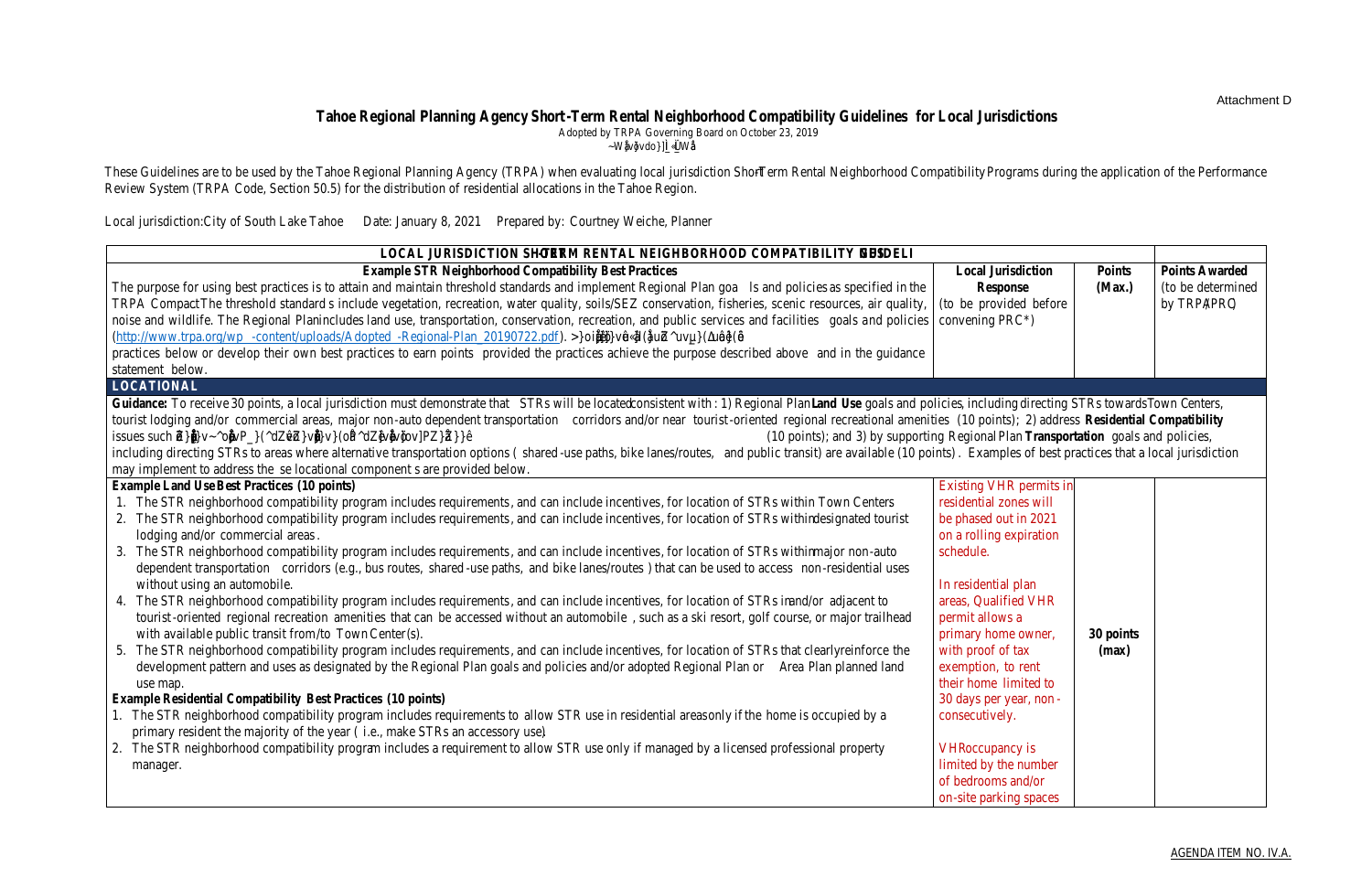Attachment D

# Tahoe Regional Planning Agency Short-Term Rental Neighborhood Compatibility Guidelines for Local Jurisdictions

Adopted by TRPA Governing Board on October 23, 2019

These Guidelines are to be used by the Tahoe Regional Planning Agency (TRPA) when evaluating local jurisdiction Short-Term Rental Neighborhood Compatibility Programs during the application of the Performance Review System (TRPA Code, Section 50.5) for the distribution of residential allocations in the Tahoe Region.

Local jurisdiction: City of South Lake Tahoe Date: January 8, 2021 Prepared by: Courtney Weiche, Planner

| LOCAL JURISDICTION SHORT-TERM RENTAL NEIGHBORHOOD COMPATIBILITY GUIDELINES | | | |
|---|---|---|---|
| **Example STR Neighborhood Compatibility Best Practices**<br>The purpose for using best practices is to attain and maintain threshold standards and implement Regional Plan goals and policies as specified in the TRPA Compact. The threshold standards include vegetation, recreation, water quality, soils/SEZ conservation, fisheries, scenic resources, air quality, noise and wildlife. The Regional Plan includes land use, transportation, conservation, recreation, and public services and facilities goals and policies (http://www.trpa.org/wp-content/uploads/Adopted-Regional-Plan_20190722.pdf). ... practices below or develop their own best practices to earn points provided the practices achieve the purpose described above and in the guidance statement below. | **Local Jurisdiction Response** (to be provided before convening PRC*) | **Points (Max.)** | **Points Awarded** (to be determined by TRPA/PRC) |
| **LOCATIONAL** | | | |
| **Guidance:** To receive 30 points, a local jurisdiction must demonstrate that STRs will be located consistent with: 1) Regional Plan **Land Use** goals and policies, including directing STRs towards Town Centers, tourist lodging and/or commercial areas, major non-auto dependent transportation corridors and/or near tourist-oriented regional recreational amenities (10 points); 2) address **Residential Compatibility** issues such ... (10 points); and 3) by supporting Regional Plan **Transportation** goals and policies, including directing STRs to areas where alternative transportation options (shared-use paths, bike lanes/routes, and public transit) are available (10 points). Examples of best practices that a local jurisdiction may implement to address these locational components are provided below. | | | |
| **Example Land Use Best Practices (10 points)**<br>1. The STR neighborhood compatibility program includes requirements, and can include incentives, for location of STRs within Town Centers<br>2. The STR neighborhood compatibility program includes requirements, and can include incentives, for location of STRs within designated tourist lodging and/or commercial areas.<br>3. The STR neighborhood compatibility program includes requirements, and can include incentives, for location of STRs within major non-auto dependent transportation corridors (e.g., bus routes, shared-use paths, and bike lanes/routes) that can be used to access non-residential uses without using an automobile.<br>4. The STR neighborhood compatibility program includes requirements, and can include incentives, for location of STRs in and/or adjacent to tourist-oriented regional recreation amenities that can be accessed without an automobile, such as a ski resort, golf course, or major trailhead with available public transit from/to Town Center(s).<br>5. The STR neighborhood compatibility program includes requirements, and can include incentives, for location of STRs that clearly reinforce the development pattern and uses as designated by the Regional Plan goals and policies and/or adopted Regional Plan or Area Plan planned land use map.<br>**Example Residential Compatibility Best Practices (10 points)**<br>1. The STR neighborhood compatibility program includes requirements to allow STR use in residential areas only if the home is occupied by a primary resident the majority of the year (i.e., make STRs an accessory use).<br>2. The STR neighborhood compatibility program includes a requirement to allow STR use only if managed by a licensed professional property manager. | Existing VHR permits in residential zones will be phased out in 2021 on a rolling expiration schedule.<br><br>In residential plan areas, Qualified VHR permit allows a primary home owner, with proof of tax exemption, to rent their home limited to 30 days per year, non-consecutively.<br><br>VHR occupancy is limited by the number of bedrooms and/or on-site parking spaces | **30 points (max)** | |

AGENDA ITEM NO. IV.A.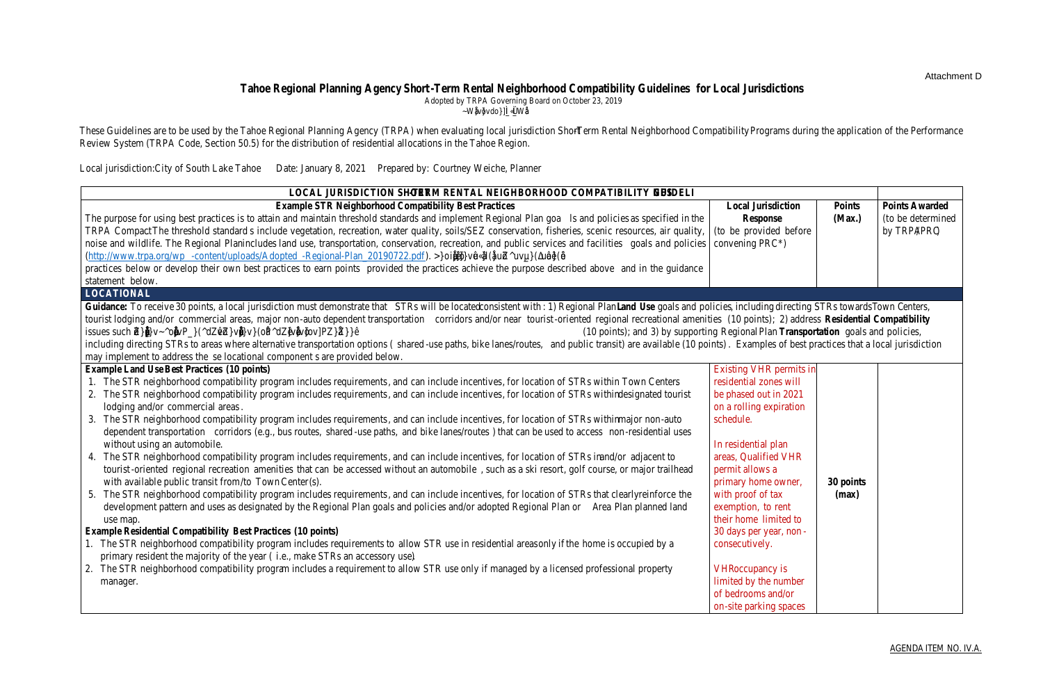Attachment D

# Tahoe Regional Planning Agency Short-Term Rental Neighborhood Compatibility Guidelines for Local Jurisdictions

Adopted by TRPA Governing Board on October 23, 2019

These Guidelines are to be used by the Tahoe Regional Planning Agency (TRPA) when evaluating local jurisdiction Short-Term Rental Neighborhood Compatibility Programs during the application of the Performance Review System (TRPA Code, Section 50.5) for the distribution of residential allocations in the Tahoe Region.

Local jurisdiction: City of South Lake Tahoe Date: January 8, 2021 Prepared by: Courtney Weiche, Planner

| LOCAL JURISDICTION SHORT-TERM RENTAL NEIGHBORHOOD COMPATIBILITY GUIDELINES | | | |
|---|---|---|---|
| **Example STR Neighborhood Compatibility Best Practices**<br>The purpose for using best practices is to attain and maintain threshold standards and implement Regional Plan goals and policies as specified in the TRPA Compact. The threshold standards include vegetation, recreation, water quality, soils/SEZ conservation, fisheries, scenic resources, air quality, noise and wildlife. The Regional Plan includes land use, transportation, conservation, recreation, and public services and facilities goals and policies (http://www.trpa.org/wp-content/uploads/Adopted-Regional-Plan_20190722.pdf). Local jurisdictions may use the example best practices below or develop their own best practices to earn points provided the practices achieve the purpose described above and in the guidance statement below. | **Local Jurisdiction Response** (to be provided before convening PRC*) | **Points (Max.)** | **Points Awarded** (to be determined by TRPA/PRC) |
| **LOCATIONAL** | | | |
| **Guidance:** To receive 30 points, a local jurisdiction must demonstrate that STRs will be located consistent with: 1) Regional Plan **Land Use** goals and policies, including directing STRs towards Town Centers, tourist lodging and/or commercial areas, major non-auto dependent transportation corridors and/or near tourist-oriented regional recreational amenities (10 points); 2) address **Residential Compatibility** issues such as ... (10 points); and 3) by supporting Regional Plan **Transportation** goals and policies, including directing STRs to areas where alternative transportation options (shared-use paths, bike lanes/routes, and public transit) are available (10 points). Examples of best practices that a local jurisdiction may implement to address these locational components are provided below. | | | |
| **Example Land Use Best Practices (10 points)**<br>1. The STR neighborhood compatibility program includes requirements, and can include incentives, for location of STRs within Town Centers<br>2. The STR neighborhood compatibility program includes requirements, and can include incentives, for location of STRs within designated tourist lodging and/or commercial areas.<br>3. The STR neighborhood compatibility program includes requirements, and can include incentives, for location of STRs within major non-auto dependent transportation corridors (e.g., bus routes, shared-use paths, and bike lanes/routes) that can be used to access non-residential uses without using an automobile.<br>4. The STR neighborhood compatibility program includes requirements, and can include incentives, for location of STRs in and/or adjacent to tourist-oriented regional recreation amenities that can be accessed without an automobile, such as a ski resort, golf course, or major trailhead with available public transit from/to Town Center(s).<br>5. The STR neighborhood compatibility program includes requirements, and can include incentives, for location of STRs that clearly reinforce the development pattern and uses as designated by the Regional Plan goals and policies and/or adopted Regional Plan or Area Plan planned land use map.<br>**Example Residential Compatibility Best Practices (10 points)**<br>1. The STR neighborhood compatibility program includes requirements to allow STR use in residential areas only if the home is occupied by a primary resident the majority of the year (i.e., make STRs an accessory use).<br>2. The STR neighborhood compatibility program includes a requirement to allow STR use only if managed by a licensed professional property manager. | Existing VHR permits in residential zones will be phased out in 2021 on a rolling expiration schedule.<br><br>In residential plan areas, Qualified VHR permit allows a primary home owner, with proof of tax exemption, to rent their home limited to 30 days per year, non-consecutively.<br><br>VHR occupancy is limited by the number of bedrooms and/or on-site parking spaces | **30 points (max)** | |

AGENDA ITEM NO. IV.A.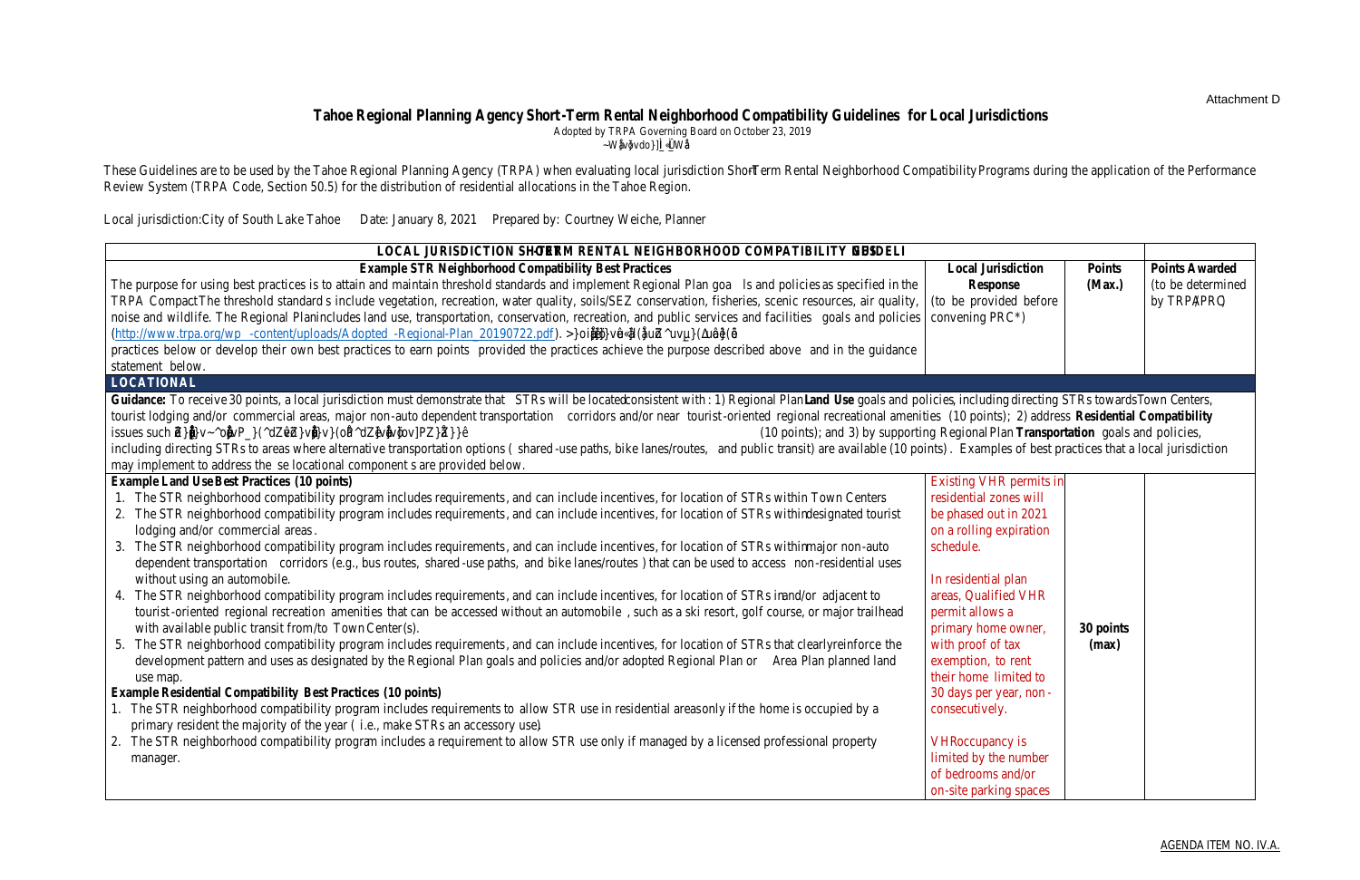Attachment D

# Tahoe Regional Planning Agency Short-Term Rental Neighborhood Compatibility Guidelines for Local Jurisdictions

Adopted by TRPA Governing Board on October 23, 2019

These Guidelines are to be used by the Tahoe Regional Planning Agency (TRPA) when evaluating local jurisdiction Short-Term Rental Neighborhood Compatibility Programs during the application of the Performance Review System (TRPA Code, Section 50.5) for the distribution of residential allocations in the Tahoe Region.

Local jurisdiction: City of South Lake Tahoe Date: January 8, 2021 Prepared by: Courtney Weiche, Planner

| LOCAL JURISDICTION SHORT-TERM RENTAL NEIGHBORHOOD COMPATIBILITY GUIDELINES | | | |
|---|---|---|---|
| **Example STR Neighborhood Compatibility Best Practices**<br>The purpose for using best practices is to attain and maintain threshold standards and implement Regional Plan goals and policies as specified in the TRPA Compact. The threshold standards include vegetation, recreation, water quality, soils/SEZ conservation, fisheries, scenic resources, air quality, noise and wildlife. The Regional Plan includes land use, transportation, conservation, recreation, and public services and facilities goals and policies (http://www.trpa.org/wp-content/uploads/Adopted-Regional-Plan_20190722.pdf). Local jurisdictions may use the practices below or develop their own best practices to earn points provided the practices achieve the purpose described above and in the guidance statement below. | **Local Jurisdiction Response** (to be provided before convening PRC*) | **Points (Max.)** | **Points Awarded** (to be determined by TRPA/PRC) |
| **LOCATIONAL** | | | |
| **Guidance:** To receive 30 points, a local jurisdiction must demonstrate that STRs will be located consistent with: 1) Regional Plan **Land Use** goals and policies, including directing STRs towards Town Centers, tourist lodging and/or commercial areas, major non-auto dependent transportation corridors and/or near tourist-oriented regional recreational amenities (10 points); 2) address **Residential Compatibility** issues such as ... (10 points); and 3) by supporting Regional Plan **Transportation** goals and policies, including directing STRs to areas where alternative transportation options (shared-use paths, bike lanes/routes, and public transit) are available (10 points). Examples of best practices that a local jurisdiction may implement to address these locational components are provided below. | | | |
| **Example Land Use Best Practices (10 points)**<br>1. The STR neighborhood compatibility program includes requirements, and can include incentives, for location of STRs within Town Centers<br>2. The STR neighborhood compatibility program includes requirements, and can include incentives, for location of STRs within designated tourist lodging and/or commercial areas.<br>3. The STR neighborhood compatibility program includes requirements, and can include incentives, for location of STRs within major non-auto dependent transportation corridors (e.g., bus routes, shared-use paths, and bike lanes/routes) that can be used to access non-residential uses without using an automobile.<br>4. The STR neighborhood compatibility program includes requirements, and can include incentives, for location of STRs in and/or adjacent to tourist-oriented regional recreation amenities that can be accessed without an automobile, such as a ski resort, golf course, or major trailhead with available public transit from/to Town Center(s).<br>5. The STR neighborhood compatibility program includes requirements, and can include incentives, for location of STRs that clearly reinforce the development pattern and uses as designated by the Regional Plan goals and policies and/or adopted Regional Plan or Area Plan planned land use map.<br>**Example Residential Compatibility Best Practices (10 points)**<br>1. The STR neighborhood compatibility program includes requirements to allow STR use in residential areas only if the home is occupied by a primary resident the majority of the year (i.e., make STRs an accessory use).<br>2. The STR neighborhood compatibility program includes a requirement to allow STR use only if managed by a licensed professional property manager. | Existing VHR permits in residential zones will be phased out in 2021 on a rolling expiration schedule.<br><br>In residential plan areas, Qualified VHR permit allows a primary home owner, with proof of tax exemption, to rent their home limited to 30 days per year, non-consecutively.<br><br>VHR occupancy is limited by the number of bedrooms and/or on-site parking spaces | **30 points (max)** | |

AGENDA ITEM NO. IV.A.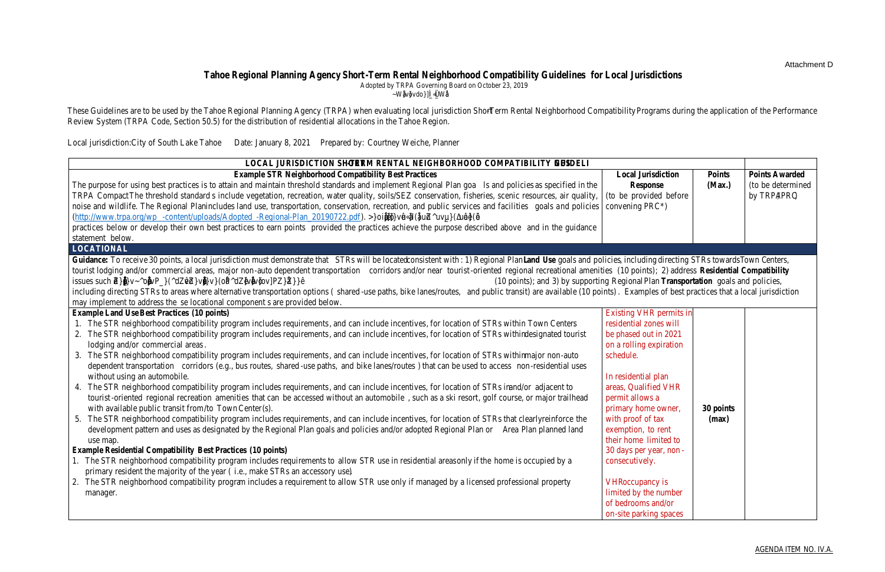Attachment D

# Tahoe Regional Planning Agency Short-Term Rental Neighborhood Compatibility Guidelines for Local Jurisdictions

Adopted by TRPA Governing Board on October 23, 2019

These Guidelines are to be used by the Tahoe Regional Planning Agency (TRPA) when evaluating local jurisdiction Short-Term Rental Neighborhood Compatibility Programs during the application of the Performance Review System (TRPA Code, Section 50.5) for the distribution of residential allocations in the Tahoe Region.

Local jurisdiction: City of South Lake Tahoe Date: January 8, 2021 Prepared by: Courtney Weiche, Planner

| LOCAL JURISDICTION SHORT-TERM RENTAL NEIGHBORHOOD COMPATIBILITY GUIDELINES | | | |
|---|---|---|---|
| **Example STR Neighborhood Compatibility Best Practices**<br>The purpose for using best practices is to attain and maintain threshold standards and implement Regional Plan goals and policies as specified in the TRPA Compact. The threshold standards include vegetation, recreation, water quality, soils/SEZ conservation, fisheries, scenic resources, air quality, noise and wildlife. The Regional Plan includes land use, transportation, conservation, recreation, and public services and facilities goals and policies (http://www.trpa.org/wp-content/uploads/Adopted-Regional-Plan_20190722.pdf). Local jurisdictions may use the best practices below or develop their own best practices to earn points provided the practices achieve the purpose described above and in the guidance statement below. | **Local Jurisdiction Response** (to be provided before convening PRC*) | **Points (Max.)** | **Points Awarded** (to be determined by TRPA/PRC) |
| **LOCATIONAL** | | | |
| **Guidance:** To receive 30 points, a local jurisdiction must demonstrate that STRs will be located consistent with: 1) Regional Plan **Land Use** goals and policies, including directing STRs towards Town Centers, tourist lodging and/or commercial areas, major non-auto dependent transportation corridors and/or near tourist-oriented regional recreational amenities (10 points); 2) address **Residential Compatibility** issues such as ... (10 points); and 3) by supporting Regional Plan **Transportation** goals and policies, including directing STRs to areas where alternative transportation options (shared-use paths, bike lanes/routes, and public transit) are available (10 points). Examples of best practices that a local jurisdiction may implement to address these locational components are provided below. | | | |
| **Example Land Use Best Practices (10 points)**<br>1. The STR neighborhood compatibility program includes requirements, and can include incentives, for location of STRs within Town Centers<br>2. The STR neighborhood compatibility program includes requirements, and can include incentives, for location of STRs within designated tourist lodging and/or commercial areas.<br>3. The STR neighborhood compatibility program includes requirements, and can include incentives, for location of STRs within major non-auto dependent transportation corridors (e.g., bus routes, shared-use paths, and bike lanes/routes) that can be used to access non-residential uses without using an automobile.<br>4. The STR neighborhood compatibility program includes requirements, and can include incentives, for location of STRs in and/or adjacent to tourist-oriented regional recreation amenities that can be accessed without an automobile, such as a ski resort, golf course, or major trailhead with available public transit from/to Town Center(s).<br>5. The STR neighborhood compatibility program includes requirements, and can include incentives, for location of STRs that clearly reinforce the development pattern and uses as designated by the Regional Plan goals and policies and/or adopted Regional Plan or Area Plan planned land use map.<br>**Example Residential Compatibility Best Practices (10 points)**<br>1. The STR neighborhood compatibility program includes requirements to allow STR use in residential areas only if the home is occupied by a primary resident the majority of the year (i.e., make STRs an accessory use).<br>2. The STR neighborhood compatibility program includes a requirement to allow STR use only if managed by a licensed professional property manager. | Existing VHR permits in residential zones will be phased out in 2021 on a rolling expiration schedule.<br><br>In residential plan areas, Qualified VHR permit allows a primary home owner, with proof of tax exemption, to rent their home limited to 30 days per year, non-consecutively.<br><br>VHR occupancy is limited by the number of bedrooms and/or on-site parking spaces | **30 points (max)** | |

AGENDA ITEM NO. IV.A.